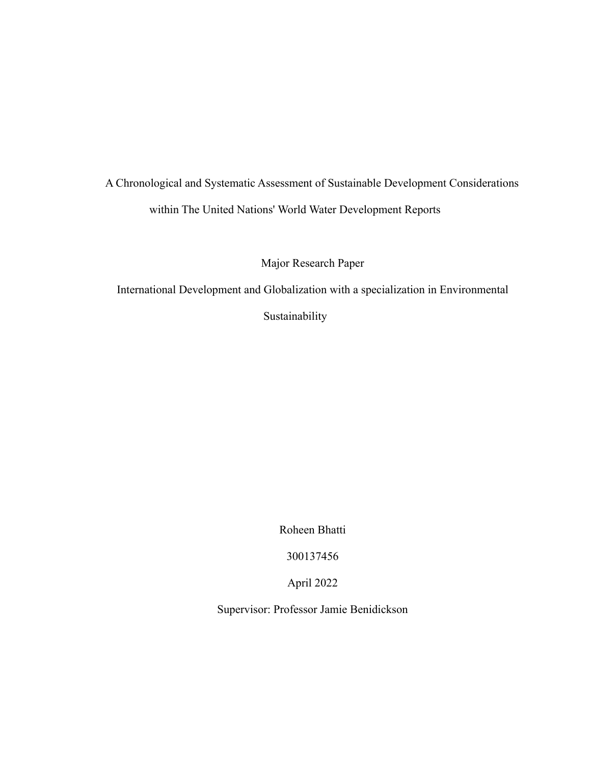# A Chronological and Systematic Assessment of Sustainable Development Considerations within The United Nations' World Water Development Reports

Major Research Paper

International Development and Globalization with a specialization in Environmental Sustainability

Roheen Bhatti

300137456

April 2022

Supervisor: Professor Jamie Benidickson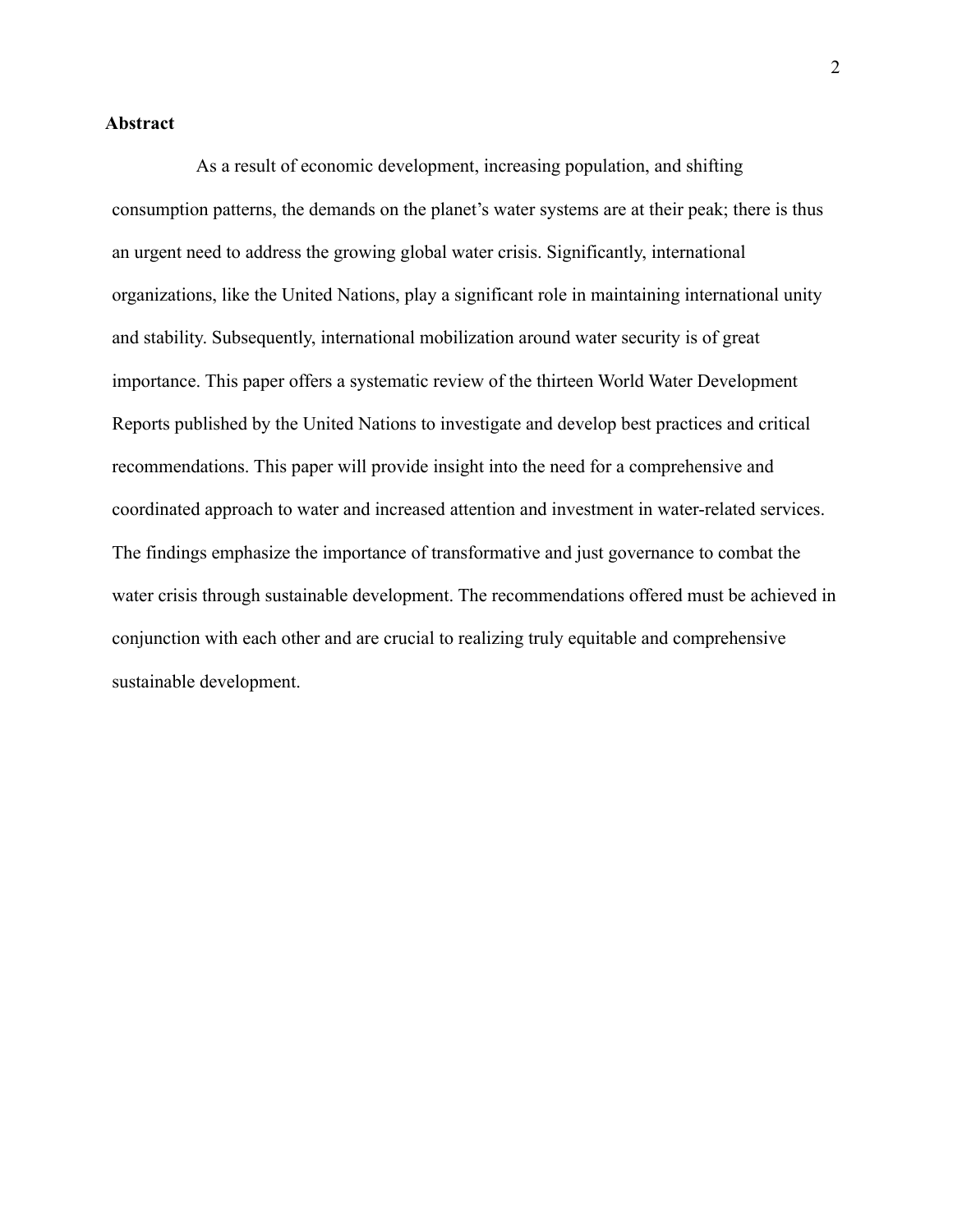## Abstract

As a result of economic development, increasing population, and shifting consumption patterns, the demands on the planet's water systems are at their peak; there is thus an urgent need to address the growing global water crisis. Significantly, international organizations, like the United Nations, play a significant role in maintaining international unity and stability. Subsequently, international mobilization around water security is of great importance. This paper offers a systematic review of the thirteen World Water Development Reports published by the United Nations to investigate and develop best practices and critical recommendations. This paper will provide insight into the need for a comprehensive and coordinated approach to water and increased attention and investment in water-related services. The findings emphasize the importance of transformative and just governance to combat the water crisis through sustainable development. The recommendations offered must be achieved in conjunction with each other and are crucial to realizing truly equitable and comprehensive sustainable development.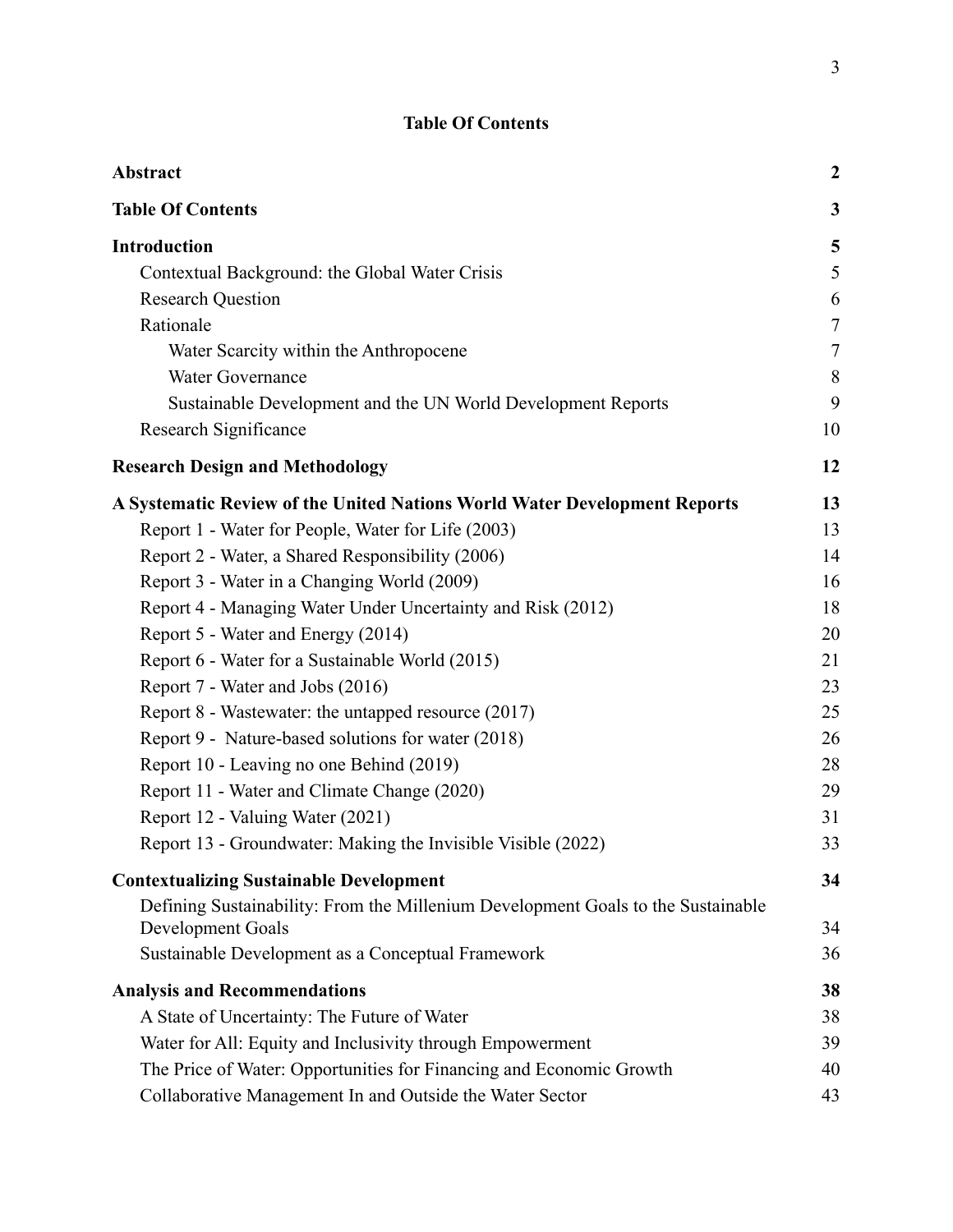# Table Of Contents

| | |
|---|---|
| **Abstract** | **2** |
| **Table Of Contents** | **3** |
| **Introduction** | **5** |
| Contextual Background: the Global Water Crisis | 5 |
| Research Question | 6 |
| Rationale | 7 |
| Water Scarcity within the Anthropocene | 7 |
| Water Governance | 8 |
| Sustainable Development and the UN World Development Reports | 9 |
| Research Significance | 10 |
| **Research Design and Methodology** | **12** |
| **A Systematic Review of the United Nations World Water Development Reports** | **13** |
| Report 1 - Water for People, Water for Life (2003) | 13 |
| Report 2 - Water, a Shared Responsibility (2006) | 14 |
| Report 3 - Water in a Changing World (2009) | 16 |
| Report 4 - Managing Water Under Uncertainty and Risk (2012) | 18 |
| Report 5 - Water and Energy (2014) | 20 |
| Report 6 - Water for a Sustainable World (2015) | 21 |
| Report 7 - Water and Jobs (2016) | 23 |
| Report 8 - Wastewater: the untapped resource (2017) | 25 |
| Report 9 - Nature-based solutions for water (2018) | 26 |
| Report 10 - Leaving no one Behind (2019) | 28 |
| Report 11 - Water and Climate Change (2020) | 29 |
| Report 12 - Valuing Water (2021) | 31 |
| Report 13 - Groundwater: Making the Invisible Visible (2022) | 33 |
| **Contextualizing Sustainable Development** | **34** |
| Defining Sustainability: From the Millenium Development Goals to the Sustainable Development Goals | 34 |
| Sustainable Development as a Conceptual Framework | 36 |
| **Analysis and Recommendations** | **38** |
| A State of Uncertainty: The Future of Water | 38 |
| Water for All: Equity and Inclusivity through Empowerment | 39 |
| The Price of Water: Opportunities for Financing and Economic Growth | 40 |
| Collaborative Management In and Outside the Water Sector | 43 |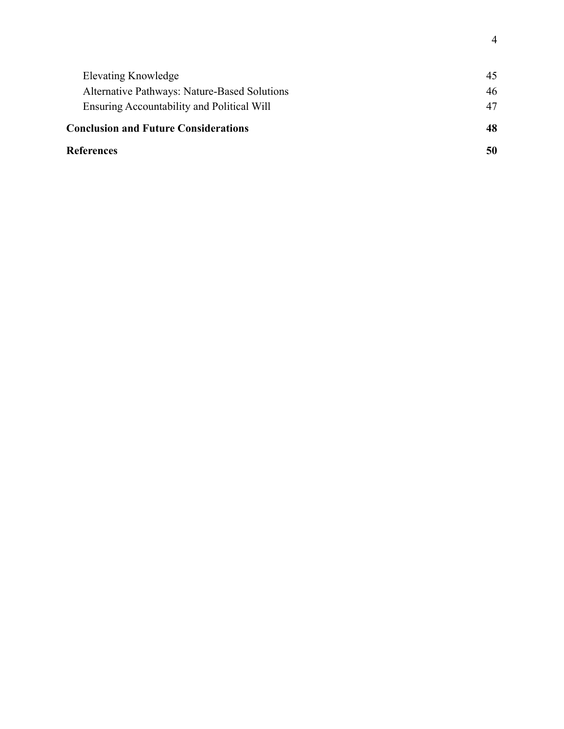Elevating Knowledge 45
Alternative Pathways: Nature-Based Solutions 46
Ensuring Accountability and Political Will 47

**Conclusion and Future Considerations 48**

**References 50**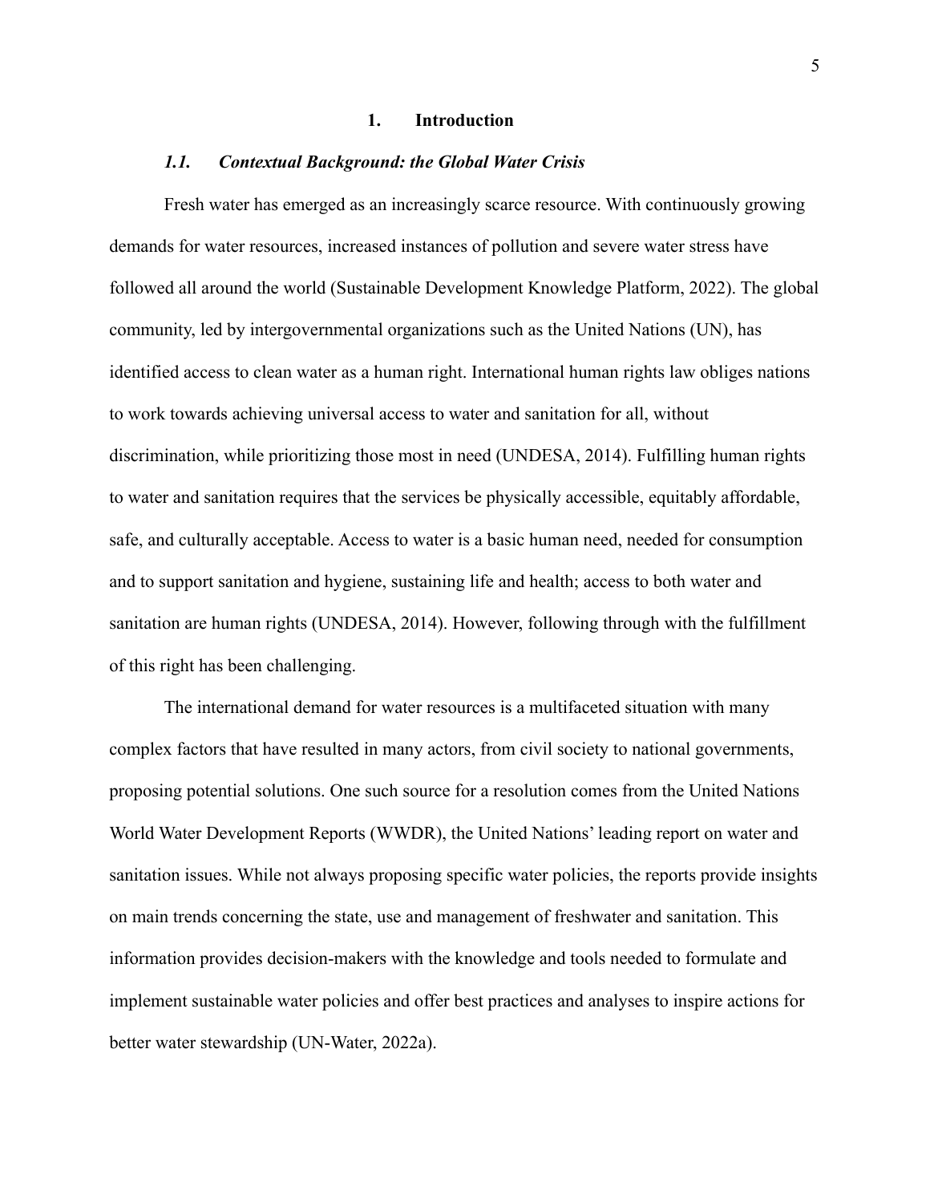# 1. Introduction

## *1.1. Contextual Background: the Global Water Crisis*

Fresh water has emerged as an increasingly scarce resource. With continuously growing demands for water resources, increased instances of pollution and severe water stress have followed all around the world (Sustainable Development Knowledge Platform, 2022). The global community, led by intergovernmental organizations such as the United Nations (UN), has identified access to clean water as a human right. International human rights law obliges nations to work towards achieving universal access to water and sanitation for all, without discrimination, while prioritizing those most in need (UNDESA, 2014). Fulfilling human rights to water and sanitation requires that the services be physically accessible, equitably affordable, safe, and culturally acceptable. Access to water is a basic human need, needed for consumption and to support sanitation and hygiene, sustaining life and health; access to both water and sanitation are human rights (UNDESA, 2014). However, following through with the fulfillment of this right has been challenging.

The international demand for water resources is a multifaceted situation with many complex factors that have resulted in many actors, from civil society to national governments, proposing potential solutions. One such source for a resolution comes from the United Nations World Water Development Reports (WWDR), the United Nations' leading report on water and sanitation issues. While not always proposing specific water policies, the reports provide insights on main trends concerning the state, use and management of freshwater and sanitation. This information provides decision-makers with the knowledge and tools needed to formulate and implement sustainable water policies and offer best practices and analyses to inspire actions for better water stewardship (UN-Water, 2022a).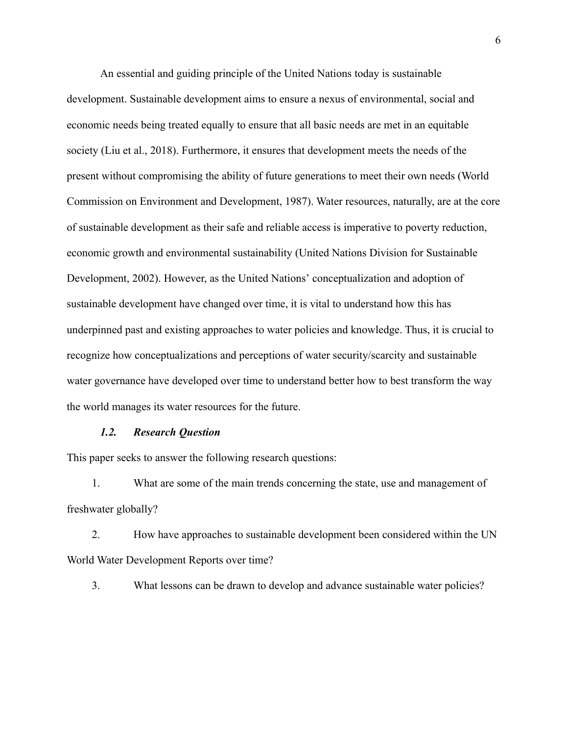An essential and guiding principle of the United Nations today is sustainable development. Sustainable development aims to ensure a nexus of environmental, social and economic needs being treated equally to ensure that all basic needs are met in an equitable society (Liu et al., 2018). Furthermore, it ensures that development meets the needs of the present without compromising the ability of future generations to meet their own needs (World Commission on Environment and Development, 1987). Water resources, naturally, are at the core of sustainable development as their safe and reliable access is imperative to poverty reduction, economic growth and environmental sustainability (United Nations Division for Sustainable Development, 2002). However, as the United Nations' conceptualization and adoption of sustainable development have changed over time, it is vital to understand how this has underpinned past and existing approaches to water policies and knowledge. Thus, it is crucial to recognize how conceptualizations and perceptions of water security/scarcity and sustainable water governance have developed over time to understand better how to best transform the way the world manages its water resources for the future.

### *1.2. Research Question*

This paper seeks to answer the following research questions:

1. What are some of the main trends concerning the state, use and management of freshwater globally?
2. How have approaches to sustainable development been considered within the UN World Water Development Reports over time?
3. What lessons can be drawn to develop and advance sustainable water policies?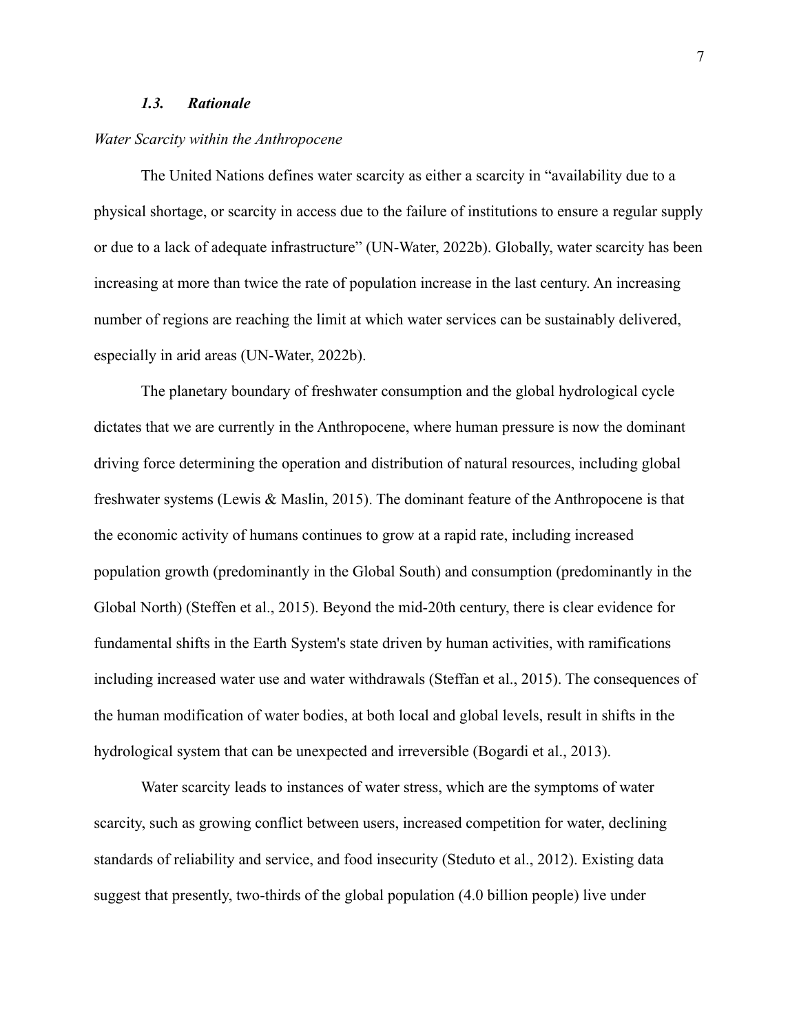### *1.3. Rationale*

*Water Scarcity within the Anthropocene*

The United Nations defines water scarcity as either a scarcity in "availability due to a physical shortage, or scarcity in access due to the failure of institutions to ensure a regular supply or due to a lack of adequate infrastructure" (UN-Water, 2022b). Globally, water scarcity has been increasing at more than twice the rate of population increase in the last century. An increasing number of regions are reaching the limit at which water services can be sustainably delivered, especially in arid areas (UN-Water, 2022b).

The planetary boundary of freshwater consumption and the global hydrological cycle dictates that we are currently in the Anthropocene, where human pressure is now the dominant driving force determining the operation and distribution of natural resources, including global freshwater systems (Lewis & Maslin, 2015). The dominant feature of the Anthropocene is that the economic activity of humans continues to grow at a rapid rate, including increased population growth (predominantly in the Global South) and consumption (predominantly in the Global North) (Steffen et al., 2015). Beyond the mid-20th century, there is clear evidence for fundamental shifts in the Earth System's state driven by human activities, with ramifications including increased water use and water withdrawals (Steffan et al., 2015). The consequences of the human modification of water bodies, at both local and global levels, result in shifts in the hydrological system that can be unexpected and irreversible (Bogardi et al., 2013).

Water scarcity leads to instances of water stress, which are the symptoms of water scarcity, such as growing conflict between users, increased competition for water, declining standards of reliability and service, and food insecurity (Steduto et al., 2012). Existing data suggest that presently, two-thirds of the global population (4.0 billion people) live under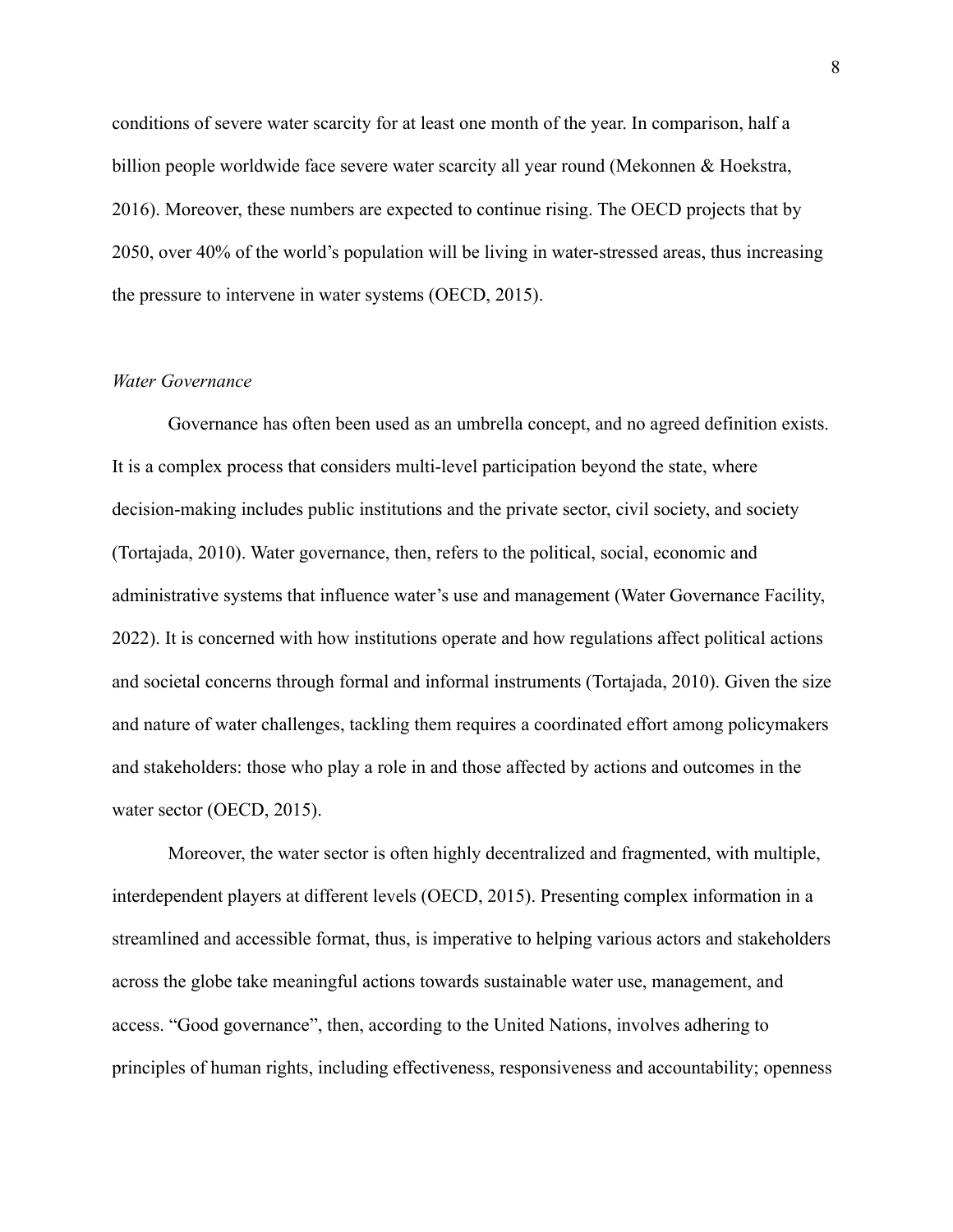conditions of severe water scarcity for at least one month of the year. In comparison, half a billion people worldwide face severe water scarcity all year round (Mekonnen & Hoekstra, 2016). Moreover, these numbers are expected to continue rising. The OECD projects that by 2050, over 40% of the world's population will be living in water-stressed areas, thus increasing the pressure to intervene in water systems (OECD, 2015).

*Water Governance*

Governance has often been used as an umbrella concept, and no agreed definition exists. It is a complex process that considers multi-level participation beyond the state, where decision-making includes public institutions and the private sector, civil society, and society (Tortajada, 2010). Water governance, then, refers to the political, social, economic and administrative systems that influence water's use and management (Water Governance Facility, 2022). It is concerned with how institutions operate and how regulations affect political actions and societal concerns through formal and informal instruments (Tortajada, 2010). Given the size and nature of water challenges, tackling them requires a coordinated effort among policymakers and stakeholders: those who play a role in and those affected by actions and outcomes in the water sector (OECD, 2015).

Moreover, the water sector is often highly decentralized and fragmented, with multiple, interdependent players at different levels (OECD, 2015). Presenting complex information in a streamlined and accessible format, thus, is imperative to helping various actors and stakeholders across the globe take meaningful actions towards sustainable water use, management, and access. "Good governance", then, according to the United Nations, involves adhering to principles of human rights, including effectiveness, responsiveness and accountability; openness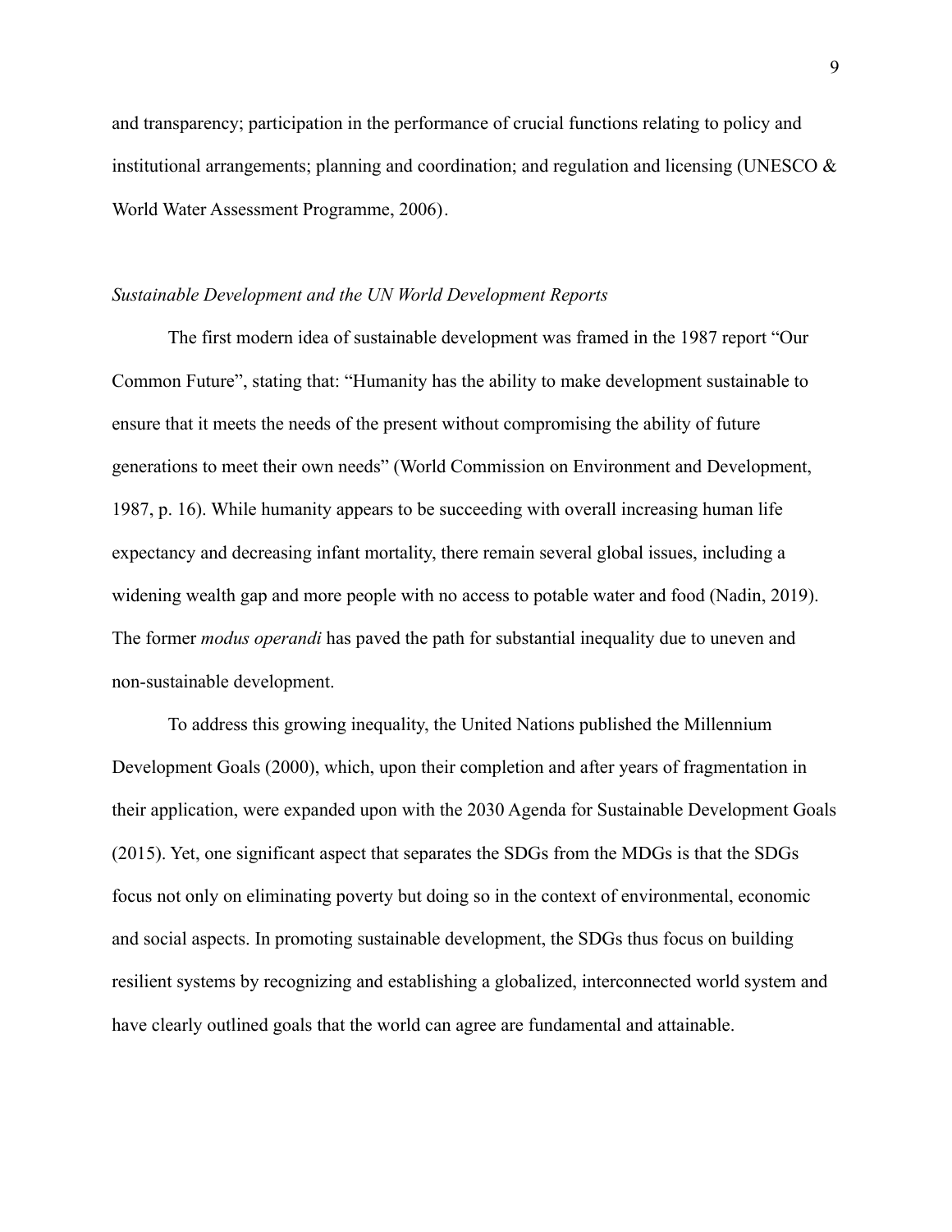and transparency; participation in the performance of crucial functions relating to policy and institutional arrangements; planning and coordination; and regulation and licensing (UNESCO & World Water Assessment Programme, 2006).

*Sustainable Development and the UN World Development Reports*

The first modern idea of sustainable development was framed in the 1987 report "Our Common Future", stating that: "Humanity has the ability to make development sustainable to ensure that it meets the needs of the present without compromising the ability of future generations to meet their own needs" (World Commission on Environment and Development, 1987, p. 16). While humanity appears to be succeeding with overall increasing human life expectancy and decreasing infant mortality, there remain several global issues, including a widening wealth gap and more people with no access to potable water and food (Nadin, 2019). The former *modus operandi* has paved the path for substantial inequality due to uneven and non-sustainable development.

To address this growing inequality, the United Nations published the Millennium Development Goals (2000), which, upon their completion and after years of fragmentation in their application, were expanded upon with the 2030 Agenda for Sustainable Development Goals (2015). Yet, one significant aspect that separates the SDGs from the MDGs is that the SDGs focus not only on eliminating poverty but doing so in the context of environmental, economic and social aspects. In promoting sustainable development, the SDGs thus focus on building resilient systems by recognizing and establishing a globalized, interconnected world system and have clearly outlined goals that the world can agree are fundamental and attainable.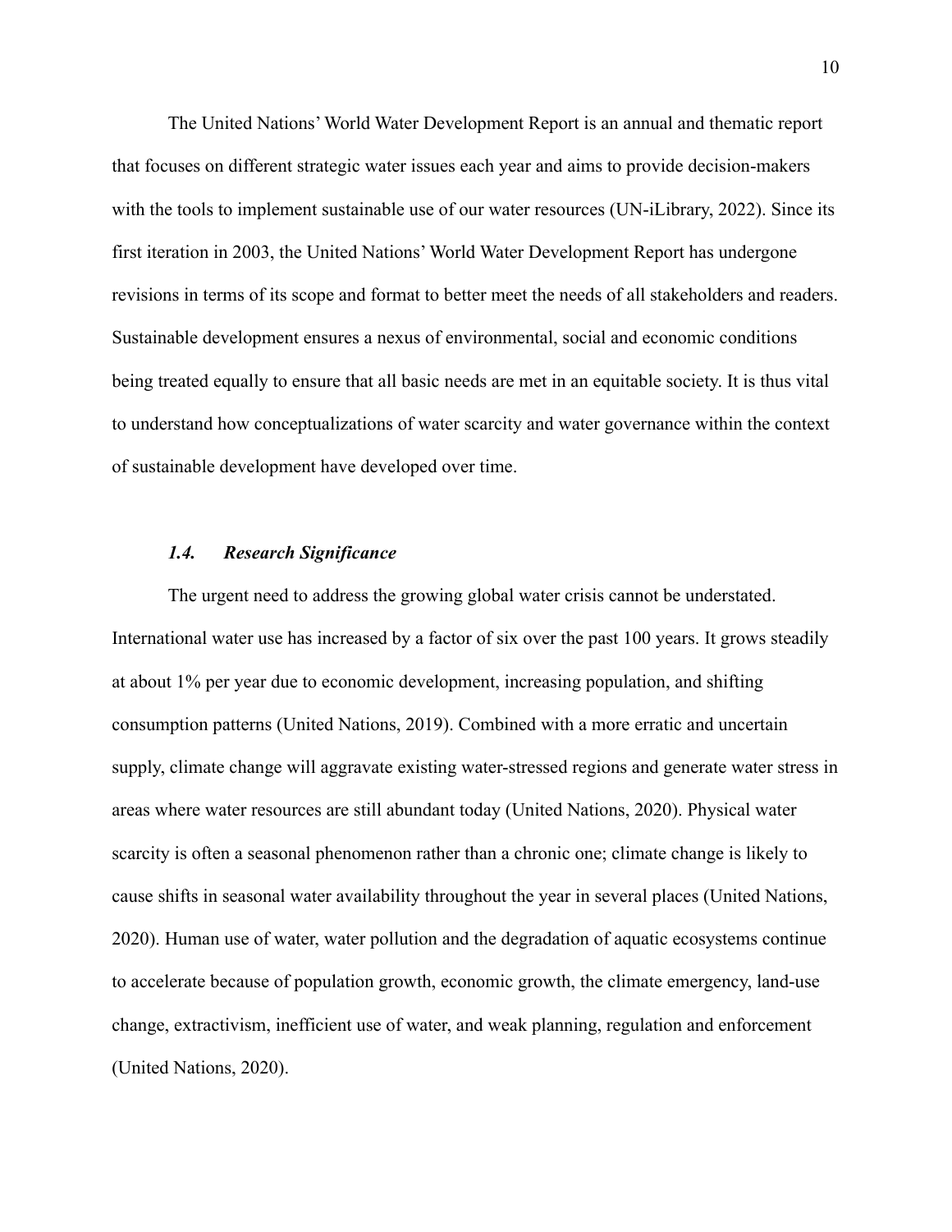The United Nations' World Water Development Report is an annual and thematic report that focuses on different strategic water issues each year and aims to provide decision-makers with the tools to implement sustainable use of our water resources (UN-iLibrary, 2022). Since its first iteration in 2003, the United Nations' World Water Development Report has undergone revisions in terms of its scope and format to better meet the needs of all stakeholders and readers. Sustainable development ensures a nexus of environmental, social and economic conditions being treated equally to ensure that all basic needs are met in an equitable society. It is thus vital to understand how conceptualizations of water scarcity and water governance within the context of sustainable development have developed over time.

### *1.4. Research Significance*

The urgent need to address the growing global water crisis cannot be understated. International water use has increased by a factor of six over the past 100 years. It grows steadily at about 1% per year due to economic development, increasing population, and shifting consumption patterns (United Nations, 2019). Combined with a more erratic and uncertain supply, climate change will aggravate existing water-stressed regions and generate water stress in areas where water resources are still abundant today (United Nations, 2020). Physical water scarcity is often a seasonal phenomenon rather than a chronic one; climate change is likely to cause shifts in seasonal water availability throughout the year in several places (United Nations, 2020). Human use of water, water pollution and the degradation of aquatic ecosystems continue to accelerate because of population growth, economic growth, the climate emergency, land-use change, extractivism, inefficient use of water, and weak planning, regulation and enforcement (United Nations, 2020).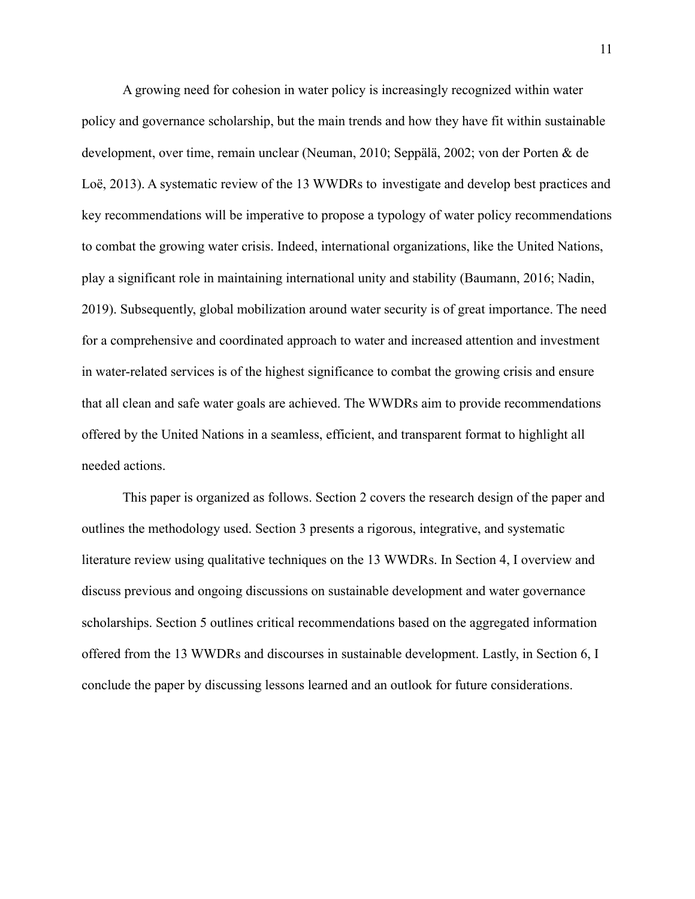A growing need for cohesion in water policy is increasingly recognized within water policy and governance scholarship, but the main trends and how they have fit within sustainable development, over time, remain unclear (Neuman, 2010; Seppälä, 2002; von der Porten & de Loë, 2013). A systematic review of the 13 WWDRs to investigate and develop best practices and key recommendations will be imperative to propose a typology of water policy recommendations to combat the growing water crisis. Indeed, international organizations, like the United Nations, play a significant role in maintaining international unity and stability (Baumann, 2016; Nadin, 2019). Subsequently, global mobilization around water security is of great importance. The need for a comprehensive and coordinated approach to water and increased attention and investment in water-related services is of the highest significance to combat the growing crisis and ensure that all clean and safe water goals are achieved. The WWDRs aim to provide recommendations offered by the United Nations in a seamless, efficient, and transparent format to highlight all needed actions.

This paper is organized as follows. Section 2 covers the research design of the paper and outlines the methodology used. Section 3 presents a rigorous, integrative, and systematic literature review using qualitative techniques on the 13 WWDRs. In Section 4, I overview and discuss previous and ongoing discussions on sustainable development and water governance scholarships. Section 5 outlines critical recommendations based on the aggregated information offered from the 13 WWDRs and discourses in sustainable development. Lastly, in Section 6, I conclude the paper by discussing lessons learned and an outlook for future considerations.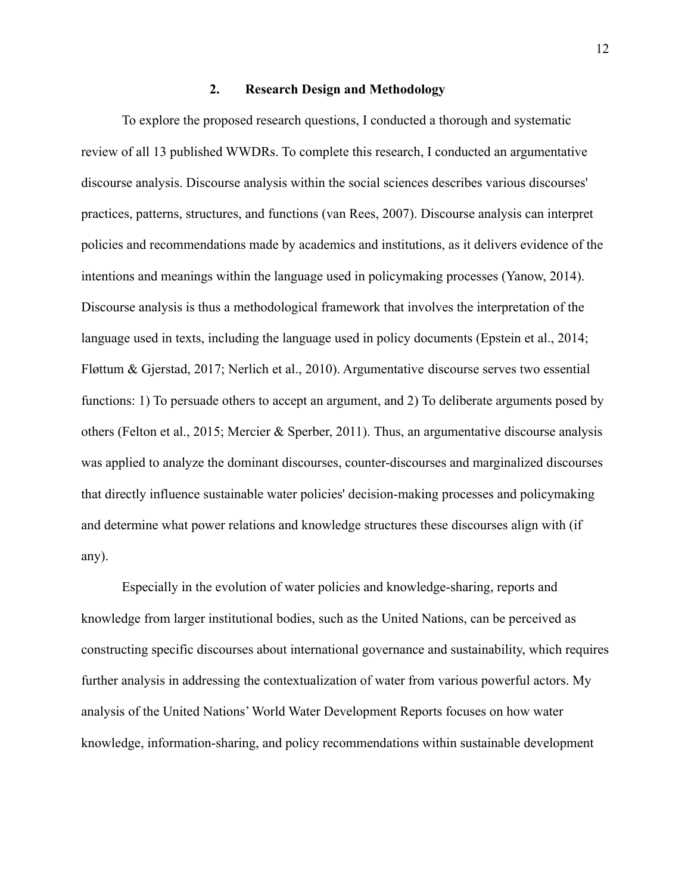## 2. Research Design and Methodology

To explore the proposed research questions, I conducted a thorough and systematic review of all 13 published WWDRs. To complete this research, I conducted an argumentative discourse analysis. Discourse analysis within the social sciences describes various discourses' practices, patterns, structures, and functions (van Rees, 2007). Discourse analysis can interpret policies and recommendations made by academics and institutions, as it delivers evidence of the intentions and meanings within the language used in policymaking processes (Yanow, 2014). Discourse analysis is thus a methodological framework that involves the interpretation of the language used in texts, including the language used in policy documents (Epstein et al., 2014; Fløttum & Gjerstad, 2017; Nerlich et al., 2010). Argumentative discourse serves two essential functions: 1) To persuade others to accept an argument, and 2) To deliberate arguments posed by others (Felton et al., 2015; Mercier & Sperber, 2011). Thus, an argumentative discourse analysis was applied to analyze the dominant discourses, counter-discourses and marginalized discourses that directly influence sustainable water policies' decision-making processes and policymaking and determine what power relations and knowledge structures these discourses align with (if any).

Especially in the evolution of water policies and knowledge-sharing, reports and knowledge from larger institutional bodies, such as the United Nations, can be perceived as constructing specific discourses about international governance and sustainability, which requires further analysis in addressing the contextualization of water from various powerful actors. My analysis of the United Nations' World Water Development Reports focuses on how water knowledge, information-sharing, and policy recommendations within sustainable development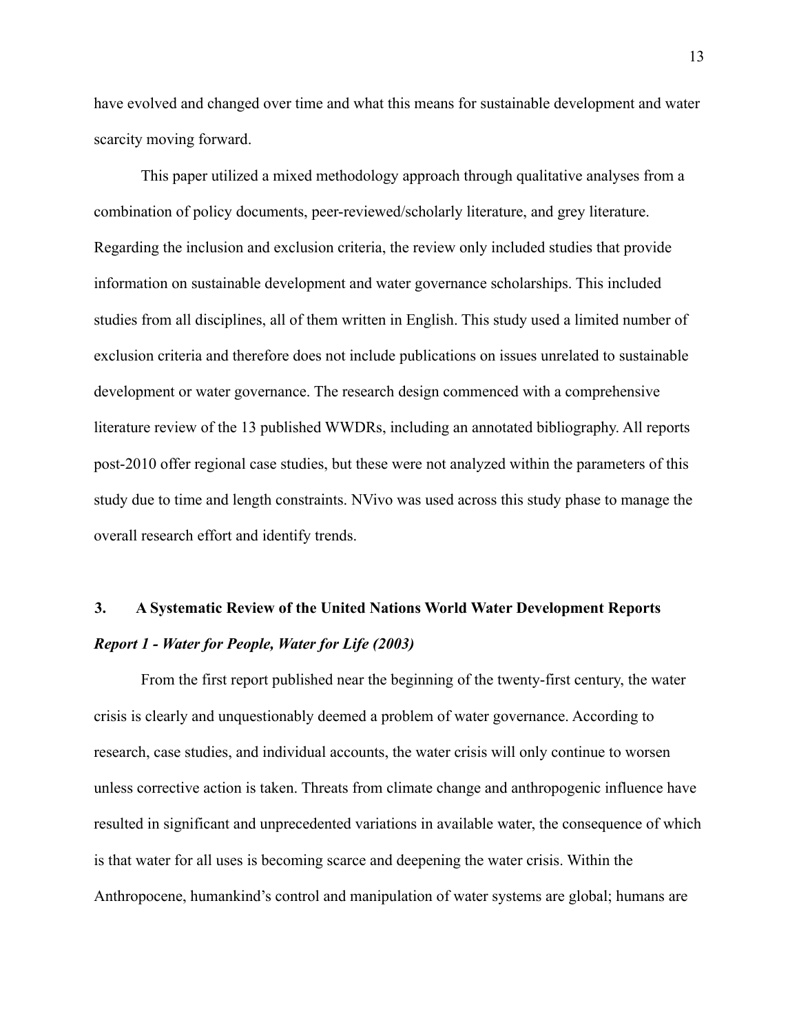have evolved and changed over time and what this means for sustainable development and water scarcity moving forward.

This paper utilized a mixed methodology approach through qualitative analyses from a combination of policy documents, peer-reviewed/scholarly literature, and grey literature. Regarding the inclusion and exclusion criteria, the review only included studies that provide information on sustainable development and water governance scholarships. This included studies from all disciplines, all of them written in English. This study used a limited number of exclusion criteria and therefore does not include publications on issues unrelated to sustainable development or water governance. The research design commenced with a comprehensive literature review of the 13 published WWDRs, including an annotated bibliography. All reports post-2010 offer regional case studies, but these were not analyzed within the parameters of this study due to time and length constraints. NVivo was used across this study phase to manage the overall research effort and identify trends.

## 3. A Systematic Review of the United Nations World Water Development Reports

### *Report 1 - Water for People, Water for Life (2003)*

From the first report published near the beginning of the twenty-first century, the water crisis is clearly and unquestionably deemed a problem of water governance. According to research, case studies, and individual accounts, the water crisis will only continue to worsen unless corrective action is taken. Threats from climate change and anthropogenic influence have resulted in significant and unprecedented variations in available water, the consequence of which is that water for all uses is becoming scarce and deepening the water crisis. Within the Anthropocene, humankind's control and manipulation of water systems are global; humans are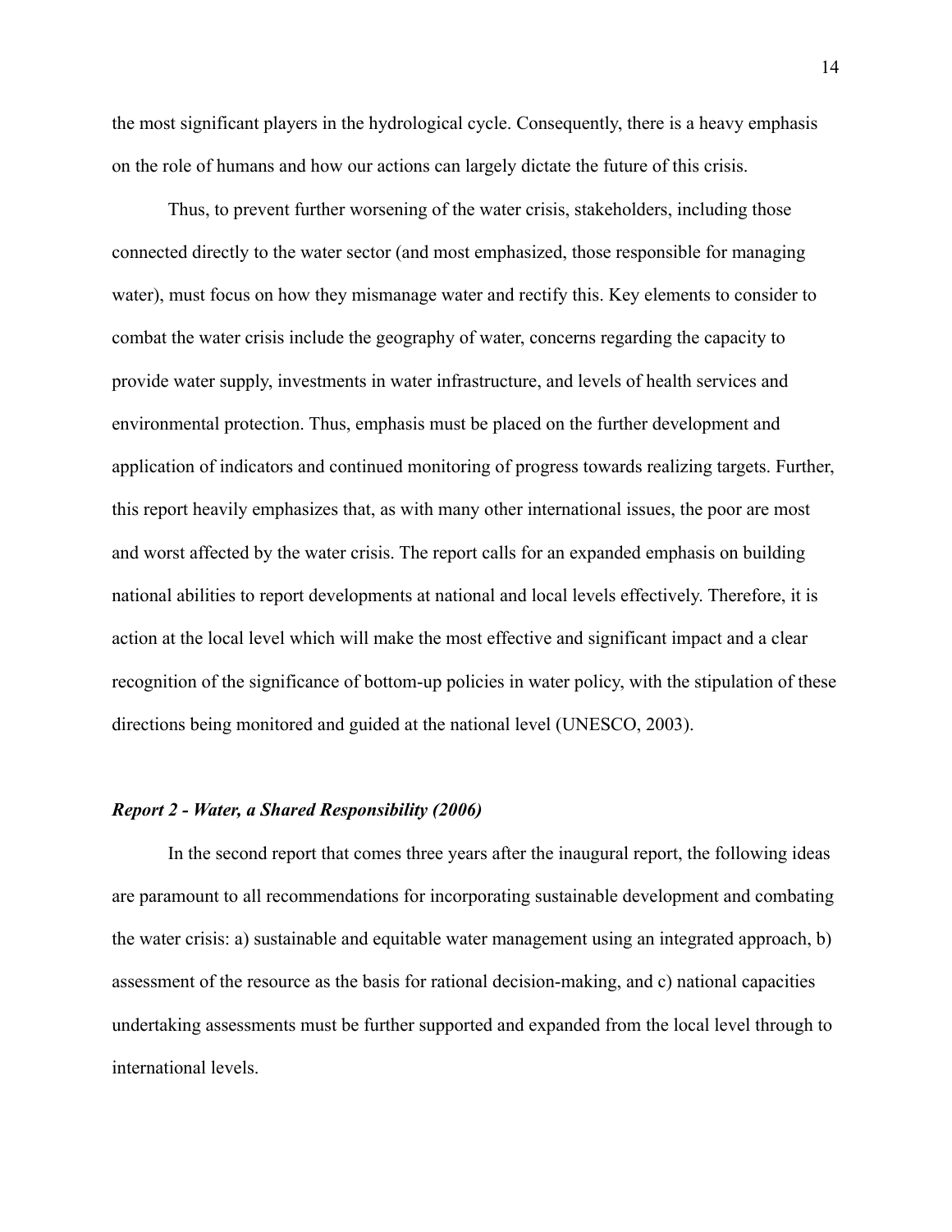the most significant players in the hydrological cycle. Consequently, there is a heavy emphasis on the role of humans and how our actions can largely dictate the future of this crisis.

Thus, to prevent further worsening of the water crisis, stakeholders, including those connected directly to the water sector (and most emphasized, those responsible for managing water), must focus on how they mismanage water and rectify this. Key elements to consider to combat the water crisis include the geography of water, concerns regarding the capacity to provide water supply, investments in water infrastructure, and levels of health services and environmental protection. Thus, emphasis must be placed on the further development and application of indicators and continued monitoring of progress towards realizing targets. Further, this report heavily emphasizes that, as with many other international issues, the poor are most and worst affected by the water crisis. The report calls for an expanded emphasis on building national abilities to report developments at national and local levels effectively. Therefore, it is action at the local level which will make the most effective and significant impact and a clear recognition of the significance of bottom-up policies in water policy, with the stipulation of these directions being monitored and guided at the national level (UNESCO, 2003).

***Report 2 - Water, a Shared Responsibility (2006)***

In the second report that comes three years after the inaugural report, the following ideas are paramount to all recommendations for incorporating sustainable development and combating the water crisis: a) sustainable and equitable water management using an integrated approach, b) assessment of the resource as the basis for rational decision-making, and c) national capacities undertaking assessments must be further supported and expanded from the local level through to international levels.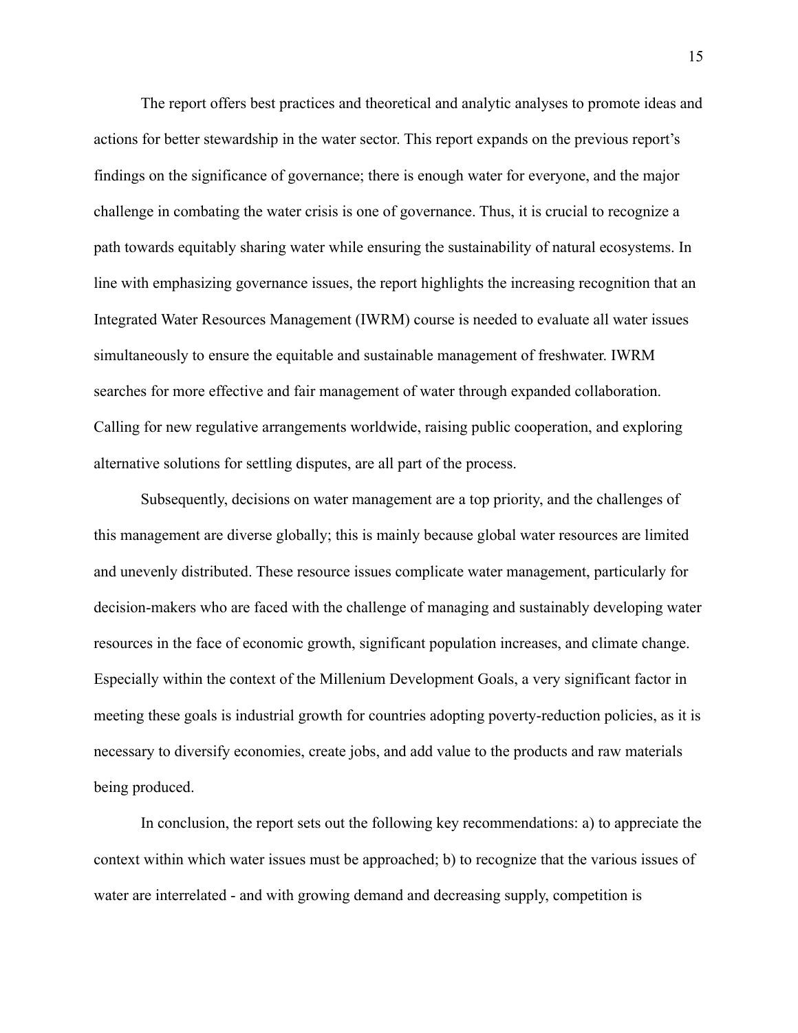The report offers best practices and theoretical and analytic analyses to promote ideas and actions for better stewardship in the water sector. This report expands on the previous report's findings on the significance of governance; there is enough water for everyone, and the major challenge in combating the water crisis is one of governance. Thus, it is crucial to recognize a path towards equitably sharing water while ensuring the sustainability of natural ecosystems. In line with emphasizing governance issues, the report highlights the increasing recognition that an Integrated Water Resources Management (IWRM) course is needed to evaluate all water issues simultaneously to ensure the equitable and sustainable management of freshwater. IWRM searches for more effective and fair management of water through expanded collaboration. Calling for new regulative arrangements worldwide, raising public cooperation, and exploring alternative solutions for settling disputes, are all part of the process.

Subsequently, decisions on water management are a top priority, and the challenges of this management are diverse globally; this is mainly because global water resources are limited and unevenly distributed. These resource issues complicate water management, particularly for decision-makers who are faced with the challenge of managing and sustainably developing water resources in the face of economic growth, significant population increases, and climate change. Especially within the context of the Millenium Development Goals, a very significant factor in meeting these goals is industrial growth for countries adopting poverty-reduction policies, as it is necessary to diversify economies, create jobs, and add value to the products and raw materials being produced.

In conclusion, the report sets out the following key recommendations: a) to appreciate the context within which water issues must be approached; b) to recognize that the various issues of water are interrelated - and with growing demand and decreasing supply, competition is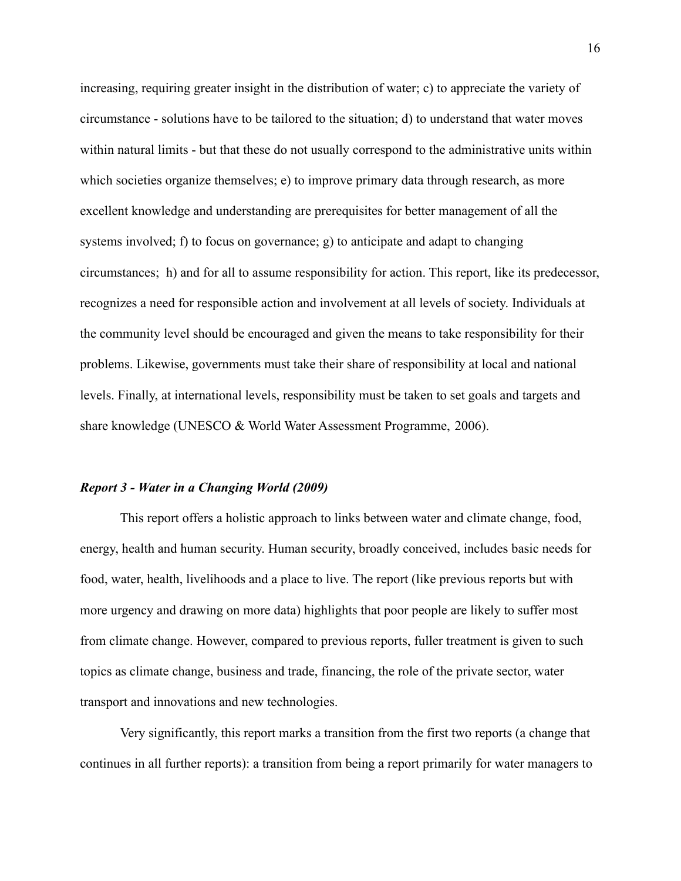increasing, requiring greater insight in the distribution of water; c) to appreciate the variety of circumstance - solutions have to be tailored to the situation; d) to understand that water moves within natural limits - but that these do not usually correspond to the administrative units within which societies organize themselves; e) to improve primary data through research, as more excellent knowledge and understanding are prerequisites for better management of all the systems involved; f) to focus on governance; g) to anticipate and adapt to changing circumstances; h) and for all to assume responsibility for action. This report, like its predecessor, recognizes a need for responsible action and involvement at all levels of society. Individuals at the community level should be encouraged and given the means to take responsibility for their problems. Likewise, governments must take their share of responsibility at local and national levels. Finally, at international levels, responsibility must be taken to set goals and targets and share knowledge (UNESCO & World Water Assessment Programme, 2006).

***Report 3 - Water in a Changing World (2009)***

This report offers a holistic approach to links between water and climate change, food, energy, health and human security. Human security, broadly conceived, includes basic needs for food, water, health, livelihoods and a place to live. The report (like previous reports but with more urgency and drawing on more data) highlights that poor people are likely to suffer most from climate change. However, compared to previous reports, fuller treatment is given to such topics as climate change, business and trade, financing, the role of the private sector, water transport and innovations and new technologies.

Very significantly, this report marks a transition from the first two reports (a change that continues in all further reports): a transition from being a report primarily for water managers to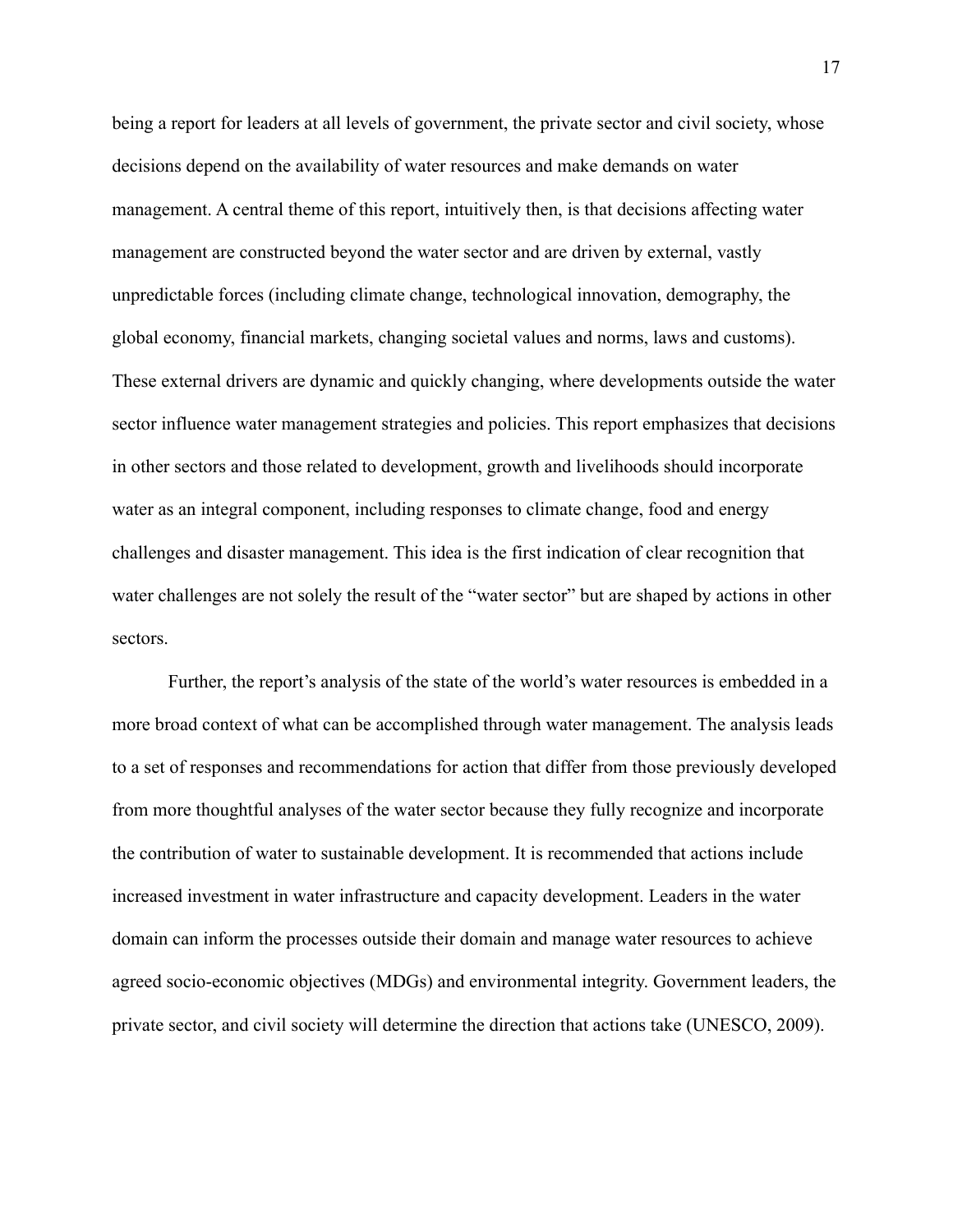being a report for leaders at all levels of government, the private sector and civil society, whose decisions depend on the availability of water resources and make demands on water management. A central theme of this report, intuitively then, is that decisions affecting water management are constructed beyond the water sector and are driven by external, vastly unpredictable forces (including climate change, technological innovation, demography, the global economy, financial markets, changing societal values and norms, laws and customs). These external drivers are dynamic and quickly changing, where developments outside the water sector influence water management strategies and policies. This report emphasizes that decisions in other sectors and those related to development, growth and livelihoods should incorporate water as an integral component, including responses to climate change, food and energy challenges and disaster management. This idea is the first indication of clear recognition that water challenges are not solely the result of the "water sector" but are shaped by actions in other sectors.

Further, the report's analysis of the state of the world's water resources is embedded in a more broad context of what can be accomplished through water management. The analysis leads to a set of responses and recommendations for action that differ from those previously developed from more thoughtful analyses of the water sector because they fully recognize and incorporate the contribution of water to sustainable development. It is recommended that actions include increased investment in water infrastructure and capacity development. Leaders in the water domain can inform the processes outside their domain and manage water resources to achieve agreed socio-economic objectives (MDGs) and environmental integrity. Government leaders, the private sector, and civil society will determine the direction that actions take (UNESCO, 2009).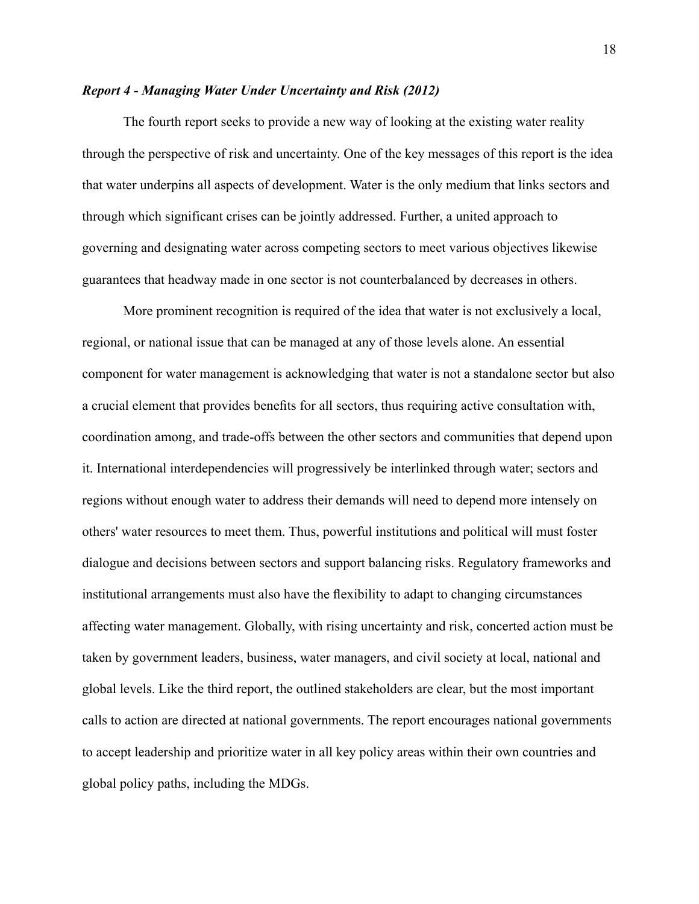***Report 4 - Managing Water Under Uncertainty and Risk (2012)***

The fourth report seeks to provide a new way of looking at the existing water reality through the perspective of risk and uncertainty. One of the key messages of this report is the idea that water underpins all aspects of development. Water is the only medium that links sectors and through which significant crises can be jointly addressed. Further, a united approach to governing and designating water across competing sectors to meet various objectives likewise guarantees that headway made in one sector is not counterbalanced by decreases in others.

More prominent recognition is required of the idea that water is not exclusively a local, regional, or national issue that can be managed at any of those levels alone. An essential component for water management is acknowledging that water is not a standalone sector but also a crucial element that provides benefits for all sectors, thus requiring active consultation with, coordination among, and trade-offs between the other sectors and communities that depend upon it. International interdependencies will progressively be interlinked through water; sectors and regions without enough water to address their demands will need to depend more intensely on others' water resources to meet them. Thus, powerful institutions and political will must foster dialogue and decisions between sectors and support balancing risks. Regulatory frameworks and institutional arrangements must also have the flexibility to adapt to changing circumstances affecting water management. Globally, with rising uncertainty and risk, concerted action must be taken by government leaders, business, water managers, and civil society at local, national and global levels. Like the third report, the outlined stakeholders are clear, but the most important calls to action are directed at national governments. The report encourages national governments to accept leadership and prioritize water in all key policy areas within their own countries and global policy paths, including the MDGs.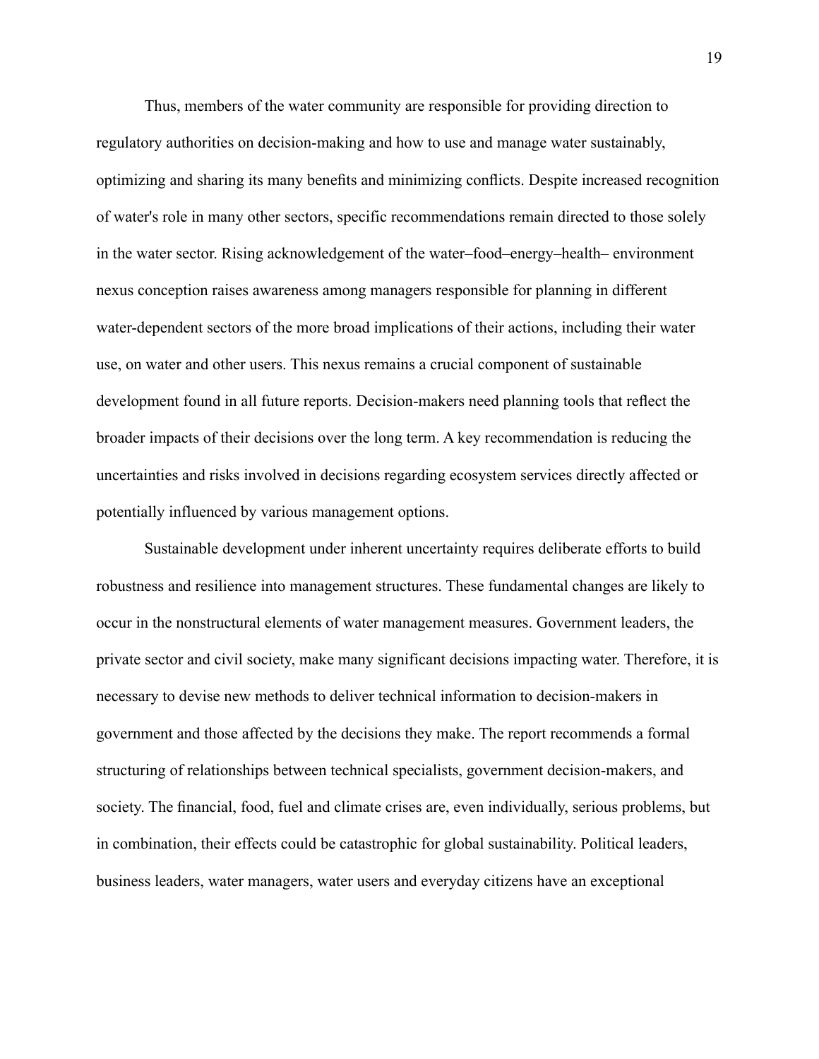Thus, members of the water community are responsible for providing direction to regulatory authorities on decision-making and how to use and manage water sustainably, optimizing and sharing its many benefits and minimizing conflicts. Despite increased recognition of water's role in many other sectors, specific recommendations remain directed to those solely in the water sector. Rising acknowledgement of the water–food–energy–health– environment nexus conception raises awareness among managers responsible for planning in different water-dependent sectors of the more broad implications of their actions, including their water use, on water and other users. This nexus remains a crucial component of sustainable development found in all future reports. Decision-makers need planning tools that reflect the broader impacts of their decisions over the long term. A key recommendation is reducing the uncertainties and risks involved in decisions regarding ecosystem services directly affected or potentially influenced by various management options.

Sustainable development under inherent uncertainty requires deliberate efforts to build robustness and resilience into management structures. These fundamental changes are likely to occur in the nonstructural elements of water management measures. Government leaders, the private sector and civil society, make many significant decisions impacting water. Therefore, it is necessary to devise new methods to deliver technical information to decision-makers in government and those affected by the decisions they make. The report recommends a formal structuring of relationships between technical specialists, government decision-makers, and society. The financial, food, fuel and climate crises are, even individually, serious problems, but in combination, their effects could be catastrophic for global sustainability. Political leaders, business leaders, water managers, water users and everyday citizens have an exceptional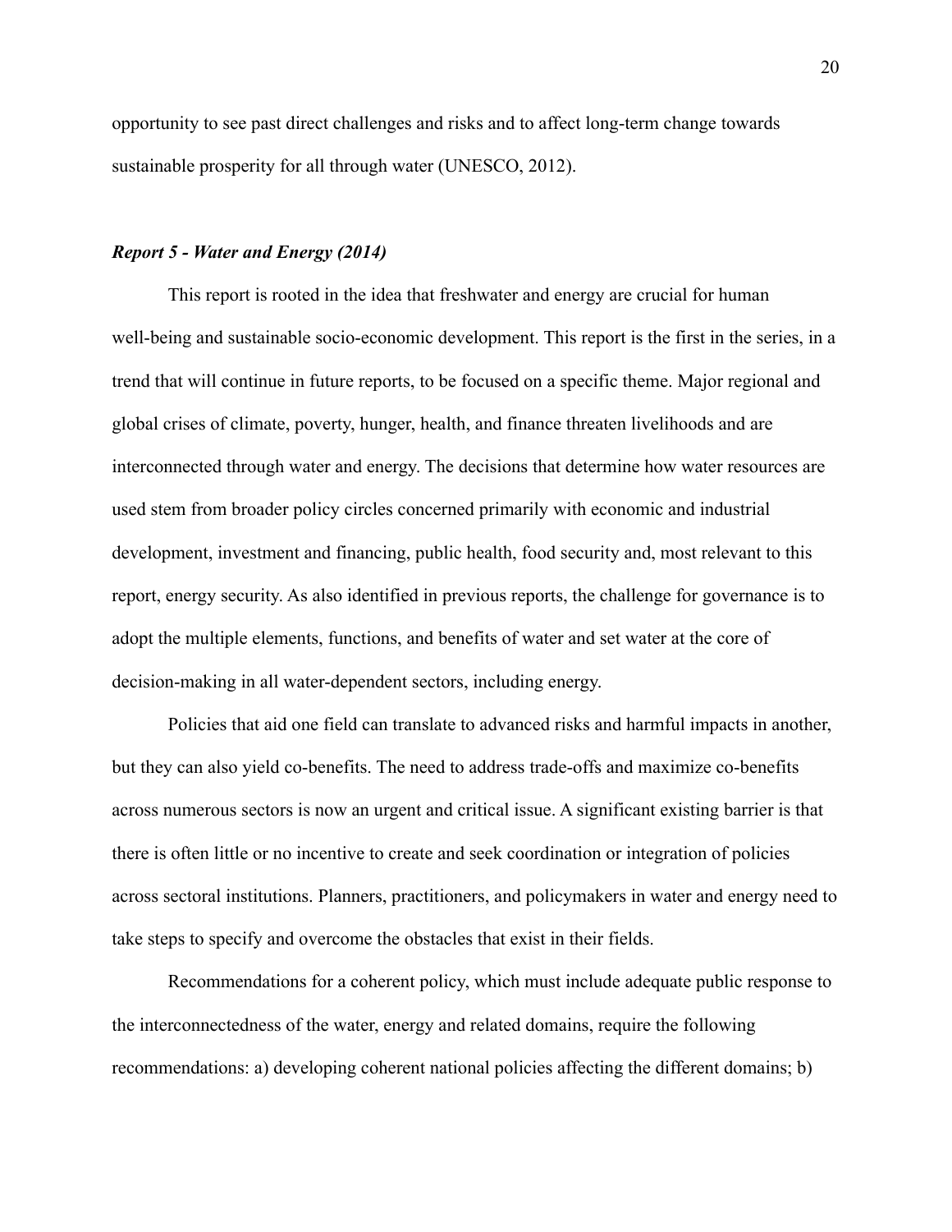opportunity to see past direct challenges and risks and to affect long-term change towards sustainable prosperity for all through water (UNESCO, 2012).

### *Report 5 - Water and Energy (2014)*

This report is rooted in the idea that freshwater and energy are crucial for human well-being and sustainable socio-economic development. This report is the first in the series, in a trend that will continue in future reports, to be focused on a specific theme. Major regional and global crises of climate, poverty, hunger, health, and finance threaten livelihoods and are interconnected through water and energy. The decisions that determine how water resources are used stem from broader policy circles concerned primarily with economic and industrial development, investment and financing, public health, food security and, most relevant to this report, energy security. As also identified in previous reports, the challenge for governance is to adopt the multiple elements, functions, and benefits of water and set water at the core of decision-making in all water-dependent sectors, including energy.

Policies that aid one field can translate to advanced risks and harmful impacts in another, but they can also yield co-benefits. The need to address trade-offs and maximize co-benefits across numerous sectors is now an urgent and critical issue. A significant existing barrier is that there is often little or no incentive to create and seek coordination or integration of policies across sectoral institutions. Planners, practitioners, and policymakers in water and energy need to take steps to specify and overcome the obstacles that exist in their fields.

Recommendations for a coherent policy, which must include adequate public response to the interconnectedness of the water, energy and related domains, require the following recommendations: a) developing coherent national policies affecting the different domains; b)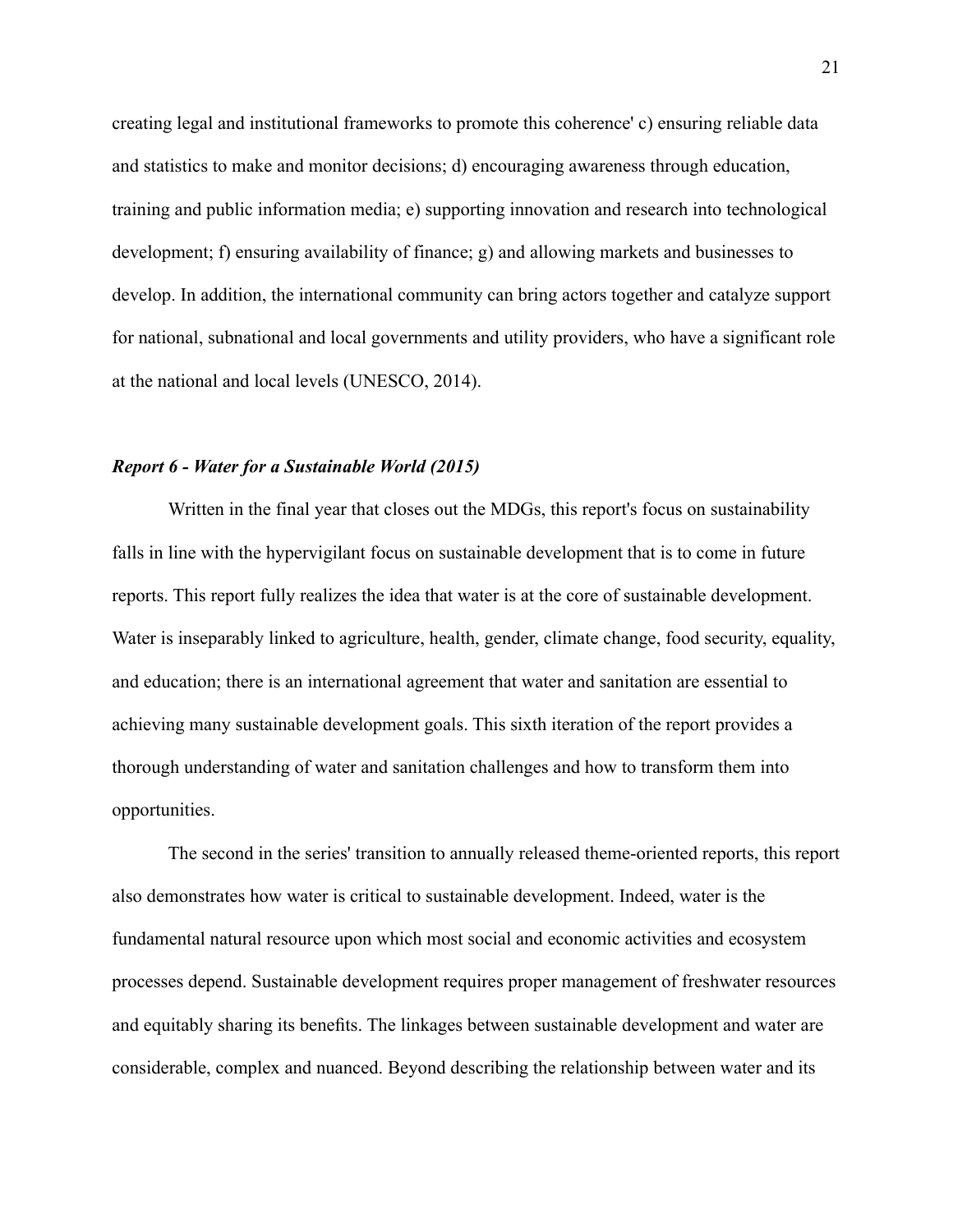creating legal and institutional frameworks to promote this coherence' c) ensuring reliable data and statistics to make and monitor decisions; d) encouraging awareness through education, training and public information media; e) supporting innovation and research into technological development; f) ensuring availability of finance; g) and allowing markets and businesses to develop. In addition, the international community can bring actors together and catalyze support for national, subnational and local governments and utility providers, who have a significant role at the national and local levels (UNESCO, 2014).

***Report 6 - Water for a Sustainable World (2015)***

Written in the final year that closes out the MDGs, this report's focus on sustainability falls in line with the hypervigilant focus on sustainable development that is to come in future reports. This report fully realizes the idea that water is at the core of sustainable development. Water is inseparably linked to agriculture, health, gender, climate change, food security, equality, and education; there is an international agreement that water and sanitation are essential to achieving many sustainable development goals. This sixth iteration of the report provides a thorough understanding of water and sanitation challenges and how to transform them into opportunities.

The second in the series' transition to annually released theme-oriented reports, this report also demonstrates how water is critical to sustainable development. Indeed, water is the fundamental natural resource upon which most social and economic activities and ecosystem processes depend. Sustainable development requires proper management of freshwater resources and equitably sharing its benefits. The linkages between sustainable development and water are considerable, complex and nuanced. Beyond describing the relationship between water and its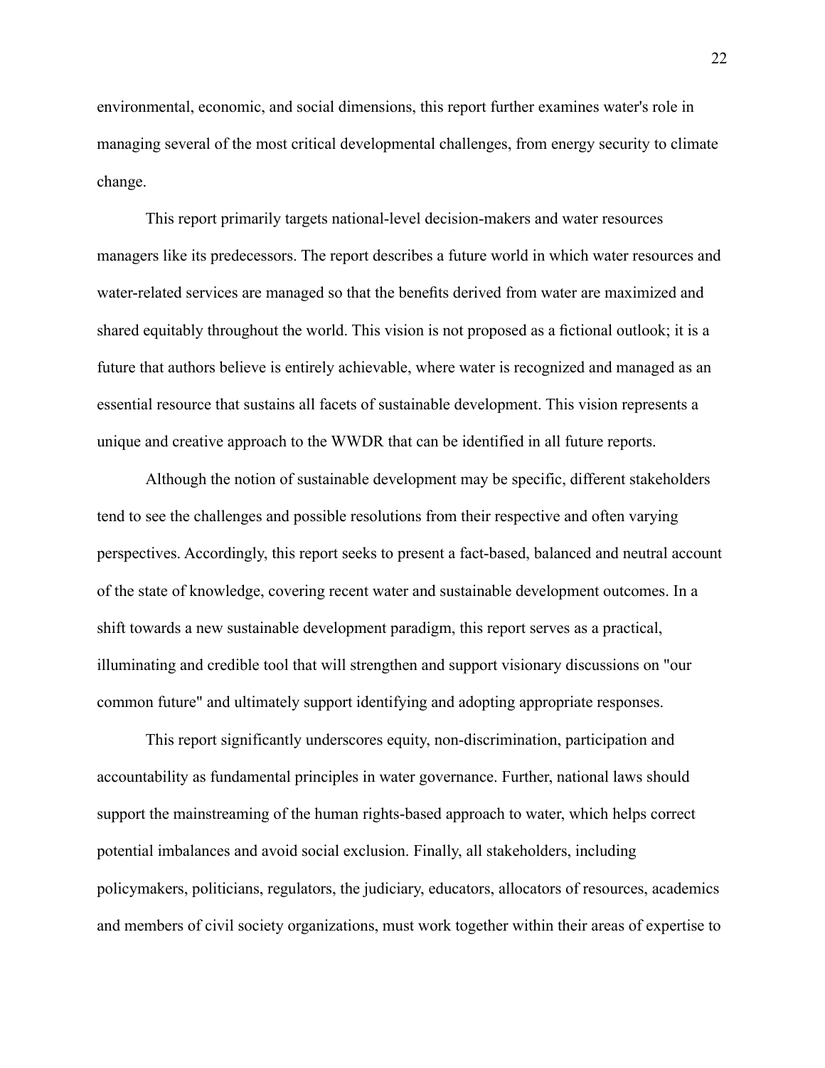environmental, economic, and social dimensions, this report further examines water's role in managing several of the most critical developmental challenges, from energy security to climate change.

This report primarily targets national-level decision-makers and water resources managers like its predecessors. The report describes a future world in which water resources and water-related services are managed so that the benefits derived from water are maximized and shared equitably throughout the world. This vision is not proposed as a fictional outlook; it is a future that authors believe is entirely achievable, where water is recognized and managed as an essential resource that sustains all facets of sustainable development. This vision represents a unique and creative approach to the WWDR that can be identified in all future reports.

Although the notion of sustainable development may be specific, different stakeholders tend to see the challenges and possible resolutions from their respective and often varying perspectives. Accordingly, this report seeks to present a fact-based, balanced and neutral account of the state of knowledge, covering recent water and sustainable development outcomes. In a shift towards a new sustainable development paradigm, this report serves as a practical, illuminating and credible tool that will strengthen and support visionary discussions on "our common future" and ultimately support identifying and adopting appropriate responses.

This report significantly underscores equity, non-discrimination, participation and accountability as fundamental principles in water governance. Further, national laws should support the mainstreaming of the human rights-based approach to water, which helps correct potential imbalances and avoid social exclusion. Finally, all stakeholders, including policymakers, politicians, regulators, the judiciary, educators, allocators of resources, academics and members of civil society organizations, must work together within their areas of expertise to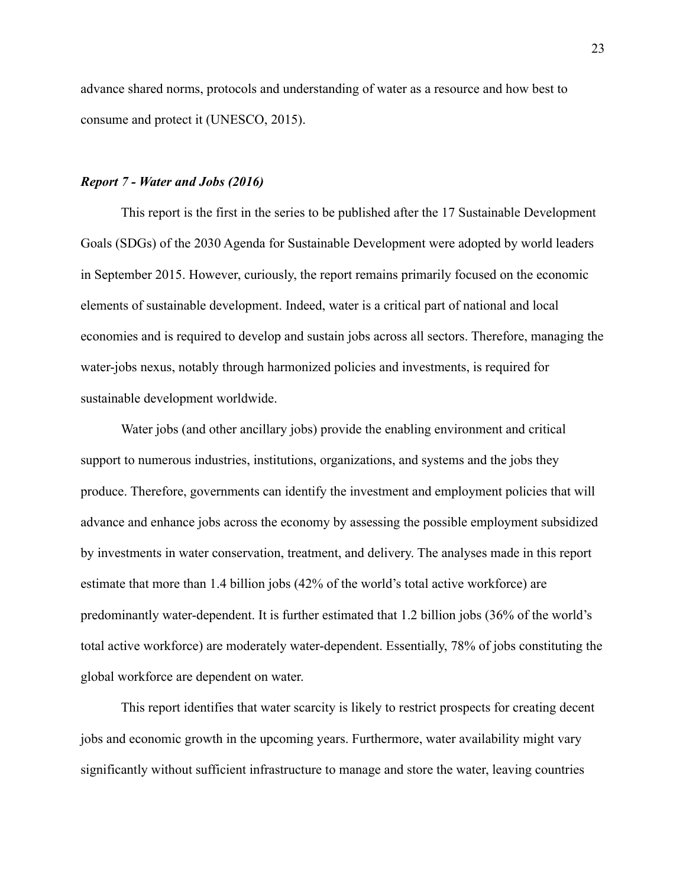advance shared norms, protocols and understanding of water as a resource and how best to consume and protect it (UNESCO, 2015).

***Report 7 - Water and Jobs (2016)***

This report is the first in the series to be published after the 17 Sustainable Development Goals (SDGs) of the 2030 Agenda for Sustainable Development were adopted by world leaders in September 2015. However, curiously, the report remains primarily focused on the economic elements of sustainable development. Indeed, water is a critical part of national and local economies and is required to develop and sustain jobs across all sectors. Therefore, managing the water-jobs nexus, notably through harmonized policies and investments, is required for sustainable development worldwide.

Water jobs (and other ancillary jobs) provide the enabling environment and critical support to numerous industries, institutions, organizations, and systems and the jobs they produce. Therefore, governments can identify the investment and employment policies that will advance and enhance jobs across the economy by assessing the possible employment subsidized by investments in water conservation, treatment, and delivery. The analyses made in this report estimate that more than 1.4 billion jobs (42% of the world's total active workforce) are predominantly water-dependent. It is further estimated that 1.2 billion jobs (36% of the world's total active workforce) are moderately water-dependent. Essentially, 78% of jobs constituting the global workforce are dependent on water.

This report identifies that water scarcity is likely to restrict prospects for creating decent jobs and economic growth in the upcoming years. Furthermore, water availability might vary significantly without sufficient infrastructure to manage and store the water, leaving countries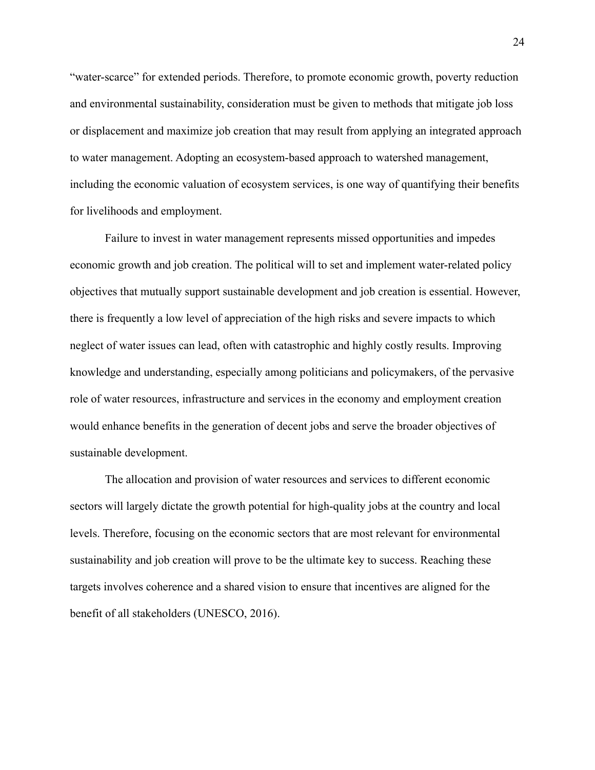“water-scarce” for extended periods. Therefore, to promote economic growth, poverty reduction and environmental sustainability, consideration must be given to methods that mitigate job loss or displacement and maximize job creation that may result from applying an integrated approach to water management. Adopting an ecosystem-based approach to watershed management, including the economic valuation of ecosystem services, is one way of quantifying their benefits for livelihoods and employment.

Failure to invest in water management represents missed opportunities and impedes economic growth and job creation. The political will to set and implement water-related policy objectives that mutually support sustainable development and job creation is essential. However, there is frequently a low level of appreciation of the high risks and severe impacts to which neglect of water issues can lead, often with catastrophic and highly costly results. Improving knowledge and understanding, especially among politicians and policymakers, of the pervasive role of water resources, infrastructure and services in the economy and employment creation would enhance benefits in the generation of decent jobs and serve the broader objectives of sustainable development.

The allocation and provision of water resources and services to different economic sectors will largely dictate the growth potential for high-quality jobs at the country and local levels. Therefore, focusing on the economic sectors that are most relevant for environmental sustainability and job creation will prove to be the ultimate key to success. Reaching these targets involves coherence and a shared vision to ensure that incentives are aligned for the benefit of all stakeholders (UNESCO, 2016).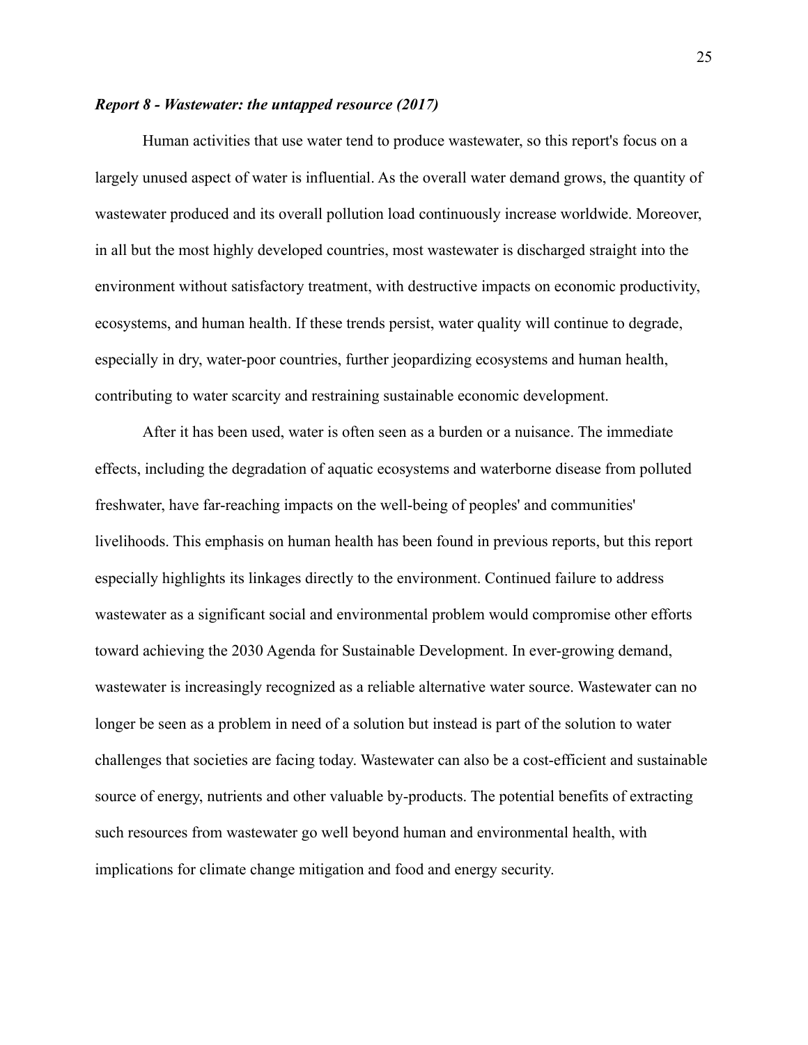***Report 8 - Wastewater: the untapped resource (2017)***

Human activities that use water tend to produce wastewater, so this report's focus on a largely unused aspect of water is influential. As the overall water demand grows, the quantity of wastewater produced and its overall pollution load continuously increase worldwide. Moreover, in all but the most highly developed countries, most wastewater is discharged straight into the environment without satisfactory treatment, with destructive impacts on economic productivity, ecosystems, and human health. If these trends persist, water quality will continue to degrade, especially in dry, water-poor countries, further jeopardizing ecosystems and human health, contributing to water scarcity and restraining sustainable economic development.

After it has been used, water is often seen as a burden or a nuisance. The immediate effects, including the degradation of aquatic ecosystems and waterborne disease from polluted freshwater, have far-reaching impacts on the well-being of peoples' and communities' livelihoods. This emphasis on human health has been found in previous reports, but this report especially highlights its linkages directly to the environment. Continued failure to address wastewater as a significant social and environmental problem would compromise other efforts toward achieving the 2030 Agenda for Sustainable Development. In ever-growing demand, wastewater is increasingly recognized as a reliable alternative water source. Wastewater can no longer be seen as a problem in need of a solution but instead is part of the solution to water challenges that societies are facing today. Wastewater can also be a cost-efficient and sustainable source of energy, nutrients and other valuable by-products. The potential benefits of extracting such resources from wastewater go well beyond human and environmental health, with implications for climate change mitigation and food and energy security.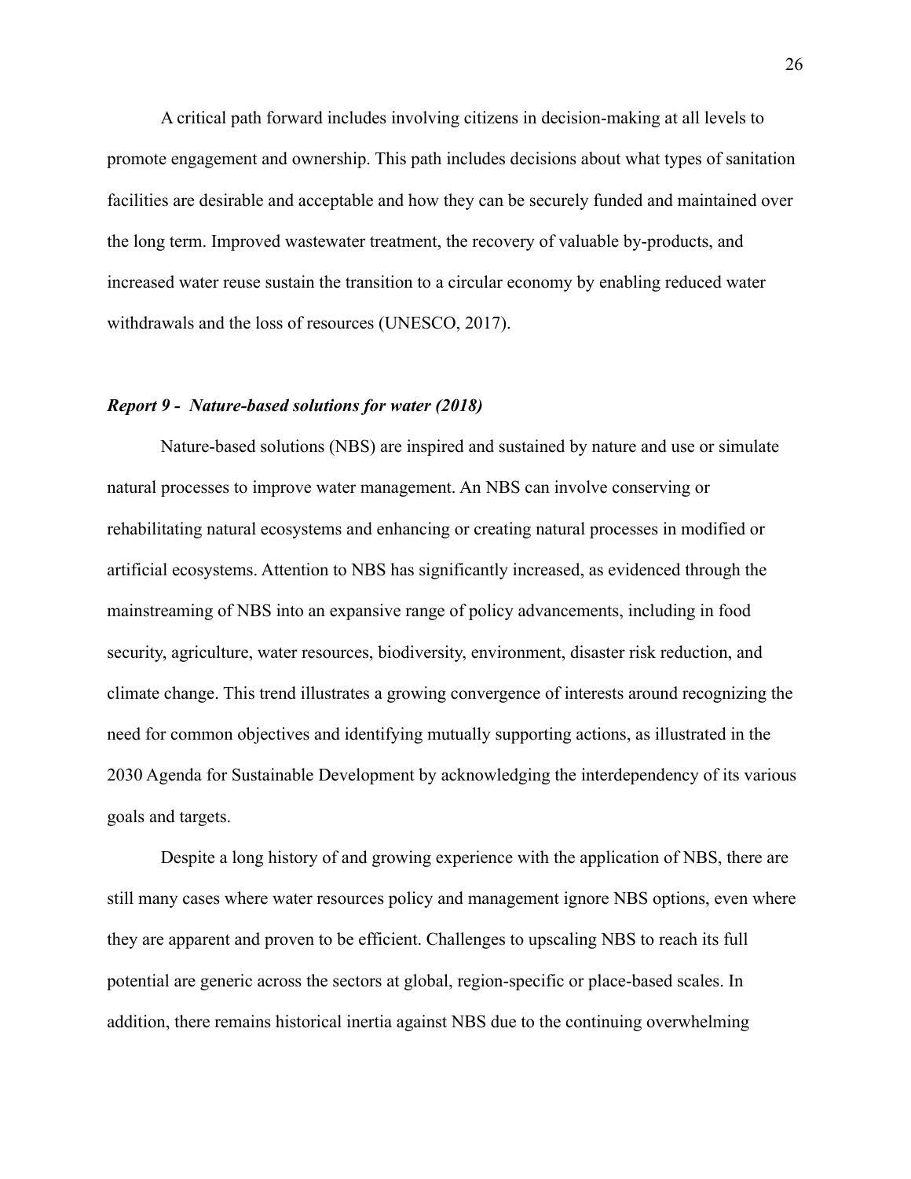A critical path forward includes involving citizens in decision-making at all levels to promote engagement and ownership. This path includes decisions about what types of sanitation facilities are desirable and acceptable and how they can be securely funded and maintained over the long term. Improved wastewater treatment, the recovery of valuable by-products, and increased water reuse sustain the transition to a circular economy by enabling reduced water withdrawals and the loss of resources (UNESCO, 2017).

***Report 9 - Nature-based solutions for water (2018)***

Nature-based solutions (NBS) are inspired and sustained by nature and use or simulate natural processes to improve water management. An NBS can involve conserving or rehabilitating natural ecosystems and enhancing or creating natural processes in modified or artificial ecosystems. Attention to NBS has significantly increased, as evidenced through the mainstreaming of NBS into an expansive range of policy advancements, including in food security, agriculture, water resources, biodiversity, environment, disaster risk reduction, and climate change. This trend illustrates a growing convergence of interests around recognizing the need for common objectives and identifying mutually supporting actions, as illustrated in the 2030 Agenda for Sustainable Development by acknowledging the interdependency of its various goals and targets.

Despite a long history of and growing experience with the application of NBS, there are still many cases where water resources policy and management ignore NBS options, even where they are apparent and proven to be efficient. Challenges to upscaling NBS to reach its full potential are generic across the sectors at global, region-specific or place-based scales. In addition, there remains historical inertia against NBS due to the continuing overwhelming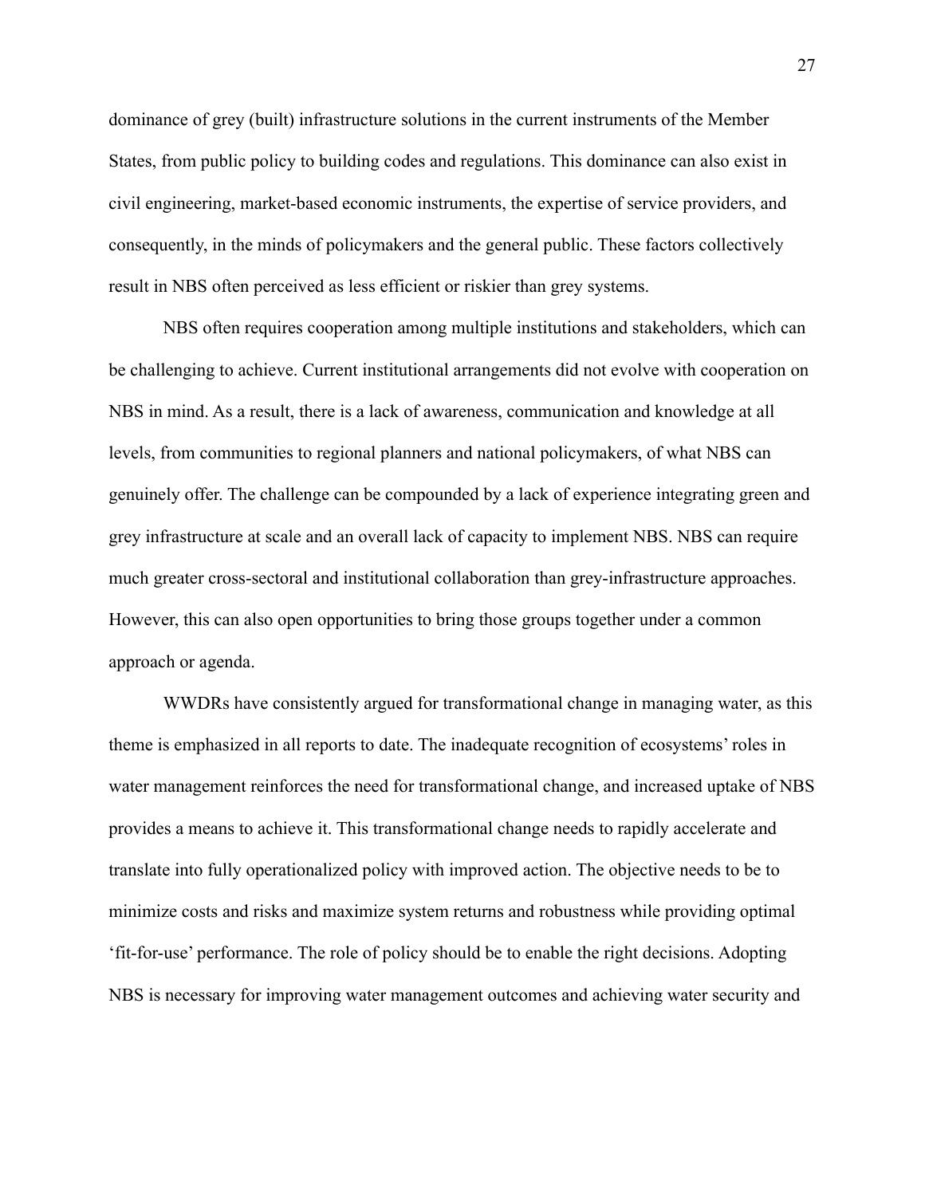dominance of grey (built) infrastructure solutions in the current instruments of the Member States, from public policy to building codes and regulations. This dominance can also exist in civil engineering, market-based economic instruments, the expertise of service providers, and consequently, in the minds of policymakers and the general public. These factors collectively result in NBS often perceived as less efficient or riskier than grey systems.

NBS often requires cooperation among multiple institutions and stakeholders, which can be challenging to achieve. Current institutional arrangements did not evolve with cooperation on NBS in mind. As a result, there is a lack of awareness, communication and knowledge at all levels, from communities to regional planners and national policymakers, of what NBS can genuinely offer. The challenge can be compounded by a lack of experience integrating green and grey infrastructure at scale and an overall lack of capacity to implement NBS. NBS can require much greater cross-sectoral and institutional collaboration than grey-infrastructure approaches. However, this can also open opportunities to bring those groups together under a common approach or agenda.

WWDRs have consistently argued for transformational change in managing water, as this theme is emphasized in all reports to date. The inadequate recognition of ecosystems' roles in water management reinforces the need for transformational change, and increased uptake of NBS provides a means to achieve it. This transformational change needs to rapidly accelerate and translate into fully operationalized policy with improved action. The objective needs to be to minimize costs and risks and maximize system returns and robustness while providing optimal 'fit-for-use' performance. The role of policy should be to enable the right decisions. Adopting NBS is necessary for improving water management outcomes and achieving water security and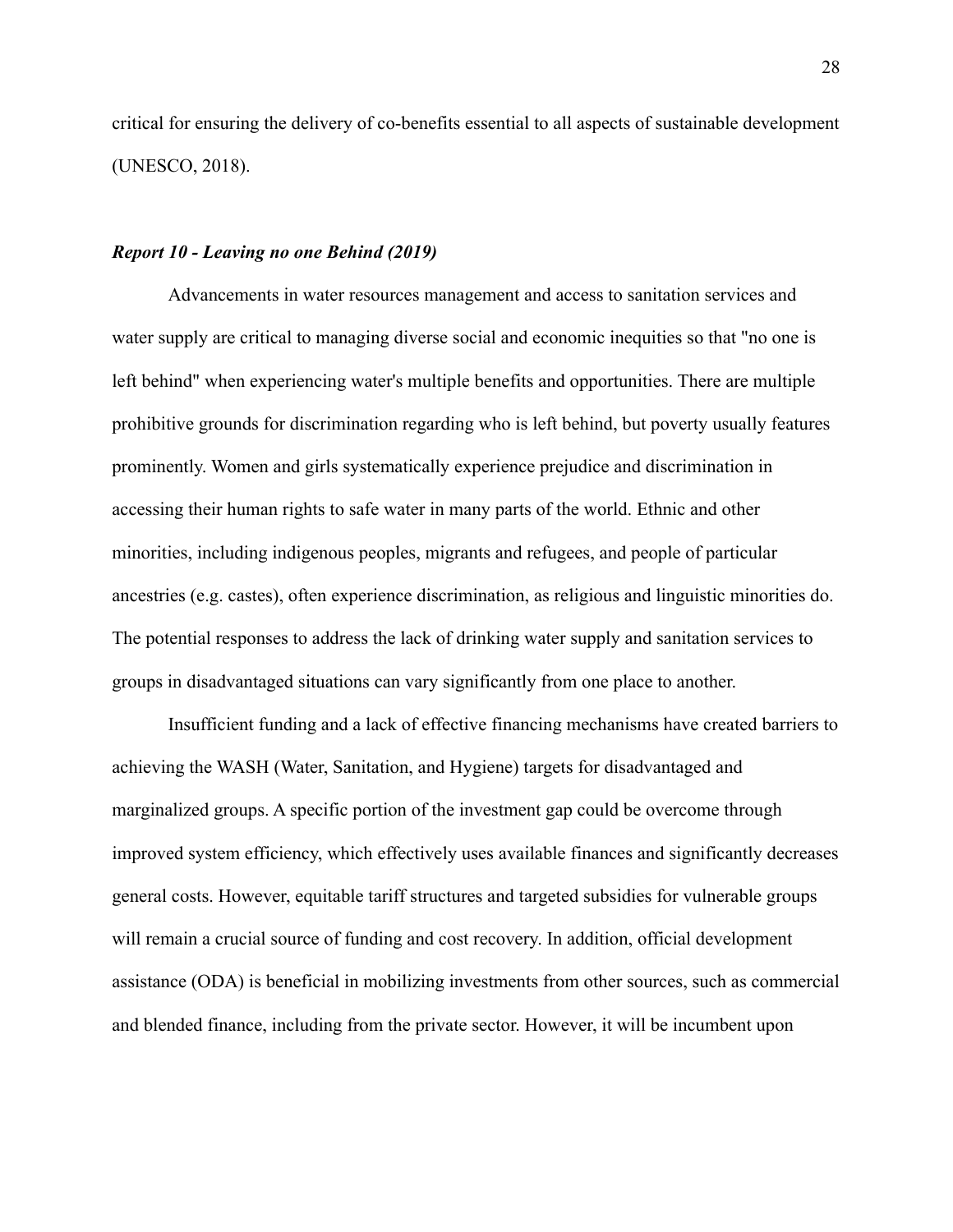critical for ensuring the delivery of co-benefits essential to all aspects of sustainable development (UNESCO, 2018).

### ***Report 10 - Leaving no one Behind (2019)***

Advancements in water resources management and access to sanitation services and water supply are critical to managing diverse social and economic inequities so that "no one is left behind" when experiencing water's multiple benefits and opportunities. There are multiple prohibitive grounds for discrimination regarding who is left behind, but poverty usually features prominently. Women and girls systematically experience prejudice and discrimination in accessing their human rights to safe water in many parts of the world. Ethnic and other minorities, including indigenous peoples, migrants and refugees, and people of particular ancestries (e.g. castes), often experience discrimination, as religious and linguistic minorities do. The potential responses to address the lack of drinking water supply and sanitation services to groups in disadvantaged situations can vary significantly from one place to another.

Insufficient funding and a lack of effective financing mechanisms have created barriers to achieving the WASH (Water, Sanitation, and Hygiene) targets for disadvantaged and marginalized groups. A specific portion of the investment gap could be overcome through improved system efficiency, which effectively uses available finances and significantly decreases general costs. However, equitable tariff structures and targeted subsidies for vulnerable groups will remain a crucial source of funding and cost recovery. In addition, official development assistance (ODA) is beneficial in mobilizing investments from other sources, such as commercial and blended finance, including from the private sector. However, it will be incumbent upon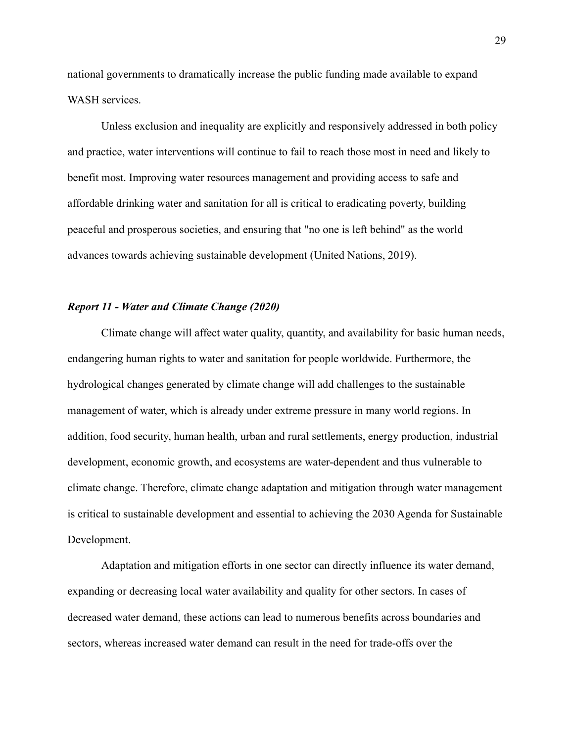national governments to dramatically increase the public funding made available to expand WASH services.

Unless exclusion and inequality are explicitly and responsively addressed in both policy and practice, water interventions will continue to fail to reach those most in need and likely to benefit most. Improving water resources management and providing access to safe and affordable drinking water and sanitation for all is critical to eradicating poverty, building peaceful and prosperous societies, and ensuring that "no one is left behind" as the world advances towards achieving sustainable development (United Nations, 2019).

***Report 11 - Water and Climate Change (2020)***

Climate change will affect water quality, quantity, and availability for basic human needs, endangering human rights to water and sanitation for people worldwide. Furthermore, the hydrological changes generated by climate change will add challenges to the sustainable management of water, which is already under extreme pressure in many world regions. In addition, food security, human health, urban and rural settlements, energy production, industrial development, economic growth, and ecosystems are water-dependent and thus vulnerable to climate change. Therefore, climate change adaptation and mitigation through water management is critical to sustainable development and essential to achieving the 2030 Agenda for Sustainable Development.

Adaptation and mitigation efforts in one sector can directly influence its water demand, expanding or decreasing local water availability and quality for other sectors. In cases of decreased water demand, these actions can lead to numerous benefits across boundaries and sectors, whereas increased water demand can result in the need for trade-offs over the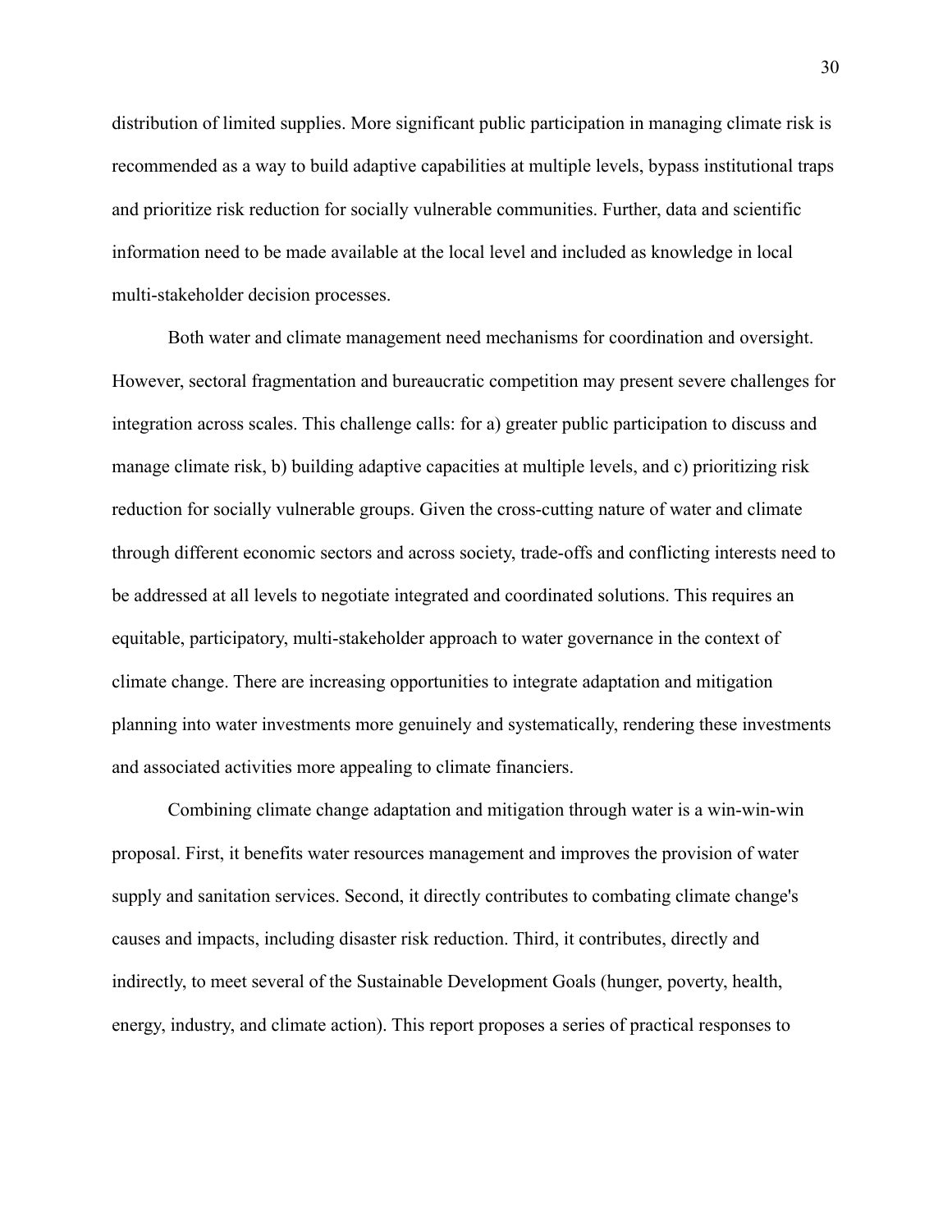distribution of limited supplies. More significant public participation in managing climate risk is recommended as a way to build adaptive capabilities at multiple levels, bypass institutional traps and prioritize risk reduction for socially vulnerable communities. Further, data and scientific information need to be made available at the local level and included as knowledge in local multi-stakeholder decision processes.

Both water and climate management need mechanisms for coordination and oversight. However, sectoral fragmentation and bureaucratic competition may present severe challenges for integration across scales. This challenge calls: for a) greater public participation to discuss and manage climate risk, b) building adaptive capacities at multiple levels, and c) prioritizing risk reduction for socially vulnerable groups. Given the cross-cutting nature of water and climate through different economic sectors and across society, trade-offs and conflicting interests need to be addressed at all levels to negotiate integrated and coordinated solutions. This requires an equitable, participatory, multi-stakeholder approach to water governance in the context of climate change. There are increasing opportunities to integrate adaptation and mitigation planning into water investments more genuinely and systematically, rendering these investments and associated activities more appealing to climate financiers.

Combining climate change adaptation and mitigation through water is a win-win-win proposal. First, it benefits water resources management and improves the provision of water supply and sanitation services. Second, it directly contributes to combating climate change's causes and impacts, including disaster risk reduction. Third, it contributes, directly and indirectly, to meet several of the Sustainable Development Goals (hunger, poverty, health, energy, industry, and climate action). This report proposes a series of practical responses to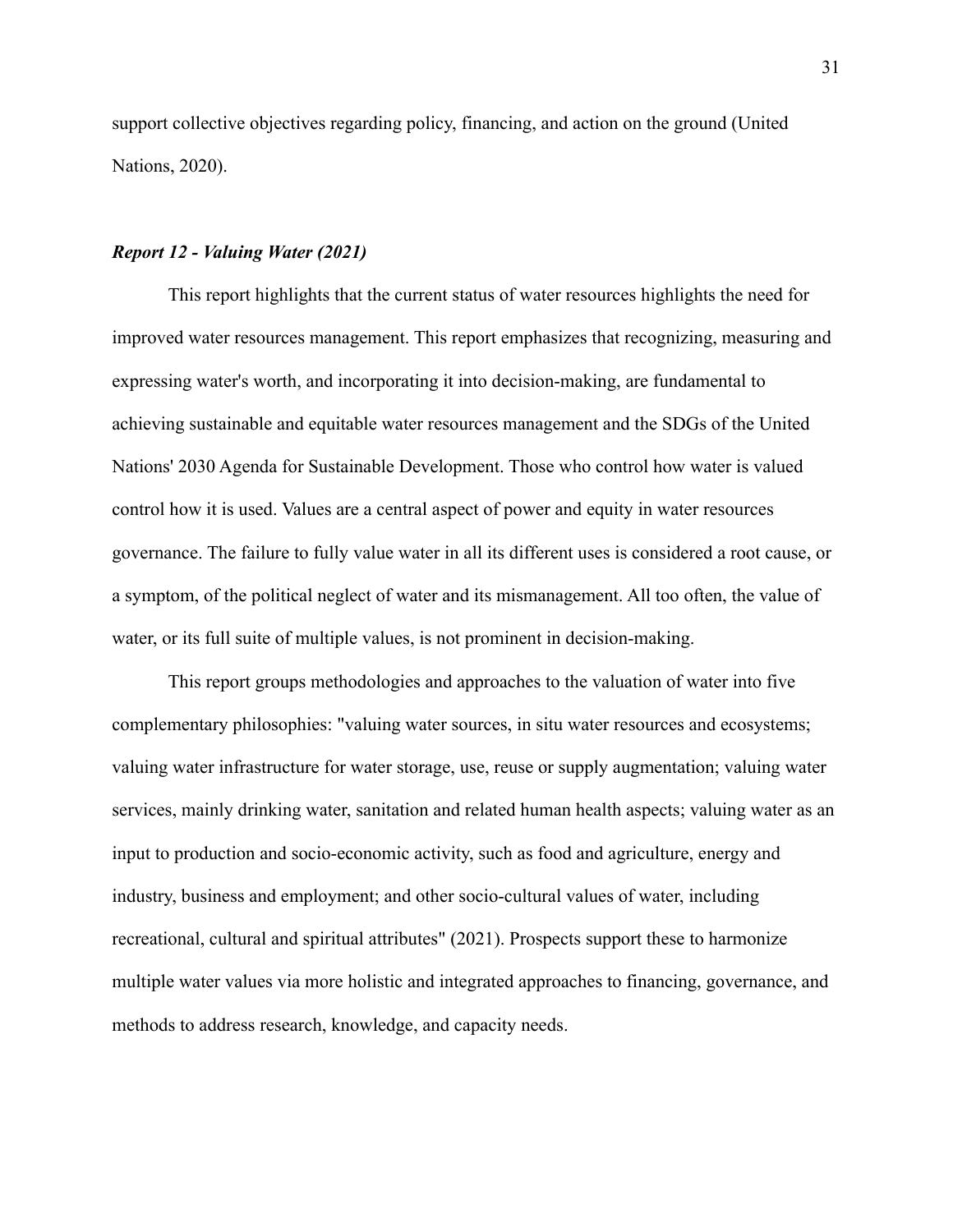support collective objectives regarding policy, financing, and action on the ground (United Nations, 2020).

### *Report 12 - Valuing Water (2021)*

This report highlights that the current status of water resources highlights the need for improved water resources management. This report emphasizes that recognizing, measuring and expressing water's worth, and incorporating it into decision-making, are fundamental to achieving sustainable and equitable water resources management and the SDGs of the United Nations' 2030 Agenda for Sustainable Development. Those who control how water is valued control how it is used. Values are a central aspect of power and equity in water resources governance. The failure to fully value water in all its different uses is considered a root cause, or a symptom, of the political neglect of water and its mismanagement. All too often, the value of water, or its full suite of multiple values, is not prominent in decision-making.

This report groups methodologies and approaches to the valuation of water into five complementary philosophies: "valuing water sources, in situ water resources and ecosystems; valuing water infrastructure for water storage, use, reuse or supply augmentation; valuing water services, mainly drinking water, sanitation and related human health aspects; valuing water as an input to production and socio-economic activity, such as food and agriculture, energy and industry, business and employment; and other socio-cultural values of water, including recreational, cultural and spiritual attributes" (2021). Prospects support these to harmonize multiple water values via more holistic and integrated approaches to financing, governance, and methods to address research, knowledge, and capacity needs.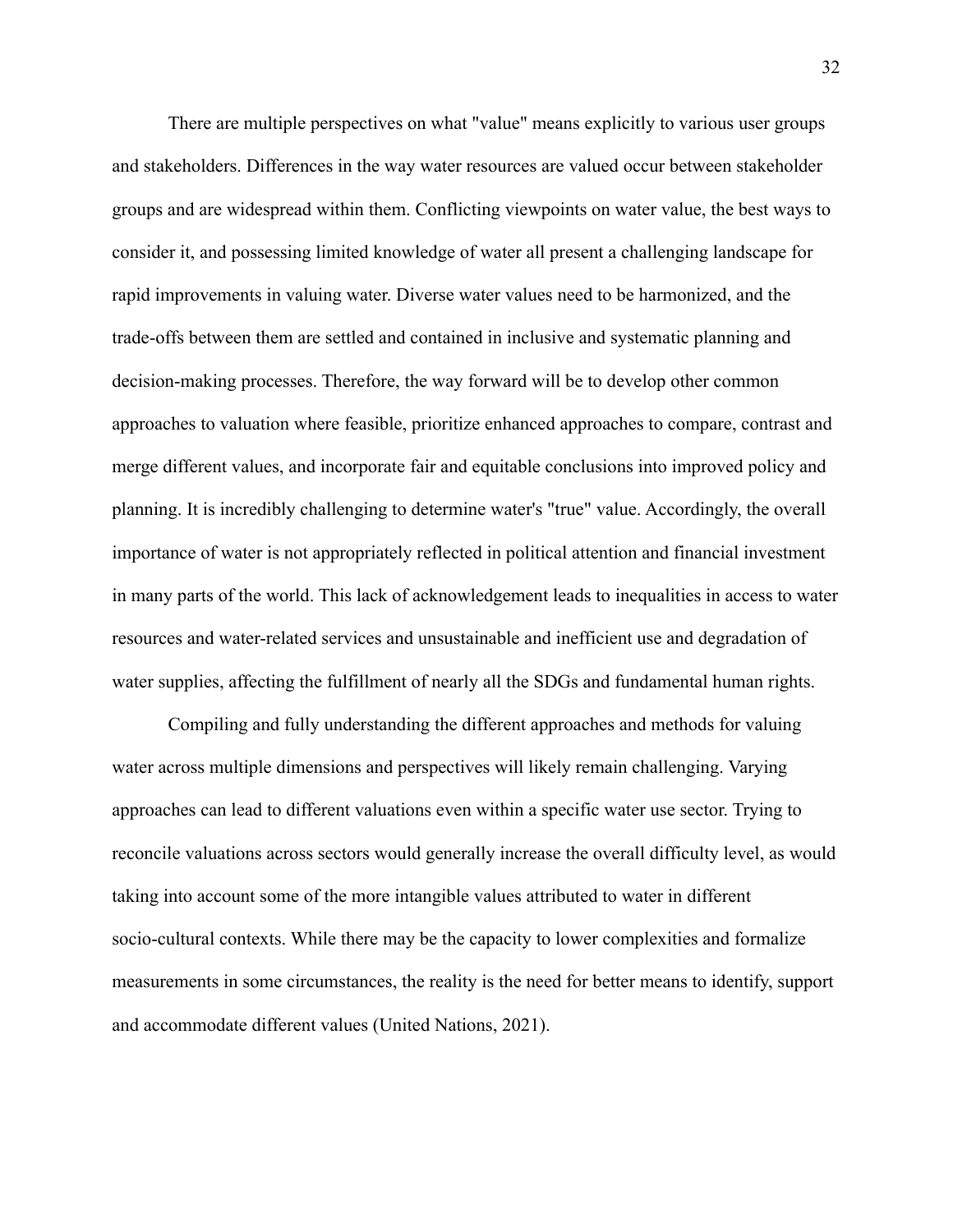There are multiple perspectives on what "value" means explicitly to various user groups and stakeholders. Differences in the way water resources are valued occur between stakeholder groups and are widespread within them. Conflicting viewpoints on water value, the best ways to consider it, and possessing limited knowledge of water all present a challenging landscape for rapid improvements in valuing water. Diverse water values need to be harmonized, and the trade-offs between them are settled and contained in inclusive and systematic planning and decision-making processes. Therefore, the way forward will be to develop other common approaches to valuation where feasible, prioritize enhanced approaches to compare, contrast and merge different values, and incorporate fair and equitable conclusions into improved policy and planning. It is incredibly challenging to determine water's "true" value. Accordingly, the overall importance of water is not appropriately reflected in political attention and financial investment in many parts of the world. This lack of acknowledgement leads to inequalities in access to water resources and water-related services and unsustainable and inefficient use and degradation of water supplies, affecting the fulfillment of nearly all the SDGs and fundamental human rights.

Compiling and fully understanding the different approaches and methods for valuing water across multiple dimensions and perspectives will likely remain challenging. Varying approaches can lead to different valuations even within a specific water use sector. Trying to reconcile valuations across sectors would generally increase the overall difficulty level, as would taking into account some of the more intangible values attributed to water in different socio-cultural contexts. While there may be the capacity to lower complexities and formalize measurements in some circumstances, the reality is the need for better means to identify, support and accommodate different values (United Nations, 2021).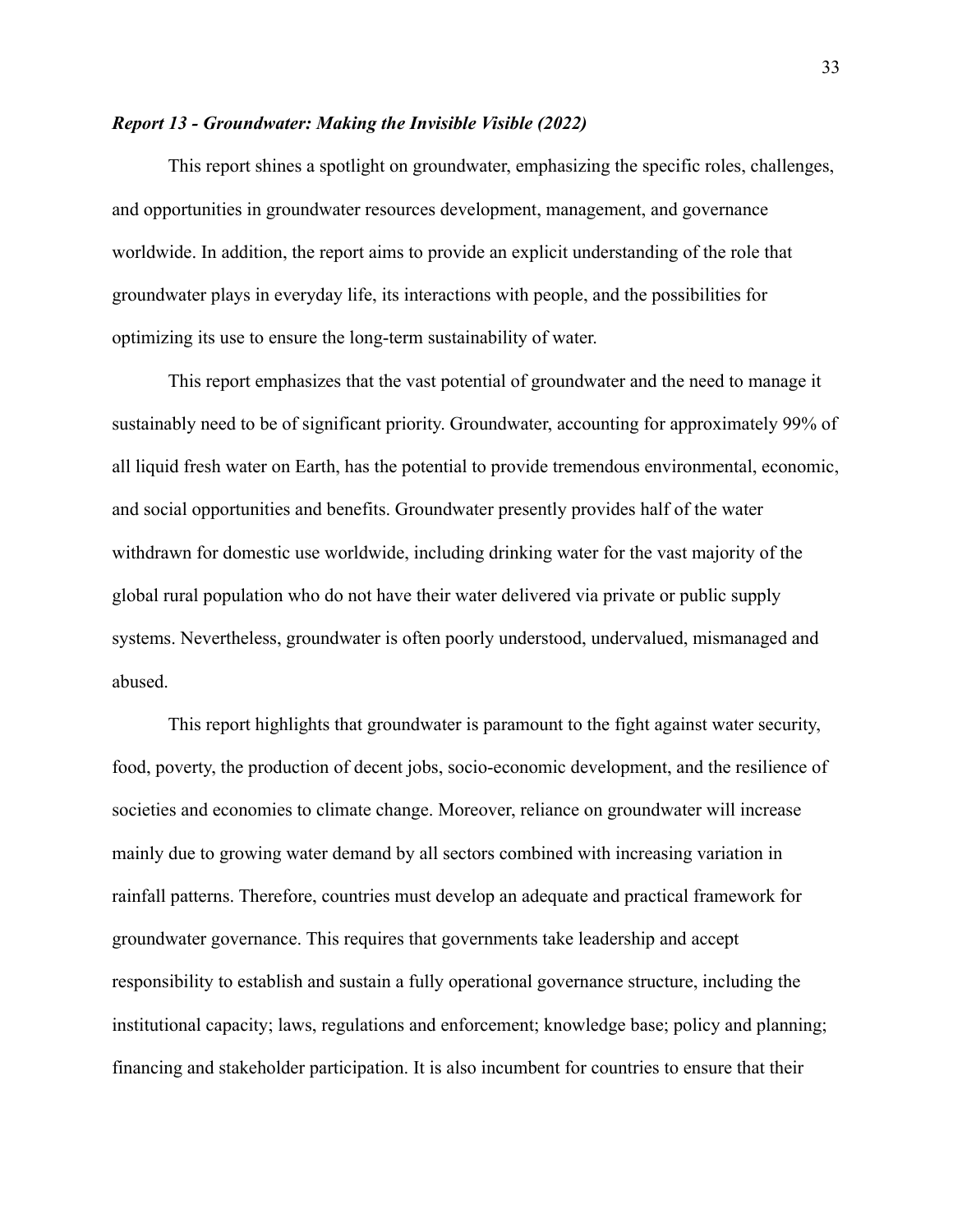***Report 13 - Groundwater: Making the Invisible Visible (2022)***

This report shines a spotlight on groundwater, emphasizing the specific roles, challenges, and opportunities in groundwater resources development, management, and governance worldwide. In addition, the report aims to provide an explicit understanding of the role that groundwater plays in everyday life, its interactions with people, and the possibilities for optimizing its use to ensure the long-term sustainability of water.

This report emphasizes that the vast potential of groundwater and the need to manage it sustainably need to be of significant priority. Groundwater, accounting for approximately 99% of all liquid fresh water on Earth, has the potential to provide tremendous environmental, economic, and social opportunities and benefits. Groundwater presently provides half of the water withdrawn for domestic use worldwide, including drinking water for the vast majority of the global rural population who do not have their water delivered via private or public supply systems. Nevertheless, groundwater is often poorly understood, undervalued, mismanaged and abused.

This report highlights that groundwater is paramount to the fight against water security, food, poverty, the production of decent jobs, socio-economic development, and the resilience of societies and economies to climate change. Moreover, reliance on groundwater will increase mainly due to growing water demand by all sectors combined with increasing variation in rainfall patterns. Therefore, countries must develop an adequate and practical framework for groundwater governance. This requires that governments take leadership and accept responsibility to establish and sustain a fully operational governance structure, including the institutional capacity; laws, regulations and enforcement; knowledge base; policy and planning; financing and stakeholder participation. It is also incumbent for countries to ensure that their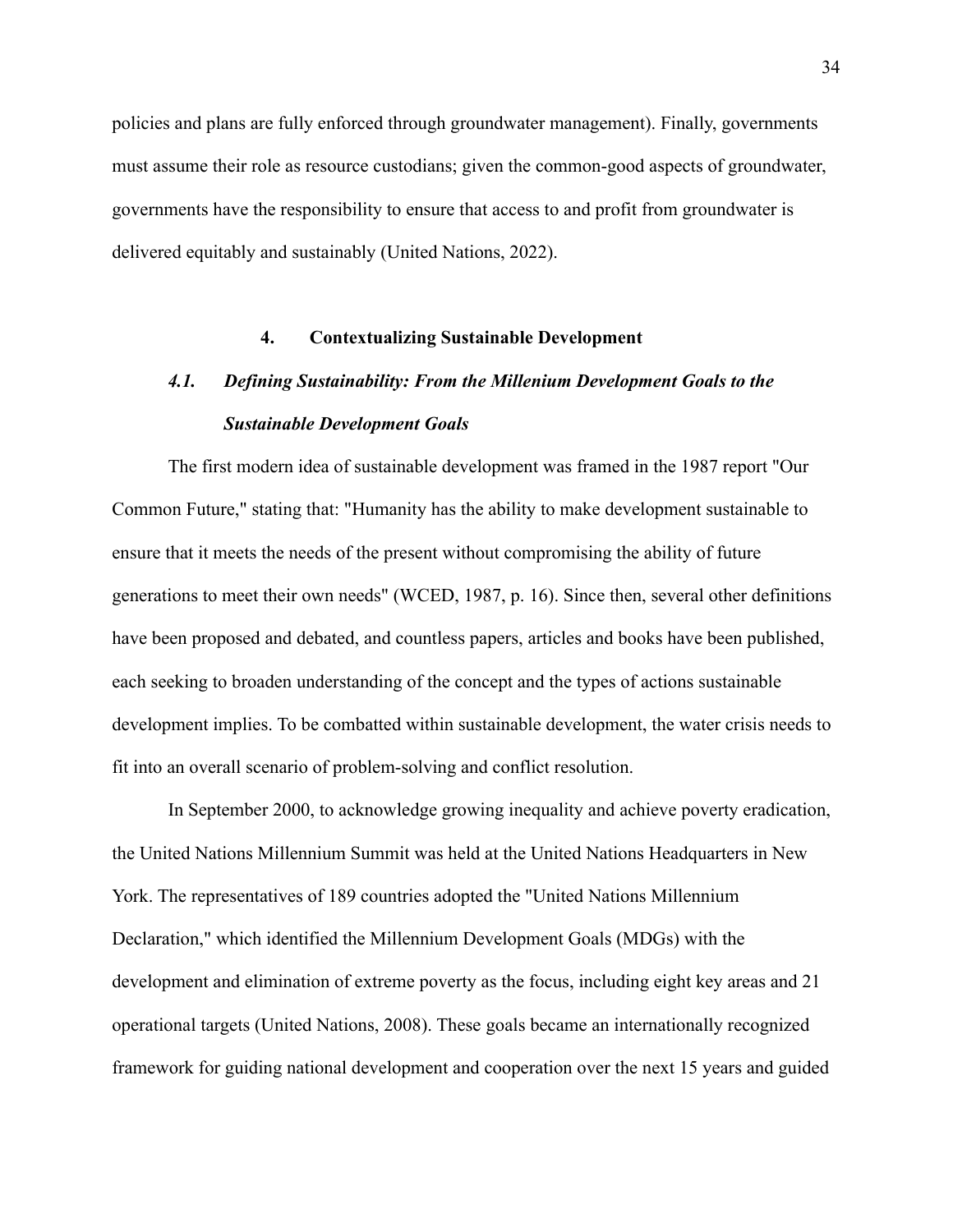policies and plans are fully enforced through groundwater management). Finally, governments must assume their role as resource custodians; given the common-good aspects of groundwater, governments have the responsibility to ensure that access to and profit from groundwater is delivered equitably and sustainably (United Nations, 2022).

## 4. Contextualizing Sustainable Development

### *4.1. Defining Sustainability: From the Millenium Development Goals to the Sustainable Development Goals*

The first modern idea of sustainable development was framed in the 1987 report "Our Common Future," stating that: "Humanity has the ability to make development sustainable to ensure that it meets the needs of the present without compromising the ability of future generations to meet their own needs" (WCED, 1987, p. 16). Since then, several other definitions have been proposed and debated, and countless papers, articles and books have been published, each seeking to broaden understanding of the concept and the types of actions sustainable development implies. To be combatted within sustainable development, the water crisis needs to fit into an overall scenario of problem-solving and conflict resolution.

In September 2000, to acknowledge growing inequality and achieve poverty eradication, the United Nations Millennium Summit was held at the United Nations Headquarters in New York. The representatives of 189 countries adopted the "United Nations Millennium Declaration," which identified the Millennium Development Goals (MDGs) with the development and elimination of extreme poverty as the focus, including eight key areas and 21 operational targets (United Nations, 2008). These goals became an internationally recognized framework for guiding national development and cooperation over the next 15 years and guided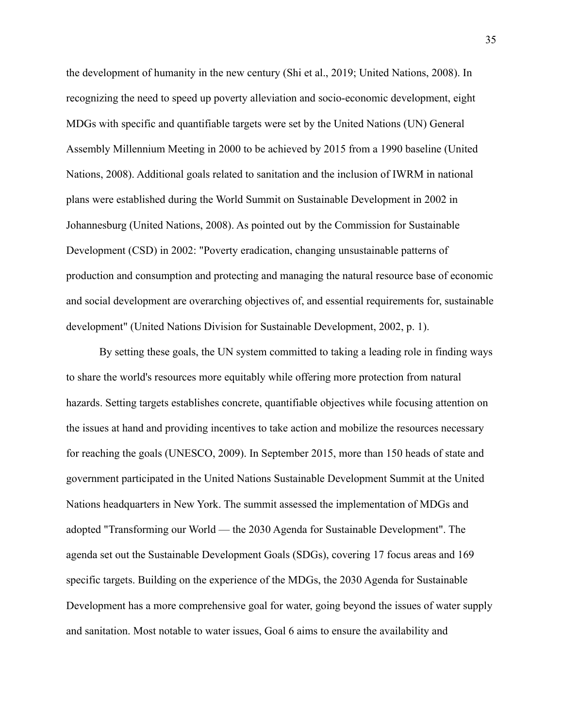the development of humanity in the new century (Shi et al., 2019; United Nations, 2008). In recognizing the need to speed up poverty alleviation and socio-economic development, eight MDGs with specific and quantifiable targets were set by the United Nations (UN) General Assembly Millennium Meeting in 2000 to be achieved by 2015 from a 1990 baseline (United Nations, 2008). Additional goals related to sanitation and the inclusion of IWRM in national plans were established during the World Summit on Sustainable Development in 2002 in Johannesburg (United Nations, 2008). As pointed out by the Commission for Sustainable Development (CSD) in 2002: "Poverty eradication, changing unsustainable patterns of production and consumption and protecting and managing the natural resource base of economic and social development are overarching objectives of, and essential requirements for, sustainable development" (United Nations Division for Sustainable Development, 2002, p. 1).

By setting these goals, the UN system committed to taking a leading role in finding ways to share the world's resources more equitably while offering more protection from natural hazards. Setting targets establishes concrete, quantifiable objectives while focusing attention on the issues at hand and providing incentives to take action and mobilize the resources necessary for reaching the goals (UNESCO, 2009). In September 2015, more than 150 heads of state and government participated in the United Nations Sustainable Development Summit at the United Nations headquarters in New York. The summit assessed the implementation of MDGs and adopted "Transforming our World — the 2030 Agenda for Sustainable Development". The agenda set out the Sustainable Development Goals (SDGs), covering 17 focus areas and 169 specific targets. Building on the experience of the MDGs, the 2030 Agenda for Sustainable Development has a more comprehensive goal for water, going beyond the issues of water supply and sanitation. Most notable to water issues, Goal 6 aims to ensure the availability and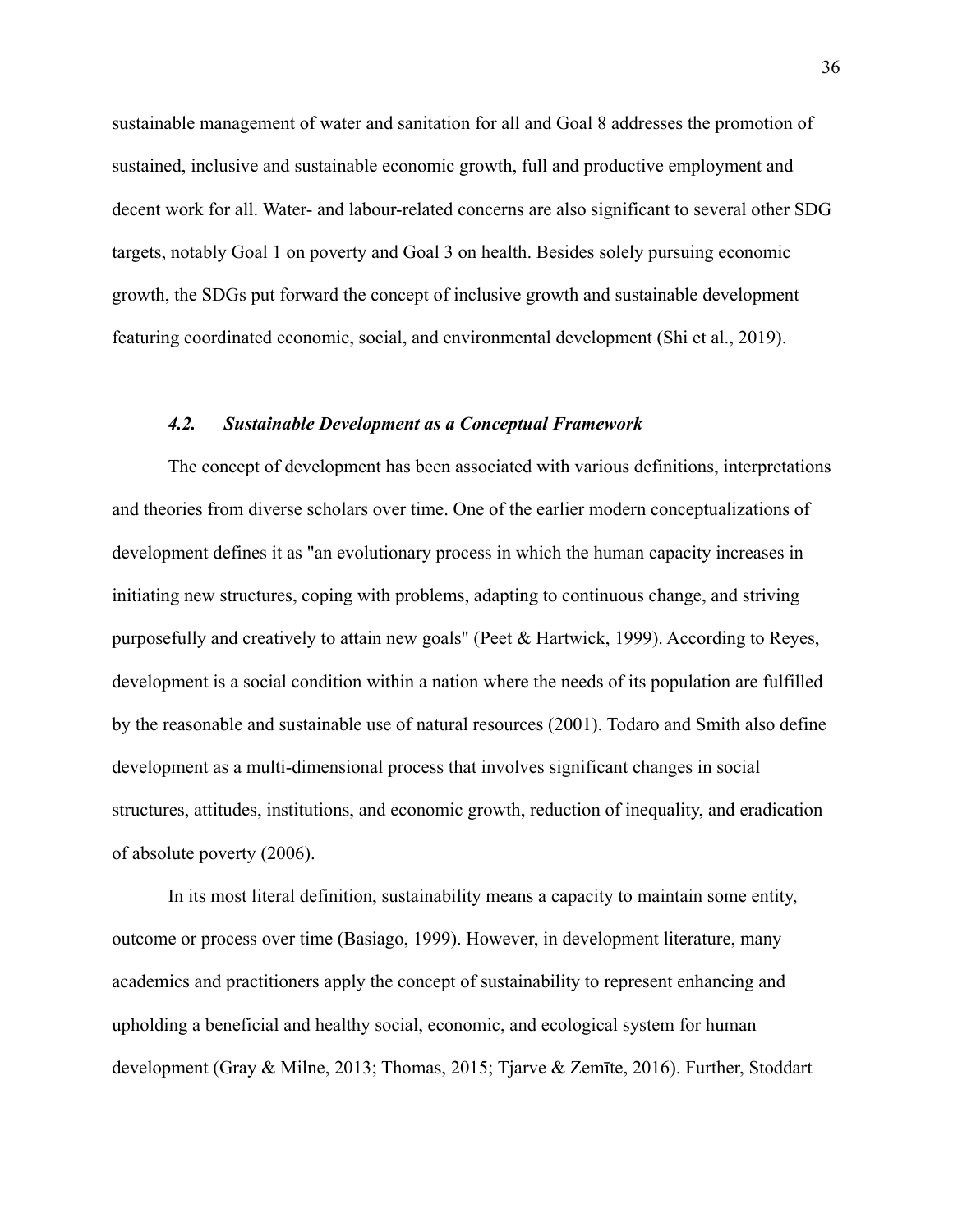sustainable management of water and sanitation for all and Goal 8 addresses the promotion of sustained, inclusive and sustainable economic growth, full and productive employment and decent work for all. Water- and labour-related concerns are also significant to several other SDG targets, notably Goal 1 on poverty and Goal 3 on health. Besides solely pursuing economic growth, the SDGs put forward the concept of inclusive growth and sustainable development featuring coordinated economic, social, and environmental development (Shi et al., 2019).

### *4.2. Sustainable Development as a Conceptual Framework*

The concept of development has been associated with various definitions, interpretations and theories from diverse scholars over time. One of the earlier modern conceptualizations of development defines it as "an evolutionary process in which the human capacity increases in initiating new structures, coping with problems, adapting to continuous change, and striving purposefully and creatively to attain new goals" (Peet & Hartwick, 1999). According to Reyes, development is a social condition within a nation where the needs of its population are fulfilled by the reasonable and sustainable use of natural resources (2001). Todaro and Smith also define development as a multi-dimensional process that involves significant changes in social structures, attitudes, institutions, and economic growth, reduction of inequality, and eradication of absolute poverty (2006).

In its most literal definition, sustainability means a capacity to maintain some entity, outcome or process over time (Basiago, 1999). However, in development literature, many academics and practitioners apply the concept of sustainability to represent enhancing and upholding a beneficial and healthy social, economic, and ecological system for human development (Gray & Milne, 2013; Thomas, 2015; Tjarve & Zemīte, 2016). Further, Stoddart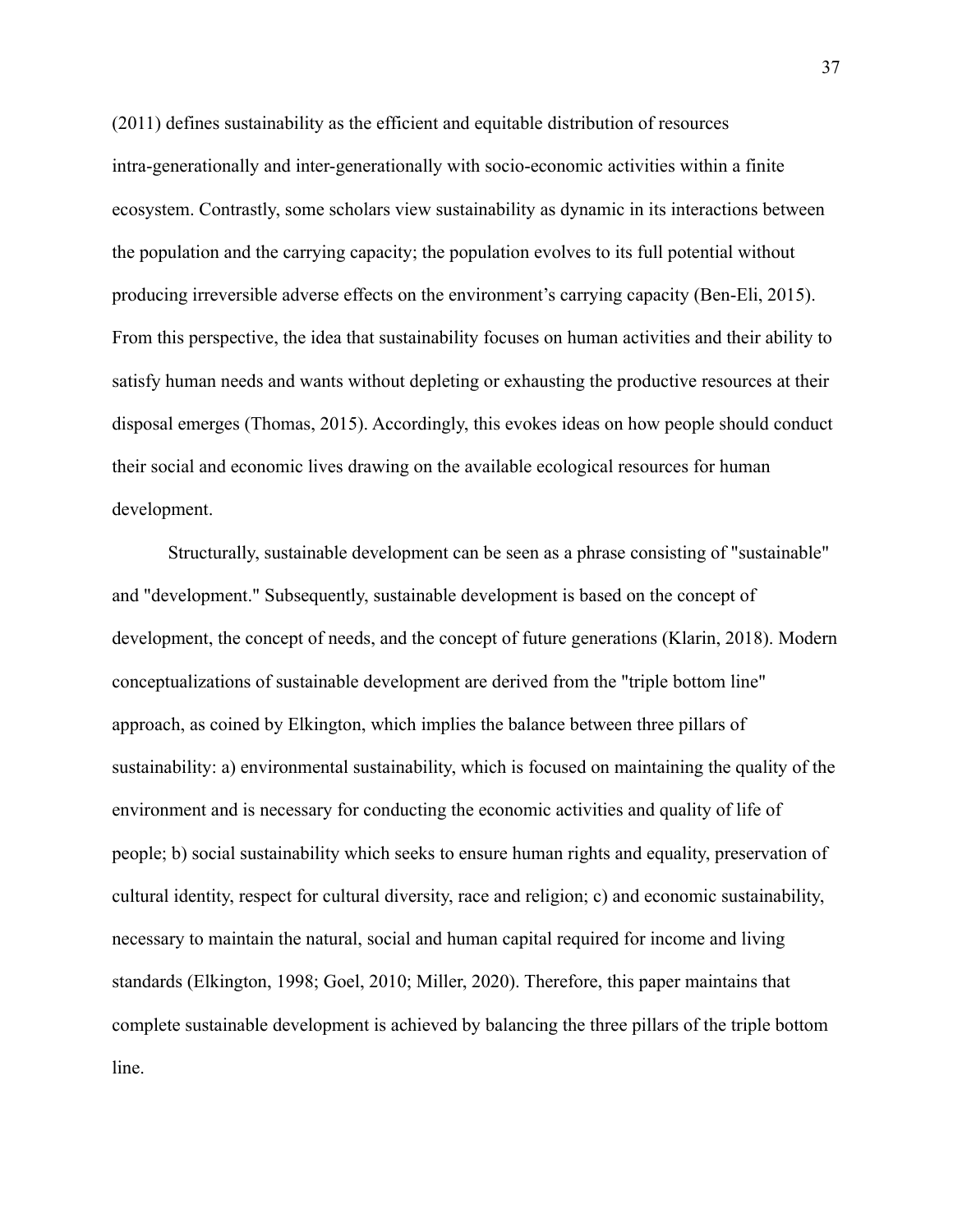(2011) defines sustainability as the efficient and equitable distribution of resources intra-generationally and inter-generationally with socio-economic activities within a finite ecosystem. Contrastly, some scholars view sustainability as dynamic in its interactions between the population and the carrying capacity; the population evolves to its full potential without producing irreversible adverse effects on the environment's carrying capacity (Ben-Eli, 2015). From this perspective, the idea that sustainability focuses on human activities and their ability to satisfy human needs and wants without depleting or exhausting the productive resources at their disposal emerges (Thomas, 2015). Accordingly, this evokes ideas on how people should conduct their social and economic lives drawing on the available ecological resources for human development.

Structurally, sustainable development can be seen as a phrase consisting of "sustainable" and "development." Subsequently, sustainable development is based on the concept of development, the concept of needs, and the concept of future generations (Klarin, 2018). Modern conceptualizations of sustainable development are derived from the "triple bottom line" approach, as coined by Elkington, which implies the balance between three pillars of sustainability: a) environmental sustainability, which is focused on maintaining the quality of the environment and is necessary for conducting the economic activities and quality of life of people; b) social sustainability which seeks to ensure human rights and equality, preservation of cultural identity, respect for cultural diversity, race and religion; c) and economic sustainability, necessary to maintain the natural, social and human capital required for income and living standards (Elkington, 1998; Goel, 2010; Miller, 2020). Therefore, this paper maintains that complete sustainable development is achieved by balancing the three pillars of the triple bottom line.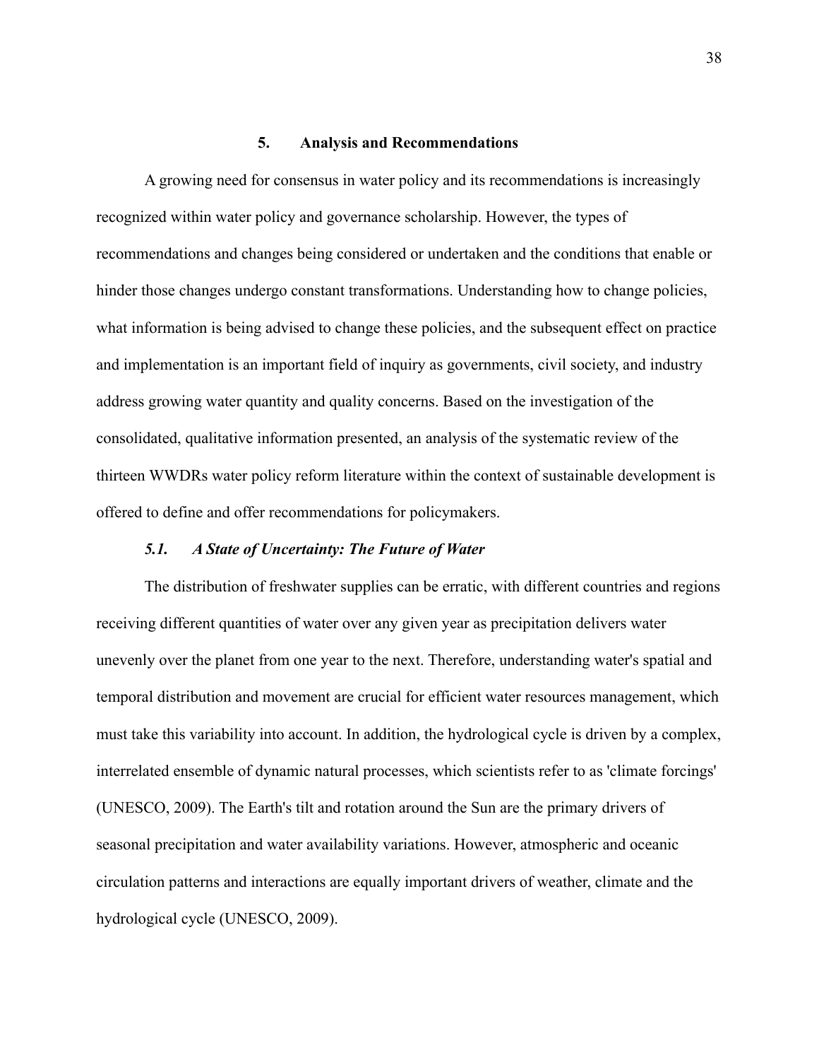## 5. Analysis and Recommendations

A growing need for consensus in water policy and its recommendations is increasingly recognized within water policy and governance scholarship. However, the types of recommendations and changes being considered or undertaken and the conditions that enable or hinder those changes undergo constant transformations. Understanding how to change policies, what information is being advised to change these policies, and the subsequent effect on practice and implementation is an important field of inquiry as governments, civil society, and industry address growing water quantity and quality concerns. Based on the investigation of the consolidated, qualitative information presented, an analysis of the systematic review of the thirteen WWDRs water policy reform literature within the context of sustainable development is offered to define and offer recommendations for policymakers.

### *5.1. A State of Uncertainty: The Future of Water*

The distribution of freshwater supplies can be erratic, with different countries and regions receiving different quantities of water over any given year as precipitation delivers water unevenly over the planet from one year to the next. Therefore, understanding water's spatial and temporal distribution and movement are crucial for efficient water resources management, which must take this variability into account. In addition, the hydrological cycle is driven by a complex, interrelated ensemble of dynamic natural processes, which scientists refer to as 'climate forcings' (UNESCO, 2009). The Earth's tilt and rotation around the Sun are the primary drivers of seasonal precipitation and water availability variations. However, atmospheric and oceanic circulation patterns and interactions are equally important drivers of weather, climate and the hydrological cycle (UNESCO, 2009).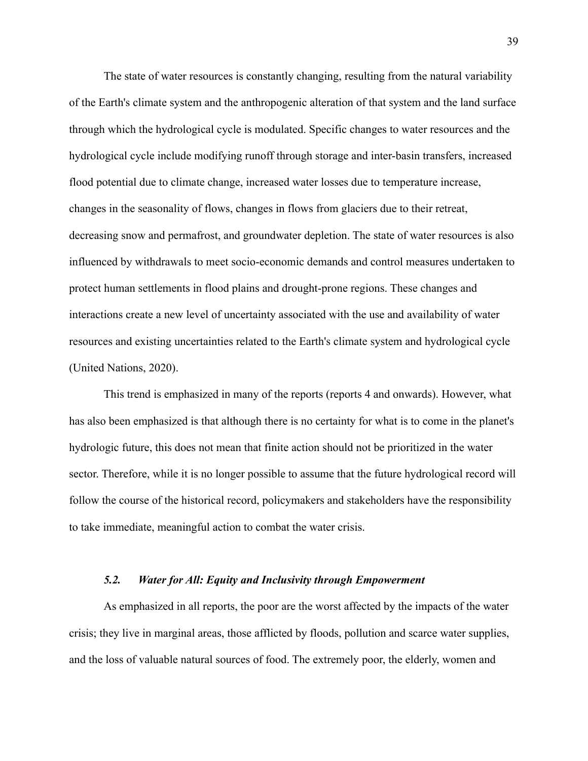The state of water resources is constantly changing, resulting from the natural variability of the Earth's climate system and the anthropogenic alteration of that system and the land surface through which the hydrological cycle is modulated. Specific changes to water resources and the hydrological cycle include modifying runoff through storage and inter-basin transfers, increased flood potential due to climate change, increased water losses due to temperature increase, changes in the seasonality of flows, changes in flows from glaciers due to their retreat, decreasing snow and permafrost, and groundwater depletion. The state of water resources is also influenced by withdrawals to meet socio-economic demands and control measures undertaken to protect human settlements in flood plains and drought-prone regions. These changes and interactions create a new level of uncertainty associated with the use and availability of water resources and existing uncertainties related to the Earth's climate system and hydrological cycle (United Nations, 2020).

This trend is emphasized in many of the reports (reports 4 and onwards). However, what has also been emphasized is that although there is no certainty for what is to come in the planet's hydrologic future, this does not mean that finite action should not be prioritized in the water sector. Therefore, while it is no longer possible to assume that the future hydrological record will follow the course of the historical record, policymakers and stakeholders have the responsibility to take immediate, meaningful action to combat the water crisis.

### *5.2. Water for All: Equity and Inclusivity through Empowerment*

As emphasized in all reports, the poor are the worst affected by the impacts of the water crisis; they live in marginal areas, those afflicted by floods, pollution and scarce water supplies, and the loss of valuable natural sources of food. The extremely poor, the elderly, women and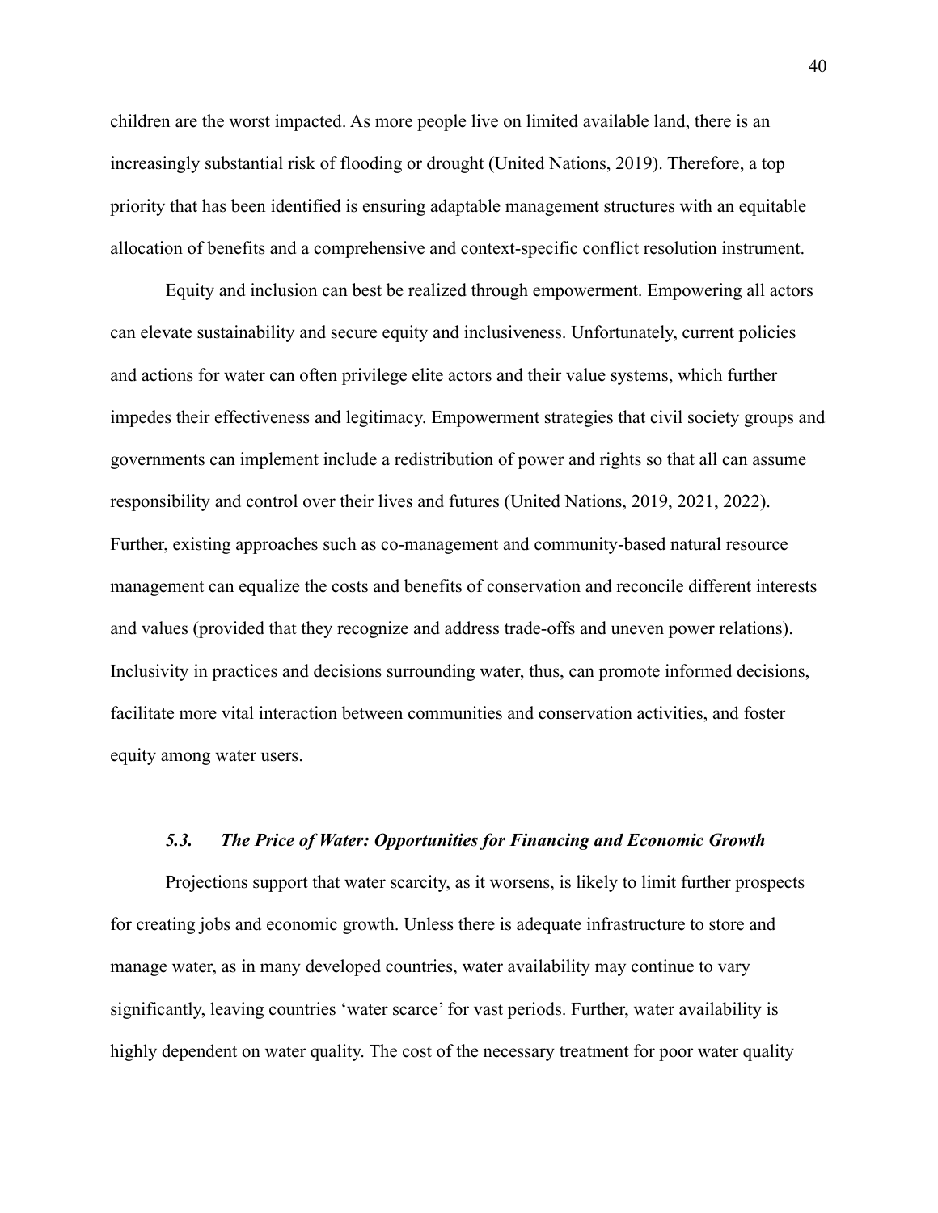children are the worst impacted. As more people live on limited available land, there is an increasingly substantial risk of flooding or drought (United Nations, 2019). Therefore, a top priority that has been identified is ensuring adaptable management structures with an equitable allocation of benefits and a comprehensive and context-specific conflict resolution instrument.

Equity and inclusion can best be realized through empowerment. Empowering all actors can elevate sustainability and secure equity and inclusiveness. Unfortunately, current policies and actions for water can often privilege elite actors and their value systems, which further impedes their effectiveness and legitimacy. Empowerment strategies that civil society groups and governments can implement include a redistribution of power and rights so that all can assume responsibility and control over their lives and futures (United Nations, 2019, 2021, 2022). Further, existing approaches such as co-management and community-based natural resource management can equalize the costs and benefits of conservation and reconcile different interests and values (provided that they recognize and address trade-offs and uneven power relations). Inclusivity in practices and decisions surrounding water, thus, can promote informed decisions, facilitate more vital interaction between communities and conservation activities, and foster equity among water users.

### *5.3. The Price of Water: Opportunities for Financing and Economic Growth*

Projections support that water scarcity, as it worsens, is likely to limit further prospects for creating jobs and economic growth. Unless there is adequate infrastructure to store and manage water, as in many developed countries, water availability may continue to vary significantly, leaving countries 'water scarce' for vast periods. Further, water availability is highly dependent on water quality. The cost of the necessary treatment for poor water quality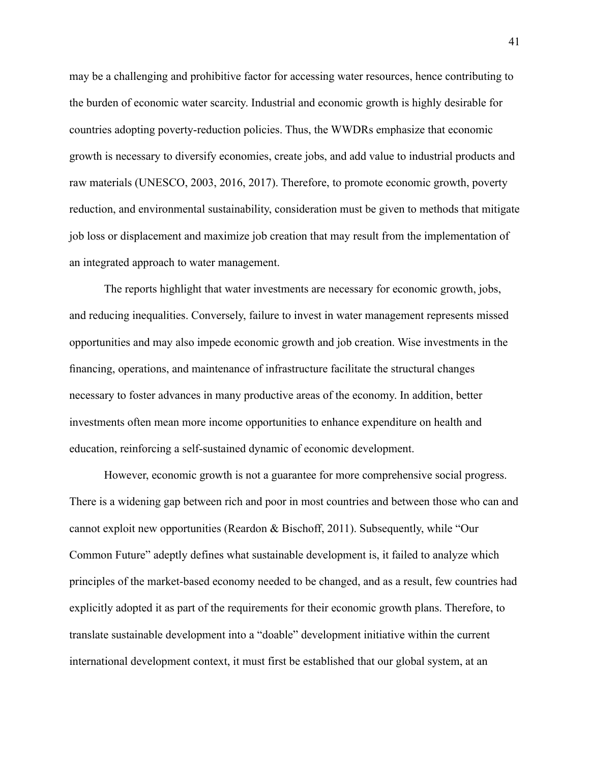may be a challenging and prohibitive factor for accessing water resources, hence contributing to the burden of economic water scarcity. Industrial and economic growth is highly desirable for countries adopting poverty-reduction policies. Thus, the WWDRs emphasize that economic growth is necessary to diversify economies, create jobs, and add value to industrial products and raw materials (UNESCO, 2003, 2016, 2017). Therefore, to promote economic growth, poverty reduction, and environmental sustainability, consideration must be given to methods that mitigate job loss or displacement and maximize job creation that may result from the implementation of an integrated approach to water management.

The reports highlight that water investments are necessary for economic growth, jobs, and reducing inequalities. Conversely, failure to invest in water management represents missed opportunities and may also impede economic growth and job creation. Wise investments in the financing, operations, and maintenance of infrastructure facilitate the structural changes necessary to foster advances in many productive areas of the economy. In addition, better investments often mean more income opportunities to enhance expenditure on health and education, reinforcing a self-sustained dynamic of economic development.

However, economic growth is not a guarantee for more comprehensive social progress. There is a widening gap between rich and poor in most countries and between those who can and cannot exploit new opportunities (Reardon & Bischoff, 2011). Subsequently, while "Our Common Future" adeptly defines what sustainable development is, it failed to analyze which principles of the market-based economy needed to be changed, and as a result, few countries had explicitly adopted it as part of the requirements for their economic growth plans. Therefore, to translate sustainable development into a "doable" development initiative within the current international development context, it must first be established that our global system, at an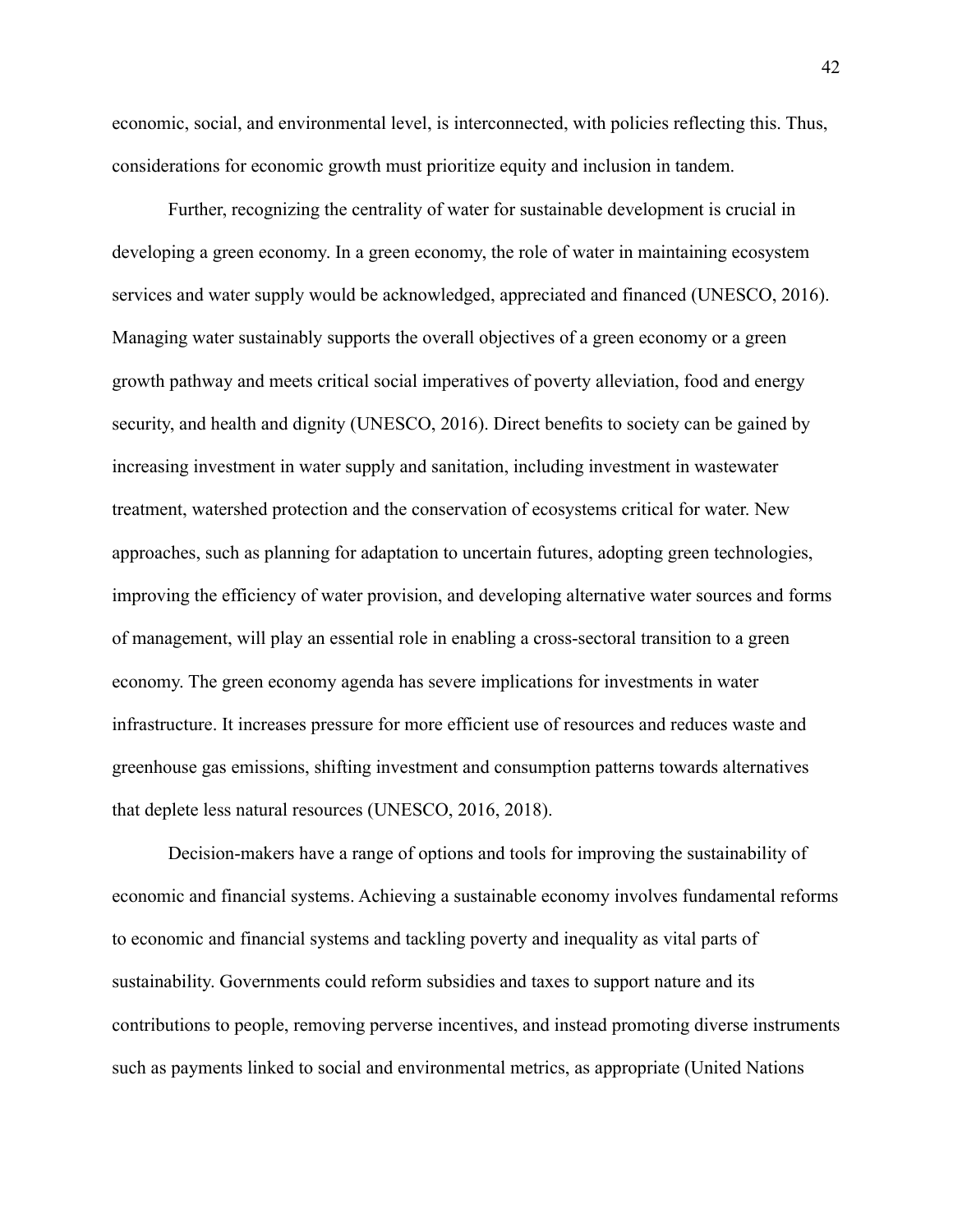economic, social, and environmental level, is interconnected, with policies reflecting this. Thus, considerations for economic growth must prioritize equity and inclusion in tandem.

Further, recognizing the centrality of water for sustainable development is crucial in developing a green economy. In a green economy, the role of water in maintaining ecosystem services and water supply would be acknowledged, appreciated and financed (UNESCO, 2016). Managing water sustainably supports the overall objectives of a green economy or a green growth pathway and meets critical social imperatives of poverty alleviation, food and energy security, and health and dignity (UNESCO, 2016). Direct benefits to society can be gained by increasing investment in water supply and sanitation, including investment in wastewater treatment, watershed protection and the conservation of ecosystems critical for water. New approaches, such as planning for adaptation to uncertain futures, adopting green technologies, improving the efficiency of water provision, and developing alternative water sources and forms of management, will play an essential role in enabling a cross-sectoral transition to a green economy. The green economy agenda has severe implications for investments in water infrastructure. It increases pressure for more efficient use of resources and reduces waste and greenhouse gas emissions, shifting investment and consumption patterns towards alternatives that deplete less natural resources (UNESCO, 2016, 2018).

Decision-makers have a range of options and tools for improving the sustainability of economic and financial systems. Achieving a sustainable economy involves fundamental reforms to economic and financial systems and tackling poverty and inequality as vital parts of sustainability. Governments could reform subsidies and taxes to support nature and its contributions to people, removing perverse incentives, and instead promoting diverse instruments such as payments linked to social and environmental metrics, as appropriate (United Nations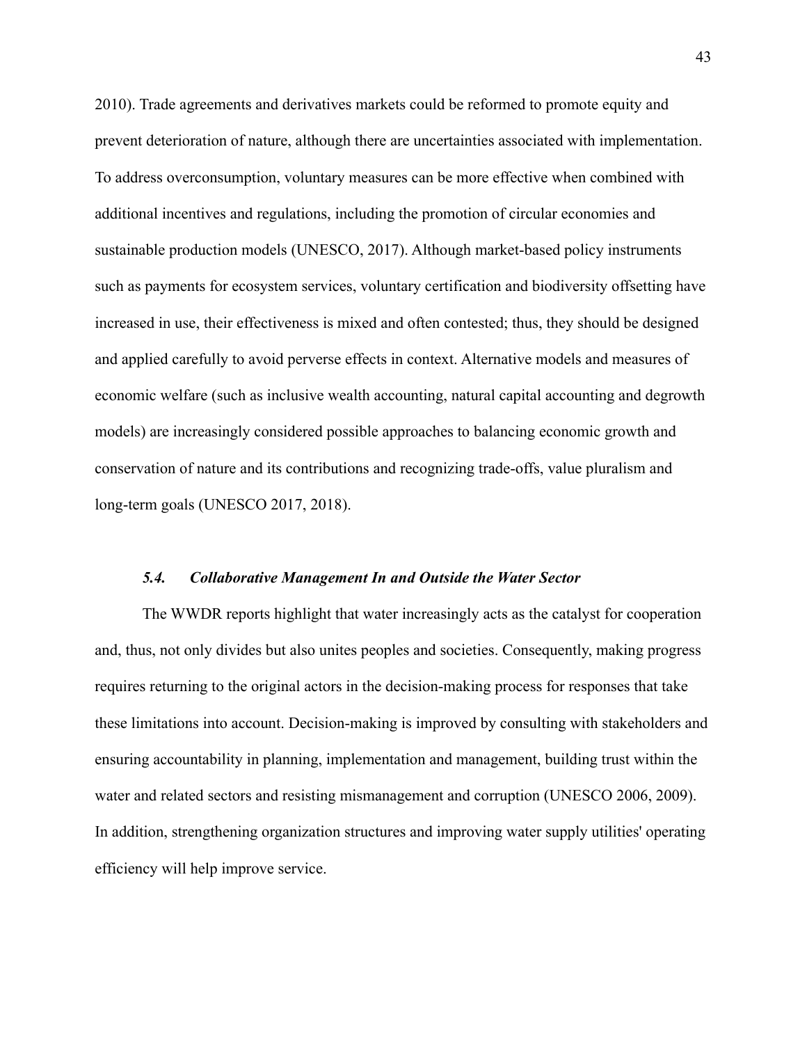2010). Trade agreements and derivatives markets could be reformed to promote equity and prevent deterioration of nature, although there are uncertainties associated with implementation. To address overconsumption, voluntary measures can be more effective when combined with additional incentives and regulations, including the promotion of circular economies and sustainable production models (UNESCO, 2017). Although market-based policy instruments such as payments for ecosystem services, voluntary certification and biodiversity offsetting have increased in use, their effectiveness is mixed and often contested; thus, they should be designed and applied carefully to avoid perverse effects in context. Alternative models and measures of economic welfare (such as inclusive wealth accounting, natural capital accounting and degrowth models) are increasingly considered possible approaches to balancing economic growth and conservation of nature and its contributions and recognizing trade-offs, value pluralism and long-term goals (UNESCO 2017, 2018).

### *5.4. Collaborative Management In and Outside the Water Sector*

The WWDR reports highlight that water increasingly acts as the catalyst for cooperation and, thus, not only divides but also unites peoples and societies. Consequently, making progress requires returning to the original actors in the decision-making process for responses that take these limitations into account. Decision-making is improved by consulting with stakeholders and ensuring accountability in planning, implementation and management, building trust within the water and related sectors and resisting mismanagement and corruption (UNESCO 2006, 2009). In addition, strengthening organization structures and improving water supply utilities' operating efficiency will help improve service.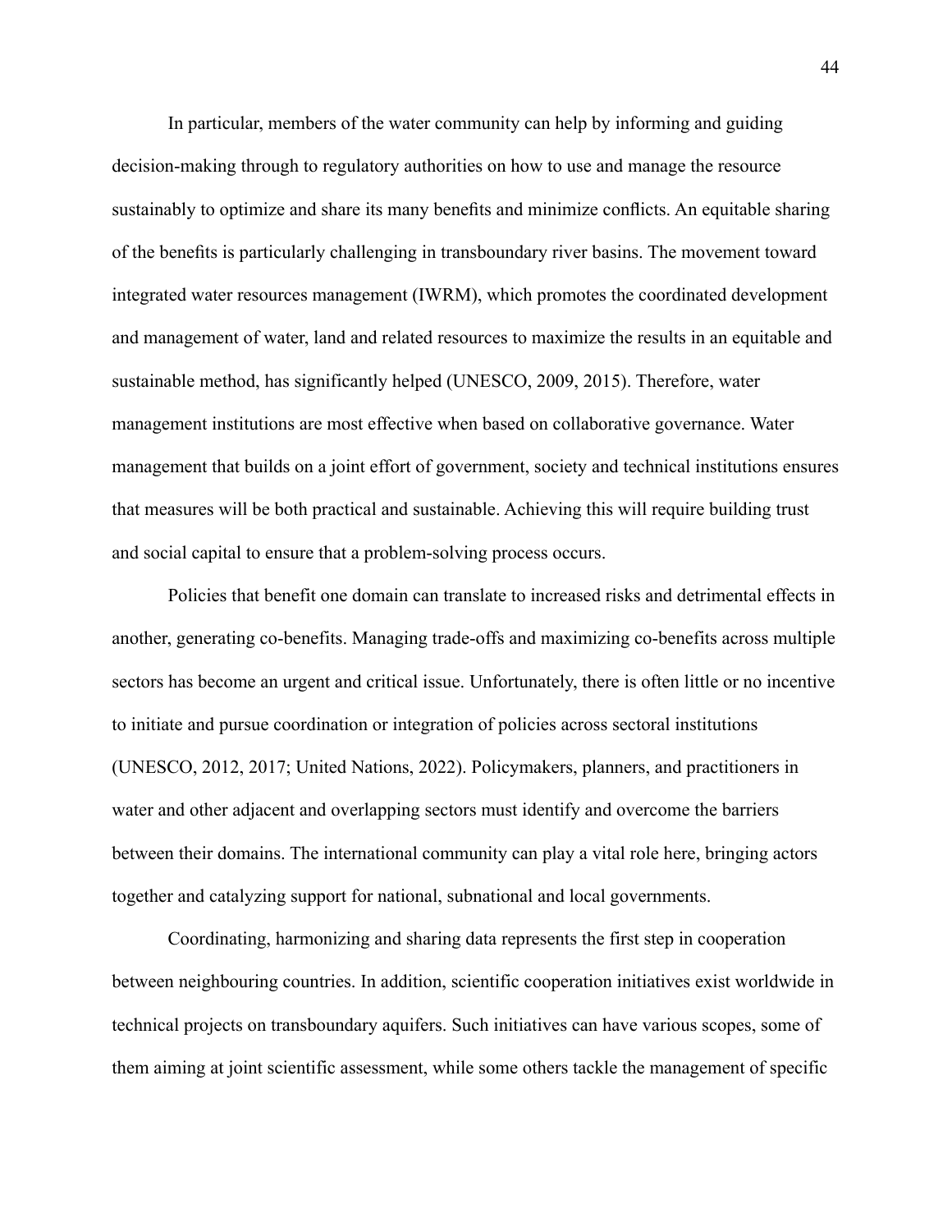In particular, members of the water community can help by informing and guiding decision-making through to regulatory authorities on how to use and manage the resource sustainably to optimize and share its many benefits and minimize conflicts. An equitable sharing of the benefits is particularly challenging in transboundary river basins. The movement toward integrated water resources management (IWRM), which promotes the coordinated development and management of water, land and related resources to maximize the results in an equitable and sustainable method, has significantly helped (UNESCO, 2009, 2015). Therefore, water management institutions are most effective when based on collaborative governance. Water management that builds on a joint effort of government, society and technical institutions ensures that measures will be both practical and sustainable. Achieving this will require building trust and social capital to ensure that a problem-solving process occurs.

Policies that benefit one domain can translate to increased risks and detrimental effects in another, generating co-benefits. Managing trade-offs and maximizing co-benefits across multiple sectors has become an urgent and critical issue. Unfortunately, there is often little or no incentive to initiate and pursue coordination or integration of policies across sectoral institutions (UNESCO, 2012, 2017; United Nations, 2022). Policymakers, planners, and practitioners in water and other adjacent and overlapping sectors must identify and overcome the barriers between their domains. The international community can play a vital role here, bringing actors together and catalyzing support for national, subnational and local governments.

Coordinating, harmonizing and sharing data represents the first step in cooperation between neighbouring countries. In addition, scientific cooperation initiatives exist worldwide in technical projects on transboundary aquifers. Such initiatives can have various scopes, some of them aiming at joint scientific assessment, while some others tackle the management of specific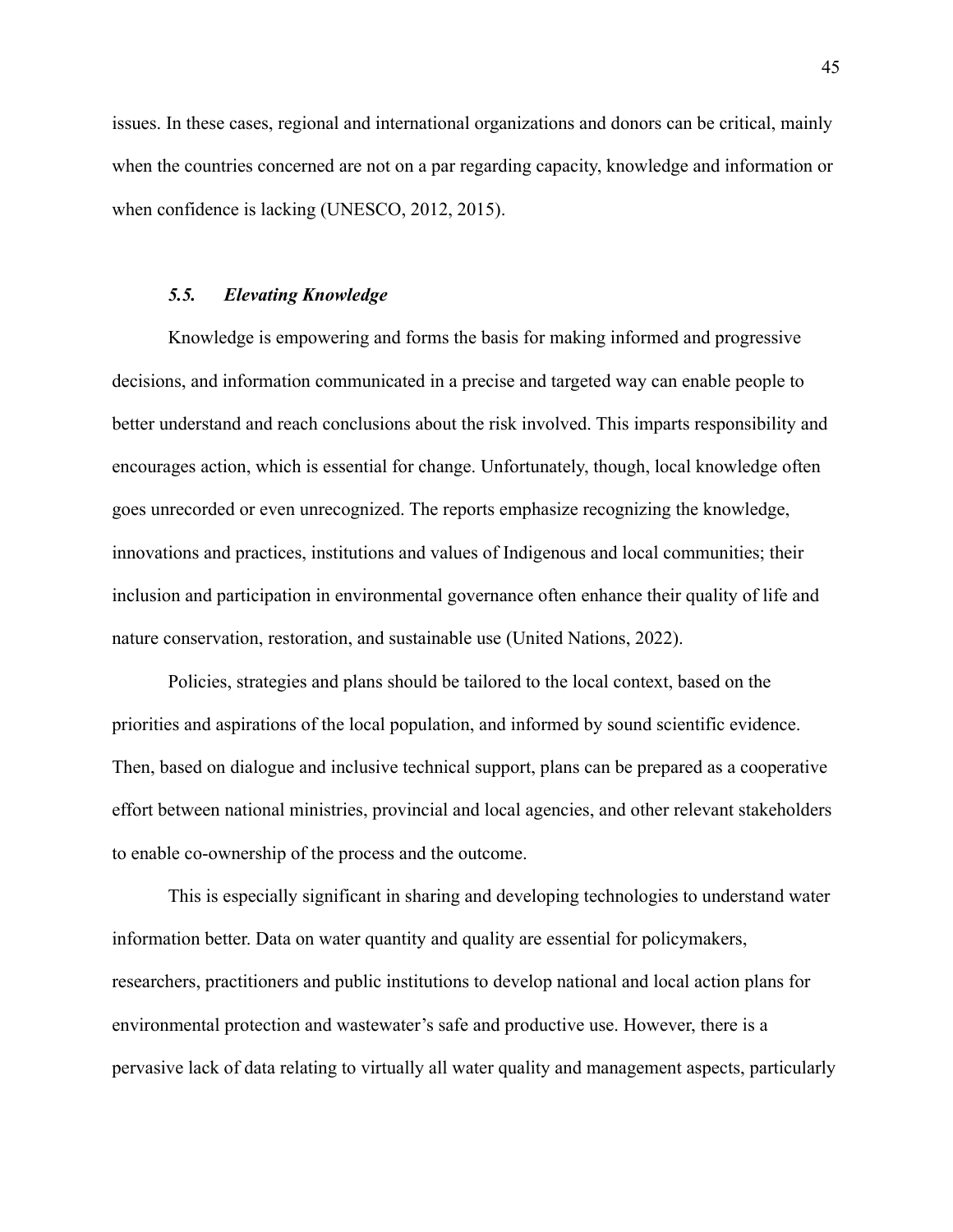issues. In these cases, regional and international organizations and donors can be critical, mainly when the countries concerned are not on a par regarding capacity, knowledge and information or when confidence is lacking (UNESCO, 2012, 2015).

### *5.5. Elevating Knowledge*

Knowledge is empowering and forms the basis for making informed and progressive decisions, and information communicated in a precise and targeted way can enable people to better understand and reach conclusions about the risk involved. This imparts responsibility and encourages action, which is essential for change. Unfortunately, though, local knowledge often goes unrecorded or even unrecognized. The reports emphasize recognizing the knowledge, innovations and practices, institutions and values of Indigenous and local communities; their inclusion and participation in environmental governance often enhance their quality of life and nature conservation, restoration, and sustainable use (United Nations, 2022).

Policies, strategies and plans should be tailored to the local context, based on the priorities and aspirations of the local population, and informed by sound scientific evidence. Then, based on dialogue and inclusive technical support, plans can be prepared as a cooperative effort between national ministries, provincial and local agencies, and other relevant stakeholders to enable co-ownership of the process and the outcome.

This is especially significant in sharing and developing technologies to understand water information better. Data on water quantity and quality are essential for policymakers, researchers, practitioners and public institutions to develop national and local action plans for environmental protection and wastewater's safe and productive use. However, there is a pervasive lack of data relating to virtually all water quality and management aspects, particularly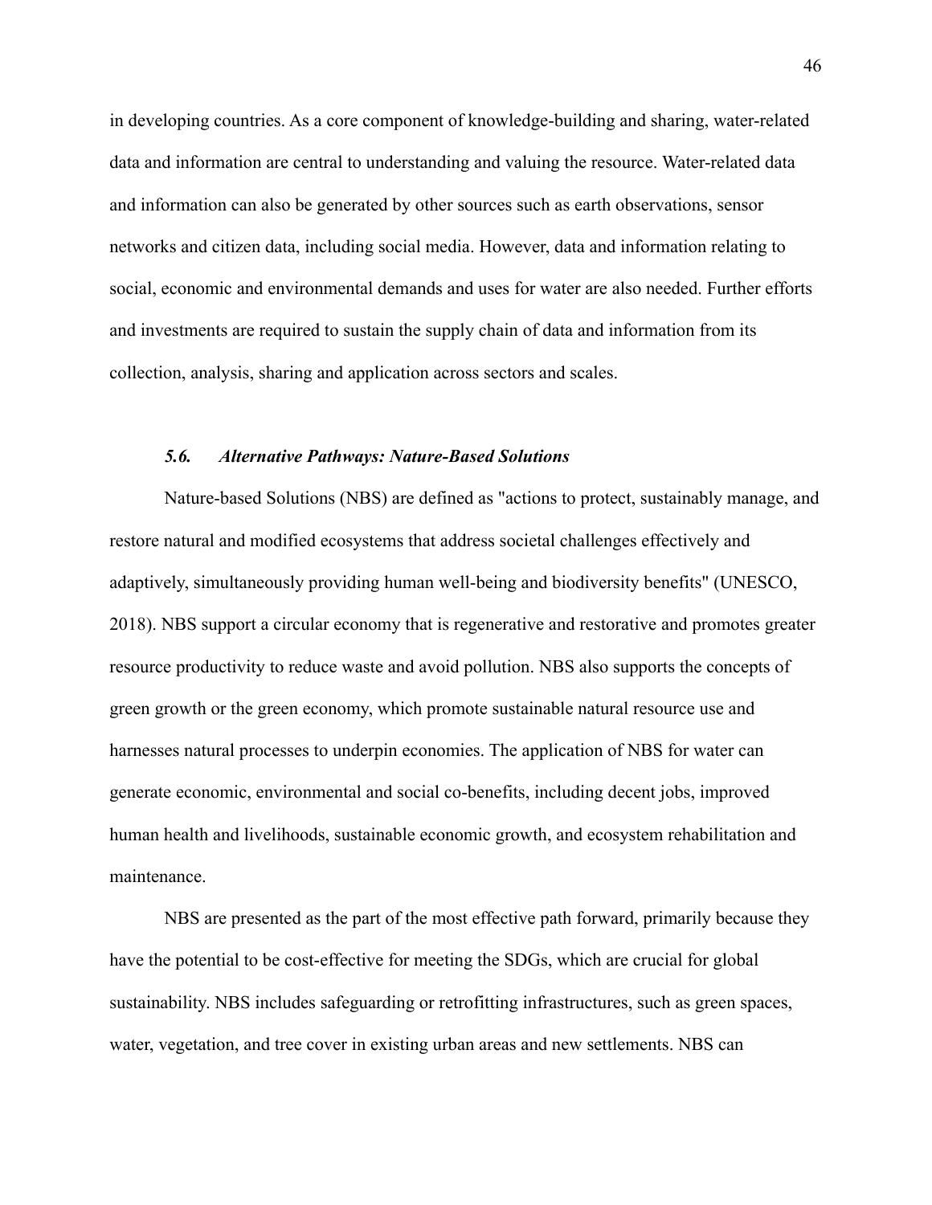in developing countries. As a core component of knowledge-building and sharing, water-related data and information are central to understanding and valuing the resource. Water-related data and information can also be generated by other sources such as earth observations, sensor networks and citizen data, including social media. However, data and information relating to social, economic and environmental demands and uses for water are also needed. Further efforts and investments are required to sustain the supply chain of data and information from its collection, analysis, sharing and application across sectors and scales.

### *5.6. Alternative Pathways: Nature-Based Solutions*

Nature-based Solutions (NBS) are defined as "actions to protect, sustainably manage, and restore natural and modified ecosystems that address societal challenges effectively and adaptively, simultaneously providing human well-being and biodiversity benefits" (UNESCO, 2018). NBS support a circular economy that is regenerative and restorative and promotes greater resource productivity to reduce waste and avoid pollution. NBS also supports the concepts of green growth or the green economy, which promote sustainable natural resource use and harnesses natural processes to underpin economies. The application of NBS for water can generate economic, environmental and social co-benefits, including decent jobs, improved human health and livelihoods, sustainable economic growth, and ecosystem rehabilitation and maintenance.

NBS are presented as the part of the most effective path forward, primarily because they have the potential to be cost-effective for meeting the SDGs, which are crucial for global sustainability. NBS includes safeguarding or retrofitting infrastructures, such as green spaces, water, vegetation, and tree cover in existing urban areas and new settlements. NBS can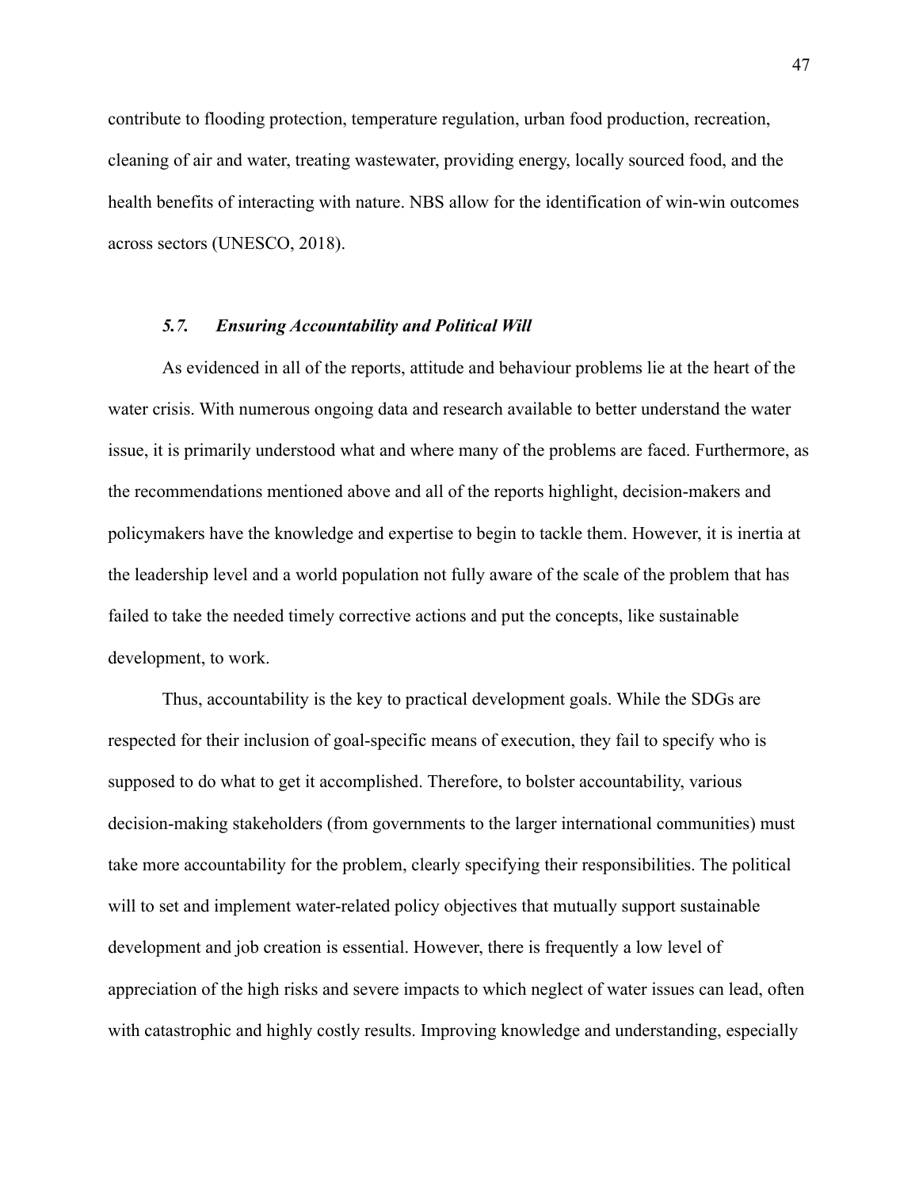contribute to flooding protection, temperature regulation, urban food production, recreation, cleaning of air and water, treating wastewater, providing energy, locally sourced food, and the health benefits of interacting with nature. NBS allow for the identification of win-win outcomes across sectors (UNESCO, 2018).

### *5.7. Ensuring Accountability and Political Will*

As evidenced in all of the reports, attitude and behaviour problems lie at the heart of the water crisis. With numerous ongoing data and research available to better understand the water issue, it is primarily understood what and where many of the problems are faced. Furthermore, as the recommendations mentioned above and all of the reports highlight, decision-makers and policymakers have the knowledge and expertise to begin to tackle them. However, it is inertia at the leadership level and a world population not fully aware of the scale of the problem that has failed to take the needed timely corrective actions and put the concepts, like sustainable development, to work.

Thus, accountability is the key to practical development goals. While the SDGs are respected for their inclusion of goal-specific means of execution, they fail to specify who is supposed to do what to get it accomplished. Therefore, to bolster accountability, various decision-making stakeholders (from governments to the larger international communities) must take more accountability for the problem, clearly specifying their responsibilities. The political will to set and implement water-related policy objectives that mutually support sustainable development and job creation is essential. However, there is frequently a low level of appreciation of the high risks and severe impacts to which neglect of water issues can lead, often with catastrophic and highly costly results. Improving knowledge and understanding, especially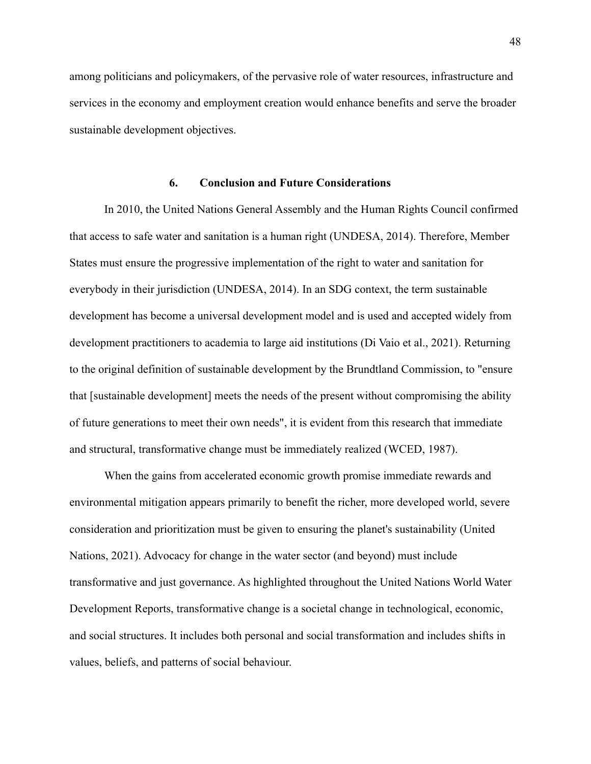among politicians and policymakers, of the pervasive role of water resources, infrastructure and services in the economy and employment creation would enhance benefits and serve the broader sustainable development objectives.

## 6. Conclusion and Future Considerations

In 2010, the United Nations General Assembly and the Human Rights Council confirmed that access to safe water and sanitation is a human right (UNDESA, 2014). Therefore, Member States must ensure the progressive implementation of the right to water and sanitation for everybody in their jurisdiction (UNDESA, 2014). In an SDG context, the term sustainable development has become a universal development model and is used and accepted widely from development practitioners to academia to large aid institutions (Di Vaio et al., 2021). Returning to the original definition of sustainable development by the Brundtland Commission, to "ensure that [sustainable development] meets the needs of the present without compromising the ability of future generations to meet their own needs", it is evident from this research that immediate and structural, transformative change must be immediately realized (WCED, 1987).

When the gains from accelerated economic growth promise immediate rewards and environmental mitigation appears primarily to benefit the richer, more developed world, severe consideration and prioritization must be given to ensuring the planet's sustainability (United Nations, 2021). Advocacy for change in the water sector (and beyond) must include transformative and just governance. As highlighted throughout the United Nations World Water Development Reports, transformative change is a societal change in technological, economic, and social structures. It includes both personal and social transformation and includes shifts in values, beliefs, and patterns of social behaviour.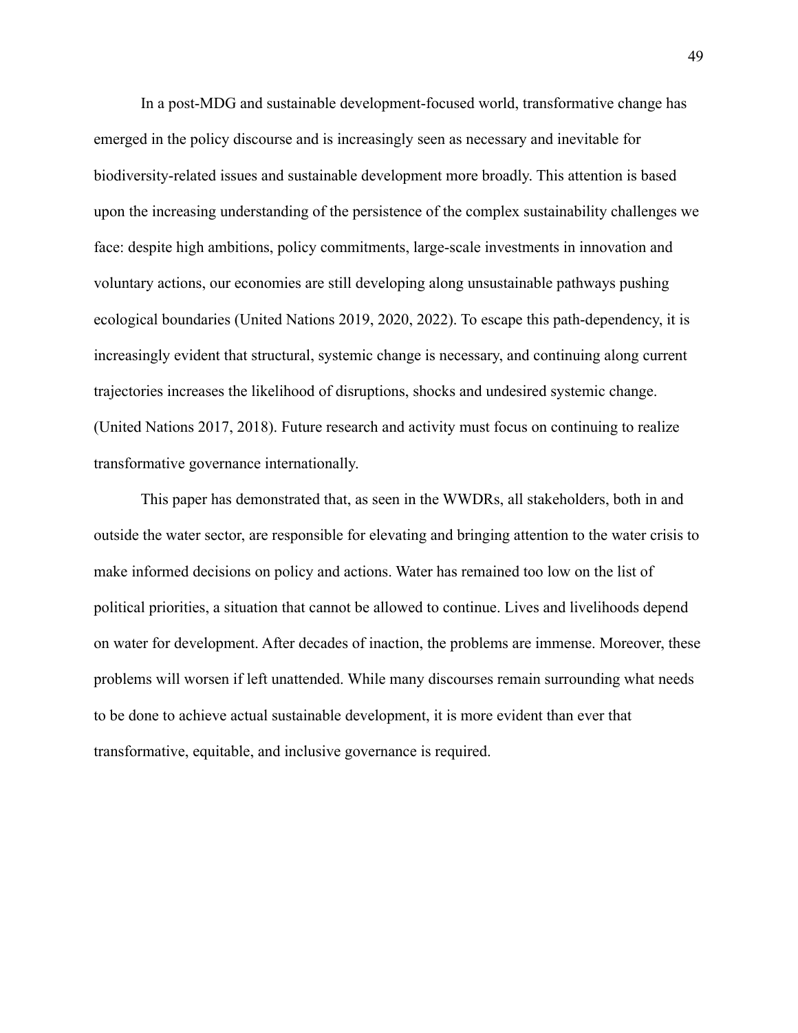In a post-MDG and sustainable development-focused world, transformative change has emerged in the policy discourse and is increasingly seen as necessary and inevitable for biodiversity-related issues and sustainable development more broadly. This attention is based upon the increasing understanding of the persistence of the complex sustainability challenges we face: despite high ambitions, policy commitments, large-scale investments in innovation and voluntary actions, our economies are still developing along unsustainable pathways pushing ecological boundaries (United Nations 2019, 2020, 2022). To escape this path-dependency, it is increasingly evident that structural, systemic change is necessary, and continuing along current trajectories increases the likelihood of disruptions, shocks and undesired systemic change. (United Nations 2017, 2018). Future research and activity must focus on continuing to realize transformative governance internationally.

This paper has demonstrated that, as seen in the WWDRs, all stakeholders, both in and outside the water sector, are responsible for elevating and bringing attention to the water crisis to make informed decisions on policy and actions. Water has remained too low on the list of political priorities, a situation that cannot be allowed to continue. Lives and livelihoods depend on water for development. After decades of inaction, the problems are immense. Moreover, these problems will worsen if left unattended. While many discourses remain surrounding what needs to be done to achieve actual sustainable development, it is more evident than ever that transformative, equitable, and inclusive governance is required.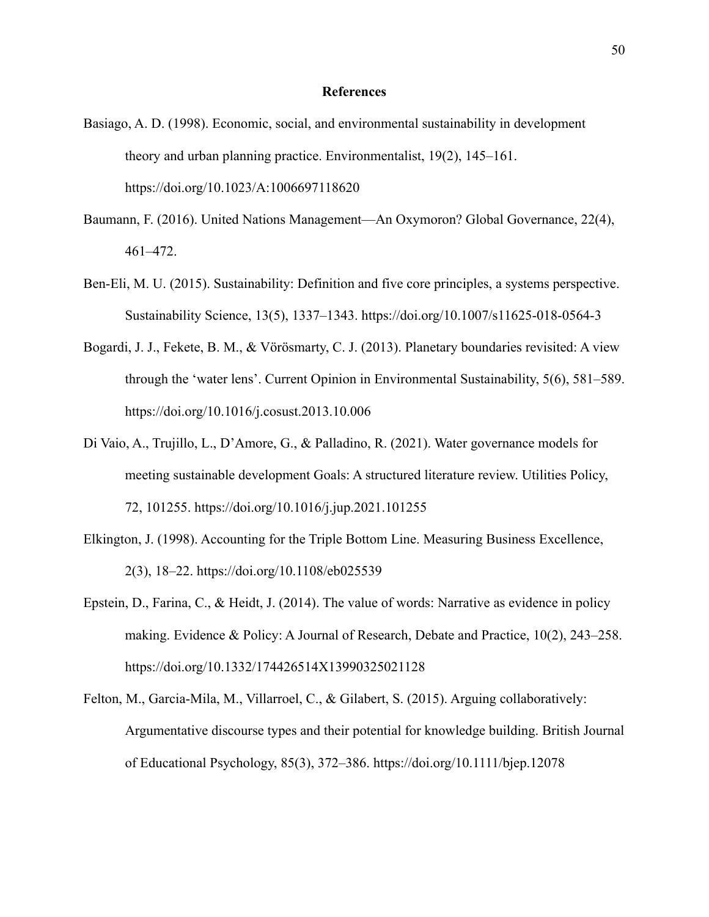## References

Basiago, A. D. (1998). Economic, social, and environmental sustainability in development theory and urban planning practice. Environmentalist, 19(2), 145–161. https://doi.org/10.1023/A:1006697118620

Baumann, F. (2016). United Nations Management—An Oxymoron? Global Governance, 22(4), 461–472.

Ben-Eli, M. U. (2015). Sustainability: Definition and five core principles, a systems perspective. Sustainability Science, 13(5), 1337–1343. https://doi.org/10.1007/s11625-018-0564-3

Bogardi, J. J., Fekete, B. M., & Vörösmarty, C. J. (2013). Planetary boundaries revisited: A view through the 'water lens'. Current Opinion in Environmental Sustainability, 5(6), 581–589. https://doi.org/10.1016/j.cosust.2013.10.006

Di Vaio, A., Trujillo, L., D'Amore, G., & Palladino, R. (2021). Water governance models for meeting sustainable development Goals: A structured literature review. Utilities Policy, 72, 101255. https://doi.org/10.1016/j.jup.2021.101255

Elkington, J. (1998). Accounting for the Triple Bottom Line. Measuring Business Excellence, 2(3), 18–22. https://doi.org/10.1108/eb025539

Epstein, D., Farina, C., & Heidt, J. (2014). The value of words: Narrative as evidence in policy making. Evidence & Policy: A Journal of Research, Debate and Practice, 10(2), 243–258. https://doi.org/10.1332/174426514X13990325021128

Felton, M., Garcia-Mila, M., Villarroel, C., & Gilabert, S. (2015). Arguing collaboratively: Argumentative discourse types and their potential for knowledge building. British Journal of Educational Psychology, 85(3), 372–386. https://doi.org/10.1111/bjep.12078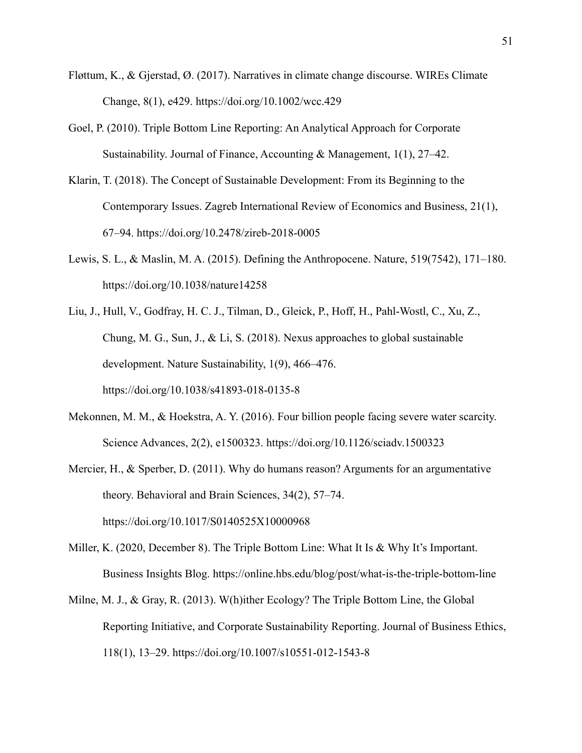Fløttum, K., & Gjerstad, Ø. (2017). Narratives in climate change discourse. WIREs Climate Change, 8(1), e429. https://doi.org/10.1002/wcc.429

Goel, P. (2010). Triple Bottom Line Reporting: An Analytical Approach for Corporate Sustainability. Journal of Finance, Accounting & Management, 1(1), 27–42.

Klarin, T. (2018). The Concept of Sustainable Development: From its Beginning to the Contemporary Issues. Zagreb International Review of Economics and Business, 21(1), 67–94. https://doi.org/10.2478/zireb-2018-0005

Lewis, S. L., & Maslin, M. A. (2015). Defining the Anthropocene. Nature, 519(7542), 171–180. https://doi.org/10.1038/nature14258

Liu, J., Hull, V., Godfray, H. C. J., Tilman, D., Gleick, P., Hoff, H., Pahl-Wostl, C., Xu, Z., Chung, M. G., Sun, J., & Li, S. (2018). Nexus approaches to global sustainable development. Nature Sustainability, 1(9), 466–476. https://doi.org/10.1038/s41893-018-0135-8

Mekonnen, M. M., & Hoekstra, A. Y. (2016). Four billion people facing severe water scarcity. Science Advances, 2(2), e1500323. https://doi.org/10.1126/sciadv.1500323

Mercier, H., & Sperber, D. (2011). Why do humans reason? Arguments for an argumentative theory. Behavioral and Brain Sciences, 34(2), 57–74. https://doi.org/10.1017/S0140525X10000968

Miller, K. (2020, December 8). The Triple Bottom Line: What It Is & Why It's Important. Business Insights Blog. https://online.hbs.edu/blog/post/what-is-the-triple-bottom-line

Milne, M. J., & Gray, R. (2013). W(h)ither Ecology? The Triple Bottom Line, the Global Reporting Initiative, and Corporate Sustainability Reporting. Journal of Business Ethics, 118(1), 13–29. https://doi.org/10.1007/s10551-012-1543-8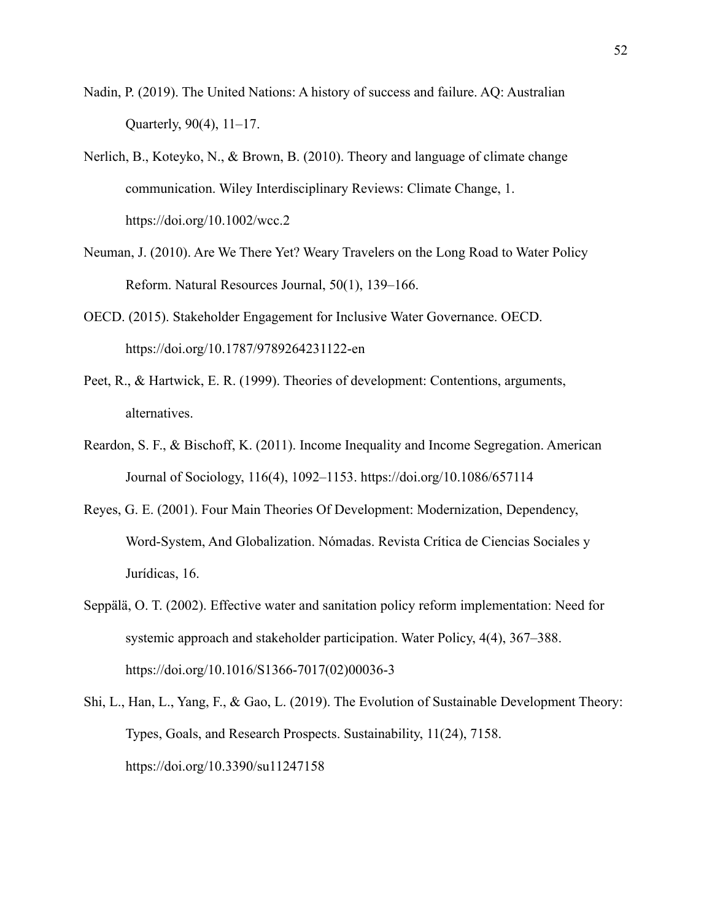Nadin, P. (2019). The United Nations: A history of success and failure. AQ: Australian Quarterly, 90(4), 11–17.

Nerlich, B., Koteyko, N., & Brown, B. (2010). Theory and language of climate change communication. Wiley Interdisciplinary Reviews: Climate Change, 1. https://doi.org/10.1002/wcc.2

Neuman, J. (2010). Are We There Yet? Weary Travelers on the Long Road to Water Policy Reform. Natural Resources Journal, 50(1), 139–166.

OECD. (2015). Stakeholder Engagement for Inclusive Water Governance. OECD. https://doi.org/10.1787/9789264231122-en

Peet, R., & Hartwick, E. R. (1999). Theories of development: Contentions, arguments, alternatives.

Reardon, S. F., & Bischoff, K. (2011). Income Inequality and Income Segregation. American Journal of Sociology, 116(4), 1092–1153. https://doi.org/10.1086/657114

Reyes, G. E. (2001). Four Main Theories Of Development: Modernization, Dependency, Word-System, And Globalization. Nómadas. Revista Crítica de Ciencias Sociales y Jurídicas, 16.

Seppälä, O. T. (2002). Effective water and sanitation policy reform implementation: Need for systemic approach and stakeholder participation. Water Policy, 4(4), 367–388. https://doi.org/10.1016/S1366-7017(02)00036-3

Shi, L., Han, L., Yang, F., & Gao, L. (2019). The Evolution of Sustainable Development Theory: Types, Goals, and Research Prospects. Sustainability, 11(24), 7158. https://doi.org/10.3390/su11247158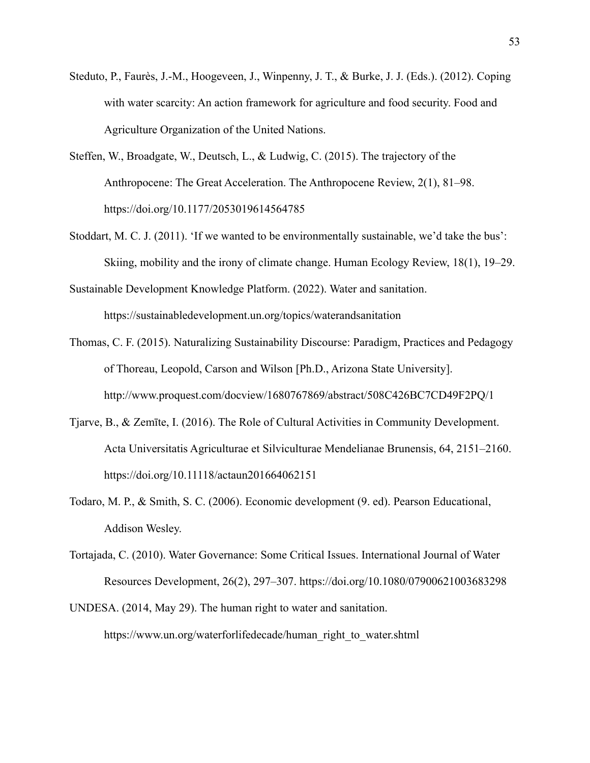Steduto, P., Faurès, J.-M., Hoogeveen, J., Winpenny, J. T., & Burke, J. J. (Eds.). (2012). Coping with water scarcity: An action framework for agriculture and food security. Food and Agriculture Organization of the United Nations.

Steffen, W., Broadgate, W., Deutsch, L., & Ludwig, C. (2015). The trajectory of the Anthropocene: The Great Acceleration. The Anthropocene Review, 2(1), 81–98. https://doi.org/10.1177/2053019614564785

Stoddart, M. C. J. (2011). 'If we wanted to be environmentally sustainable, we'd take the bus': Skiing, mobility and the irony of climate change. Human Ecology Review, 18(1), 19–29.

Sustainable Development Knowledge Platform. (2022). Water and sanitation. https://sustainabledevelopment.un.org/topics/waterandsanitation

Thomas, C. F. (2015). Naturalizing Sustainability Discourse: Paradigm, Practices and Pedagogy of Thoreau, Leopold, Carson and Wilson [Ph.D., Arizona State University]. http://www.proquest.com/docview/1680767869/abstract/508C426BC7CD49F2PQ/1

Tjarve, B., & Zemīte, I. (2016). The Role of Cultural Activities in Community Development. Acta Universitatis Agriculturae et Silviculturae Mendelianae Brunensis, 64, 2151–2160. https://doi.org/10.11118/actaun201664062151

Todaro, M. P., & Smith, S. C. (2006). Economic development (9. ed). Pearson Educational, Addison Wesley.

Tortajada, C. (2010). Water Governance: Some Critical Issues. International Journal of Water Resources Development, 26(2), 297–307. https://doi.org/10.1080/07900621003683298

UNDESA. (2014, May 29). The human right to water and sanitation. https://www.un.org/waterforlifedecade/human_right_to_water.shtml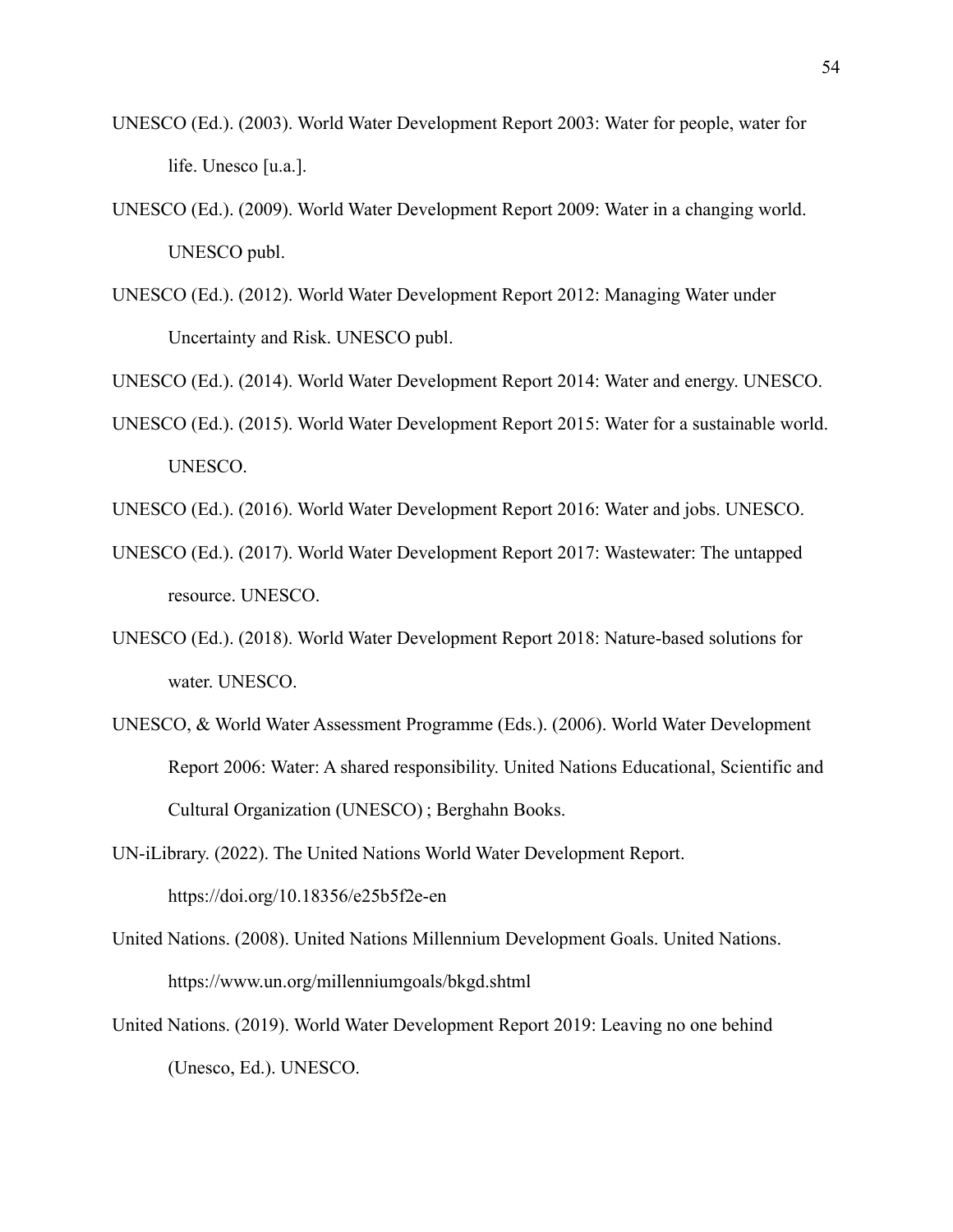UNESCO (Ed.). (2003). World Water Development Report 2003: Water for people, water for life. Unesco [u.a.].

UNESCO (Ed.). (2009). World Water Development Report 2009: Water in a changing world. UNESCO publ.

UNESCO (Ed.). (2012). World Water Development Report 2012: Managing Water under Uncertainty and Risk. UNESCO publ.

UNESCO (Ed.). (2014). World Water Development Report 2014: Water and energy. UNESCO.

UNESCO (Ed.). (2015). World Water Development Report 2015: Water for a sustainable world. UNESCO.

UNESCO (Ed.). (2016). World Water Development Report 2016: Water and jobs. UNESCO.

UNESCO (Ed.). (2017). World Water Development Report 2017: Wastewater: The untapped resource. UNESCO.

UNESCO (Ed.). (2018). World Water Development Report 2018: Nature-based solutions for water. UNESCO.

UNESCO, & World Water Assessment Programme (Eds.). (2006). World Water Development Report 2006: Water: A shared responsibility. United Nations Educational, Scientific and Cultural Organization (UNESCO) ; Berghahn Books.

UN-iLibrary. (2022). The United Nations World Water Development Report. https://doi.org/10.18356/e25b5f2e-en

United Nations. (2008). United Nations Millennium Development Goals. United Nations. https://www.un.org/millenniumgoals/bkgd.shtml

United Nations. (2019). World Water Development Report 2019: Leaving no one behind (Unesco, Ed.). UNESCO.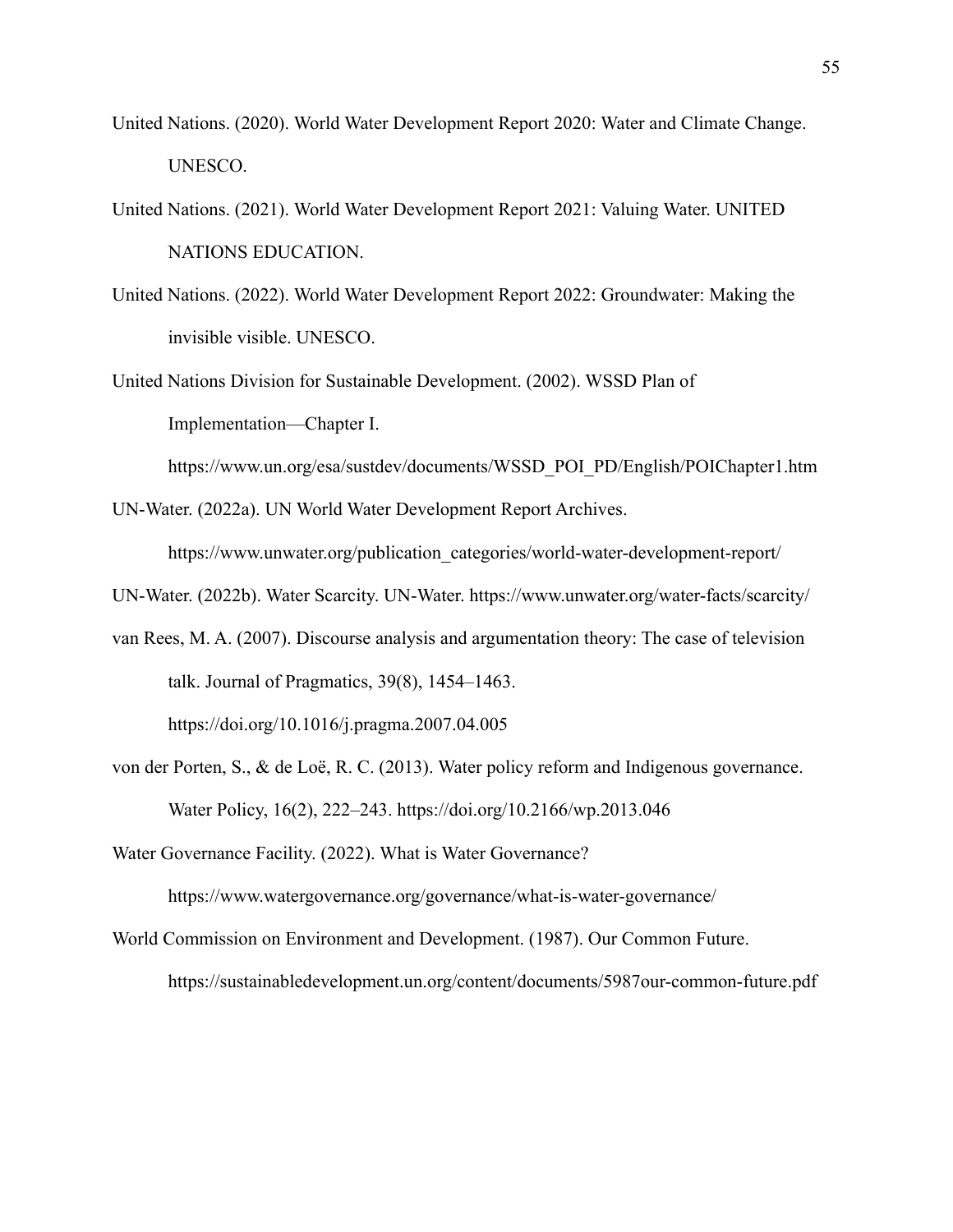United Nations. (2020). World Water Development Report 2020: Water and Climate Change. UNESCO.

United Nations. (2021). World Water Development Report 2021: Valuing Water. UNITED NATIONS EDUCATION.

United Nations. (2022). World Water Development Report 2022: Groundwater: Making the invisible visible. UNESCO.

United Nations Division for Sustainable Development. (2002). WSSD Plan of Implementation—Chapter I. https://www.un.org/esa/sustdev/documents/WSSD_POI_PD/English/POIChapter1.htm

UN-Water. (2022a). UN World Water Development Report Archives. https://www.unwater.org/publication_categories/world-water-development-report/

UN-Water. (2022b). Water Scarcity. UN-Water. https://www.unwater.org/water-facts/scarcity/

van Rees, M. A. (2007). Discourse analysis and argumentation theory: The case of television talk. Journal of Pragmatics, 39(8), 1454–1463. https://doi.org/10.1016/j.pragma.2007.04.005

von der Porten, S., & de Loë, R. C. (2013). Water policy reform and Indigenous governance. Water Policy, 16(2), 222–243. https://doi.org/10.2166/wp.2013.046

Water Governance Facility. (2022). What is Water Governance? https://www.watergovernance.org/governance/what-is-water-governance/

World Commission on Environment and Development. (1987). Our Common Future. https://sustainabledevelopment.un.org/content/documents/5987our-common-future.pdf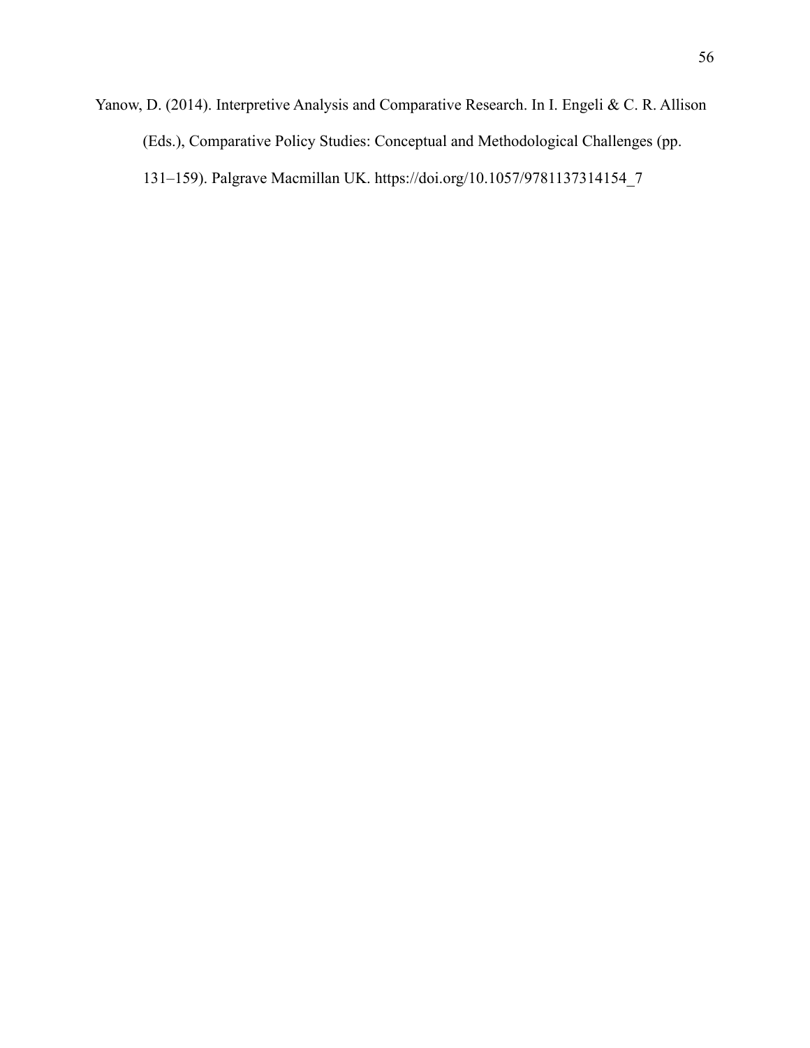Yanow, D. (2014). Interpretive Analysis and Comparative Research. In I. Engeli & C. R. Allison (Eds.), Comparative Policy Studies: Conceptual and Methodological Challenges (pp. 131–159). Palgrave Macmillan UK. https://doi.org/10.1057/9781137314154_7